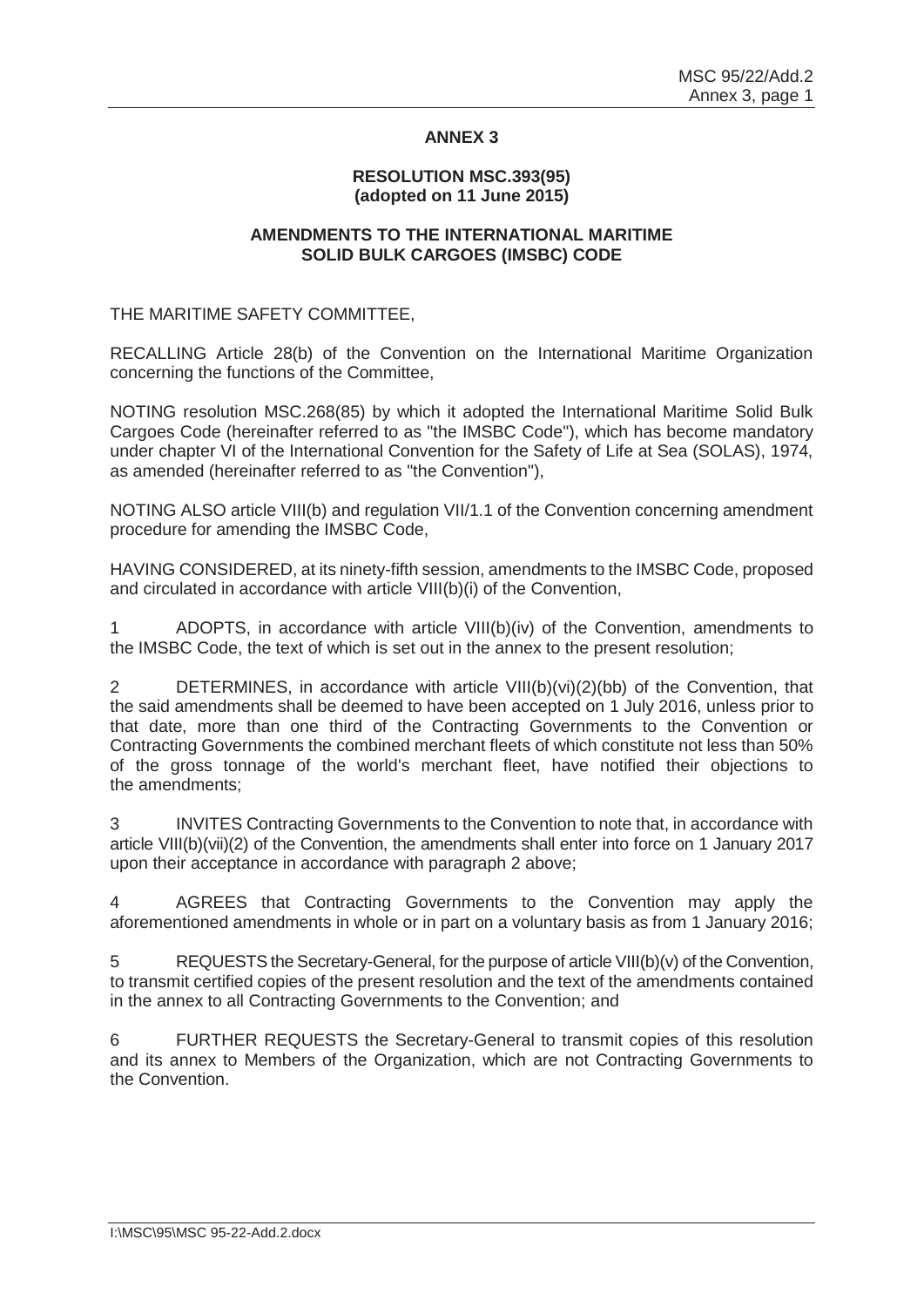# ANNEX 3

## RESOLUTION MSC.393(95) (adopted on 11 June 2015)

## AMENDMENTS TO THE INTERNATIONAL MARITIME SOLID BULK CARGOES (IMSBC) CODE

THE MARITIME SAFETY COMMITTEE,

RECALLING Article 28(b) of the Convention on the International Maritime Organization concerning the functions of the Committee,

NOTING resolution MSC.268(85) by which it adopted the International Maritime Solid Bulk Cargoes Code (hereinafter referred to as "the IMSBC Code"), which has become mandatory under chapter VI of the International Convention for the Safety of Life at Sea (SOLAS), 1974, as amended (hereinafter referred to as "the Convention"),

NOTING ALSO article VIII(b) and regulation VII/1.1 of the Convention concerning amendment procedure for amending the IMSBC Code,

HAVING CONSIDERED, at its ninety-fifth session, amendments to the IMSBC Code, proposed and circulated in accordance with article VIII(b)(i) of the Convention,

1 ADOPTS, in accordance with article VIII(b)(iv) of the Convention, amendments to the IMSBC Code, the text of which is set out in the annex to the present resolution;

2 DETERMINES, in accordance with article VIII(b)(vi)(2)(bb) of the Convention, that the said amendments shall be deemed to have been accepted on 1 July 2016, unless prior to that date, more than one third of the Contracting Governments to the Convention or Contracting Governments the combined merchant fleets of which constitute not less than 50% of the gross tonnage of the world's merchant fleet, have notified their objections to the amendments;

3 INVITES Contracting Governments to the Convention to note that, in accordance with article VIII(b)(vii)(2) of the Convention, the amendments shall enter into force on 1 January 2017 upon their acceptance in accordance with paragraph 2 above;

4 AGREES that Contracting Governments to the Convention may apply the aforementioned amendments in whole or in part on a voluntary basis as from 1 January 2016;

5 REQUESTS the Secretary-General, for the purpose of article VIII(b)(v) of the Convention, to transmit certified copies of the present resolution and the text of the amendments contained in the annex to all Contracting Governments to the Convention; and

6 FURTHER REQUESTS the Secretary-General to transmit copies of this resolution and its annex to Members of the Organization, which are not Contracting Governments to the Convention.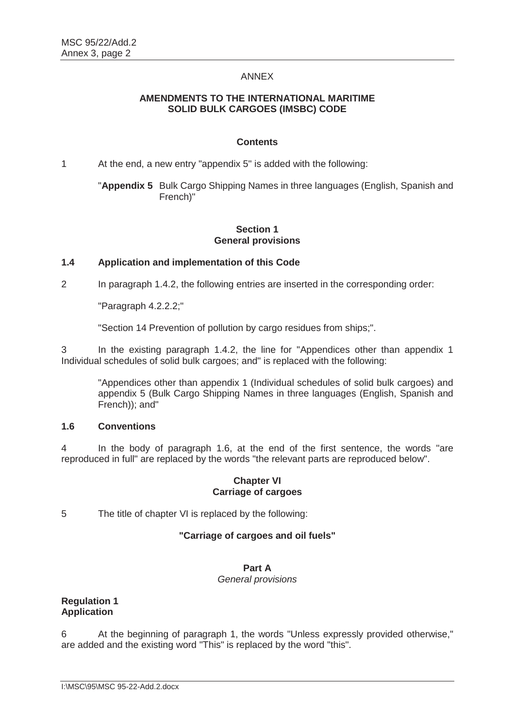ANNEX

## AMENDMENTS TO THE INTERNATIONAL MARITIME SOLID BULK CARGOES (IMSBC) CODE

### Contents

1 At the end, a new entry "appendix 5" is added with the following:

> "**Appendix 5** Bulk Cargo Shipping Names in three languages (English, Spanish and French)"

### Section 1
### General provisions

**1.4 Application and implementation of this Code**

2 In paragraph 1.4.2, the following entries are inserted in the corresponding order:

> "Paragraph 4.2.2.2;"
>
> "Section 14 Prevention of pollution by cargo residues from ships;".

3 In the existing paragraph 1.4.2, the line for "Appendices other than appendix 1 Individual schedules of solid bulk cargoes; and" is replaced with the following:

> "Appendices other than appendix 1 (Individual schedules of solid bulk cargoes) and appendix 5 (Bulk Cargo Shipping Names in three languages (English, Spanish and French)); and"

**1.6 Conventions**

4 In the body of paragraph 1.6, at the end of the first sentence, the words "are reproduced in full" are replaced by the words "the relevant parts are reproduced below".

### Chapter VI
### Carriage of cargoes

5 The title of chapter VI is replaced by the following:

> **"Carriage of cargoes and oil fuels"**

**Part A**
*General provisions*

**Regulation 1**
**Application**

6 At the beginning of paragraph 1, the words "Unless expressly provided otherwise," are added and the existing word "This" is replaced by the word "this".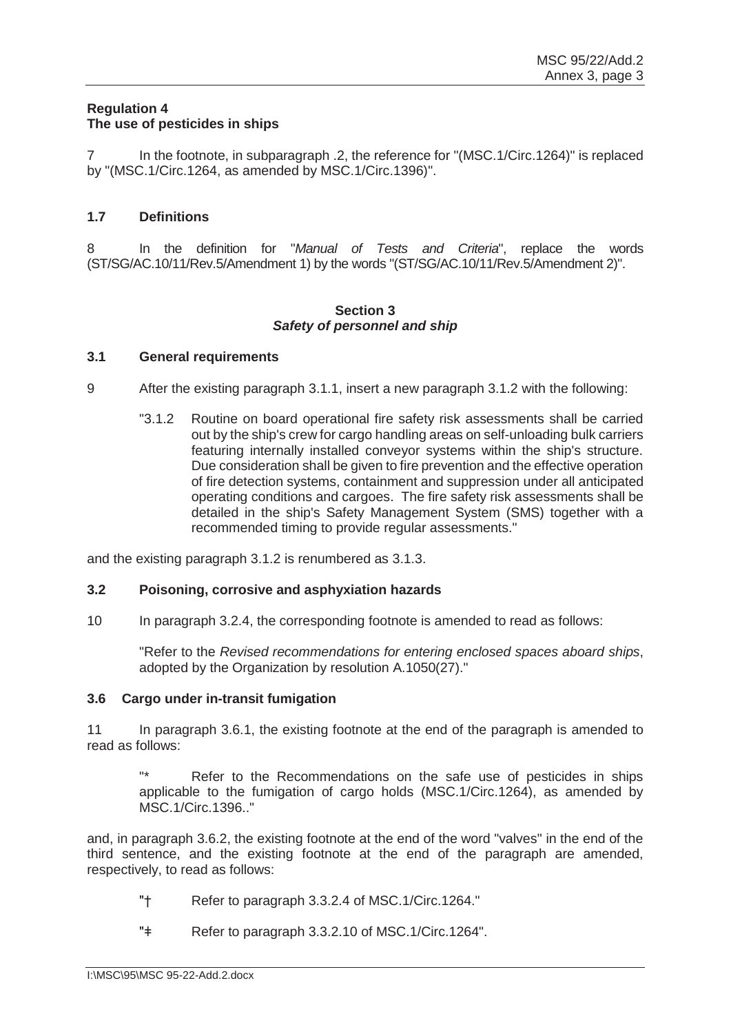**Regulation 4**
**The use of pesticides in ships**

7 In the footnote, in subparagraph .2, the reference for "(MSC.1/Circ.1264)" is replaced by "(MSC.1/Circ.1264, as amended by MSC.1/Circ.1396)".

### 1.7 Definitions

8 In the definition for "*Manual of Tests and Criteria*", replace the words (ST/SG/AC.10/11/Rev.5/Amendment 1) by the words "(ST/SG/AC.10/11/Rev.5/Amendment 2)".

## Section 3
## *Safety of personnel and ship*

### 3.1 General requirements

9 After the existing paragraph 3.1.1, insert a new paragraph 3.1.2 with the following:

> "3.1.2 Routine on board operational fire safety risk assessments shall be carried out by the ship's crew for cargo handling areas on self-unloading bulk carriers featuring internally installed conveyor systems within the ship's structure. Due consideration shall be given to fire prevention and the effective operation of fire detection systems, containment and suppression under all anticipated operating conditions and cargoes. The fire safety risk assessments shall be detailed in the ship's Safety Management System (SMS) together with a recommended timing to provide regular assessments."

and the existing paragraph 3.1.2 is renumbered as 3.1.3.

### 3.2 Poisoning, corrosive and asphyxiation hazards

10 In paragraph 3.2.4, the corresponding footnote is amended to read as follows:

> "Refer to the *Revised recommendations for entering enclosed spaces aboard ships*, adopted by the Organization by resolution A.1050(27)."

### 3.6 Cargo under in-transit fumigation

11 In paragraph 3.6.1, the existing footnote at the end of the paragraph is amended to read as follows:

> "* Refer to the Recommendations on the safe use of pesticides in ships applicable to the fumigation of cargo holds (MSC.1/Circ.1264), as amended by MSC.1/Circ.1396.."

and, in paragraph 3.6.2, the existing footnote at the end of the word "valves" in the end of the third sentence, and the existing footnote at the end of the paragraph are amended, respectively, to read as follows:

> "† Refer to paragraph 3.3.2.4 of MSC.1/Circ.1264."
>
> "‡ Refer to paragraph 3.3.2.10 of MSC.1/Circ.1264".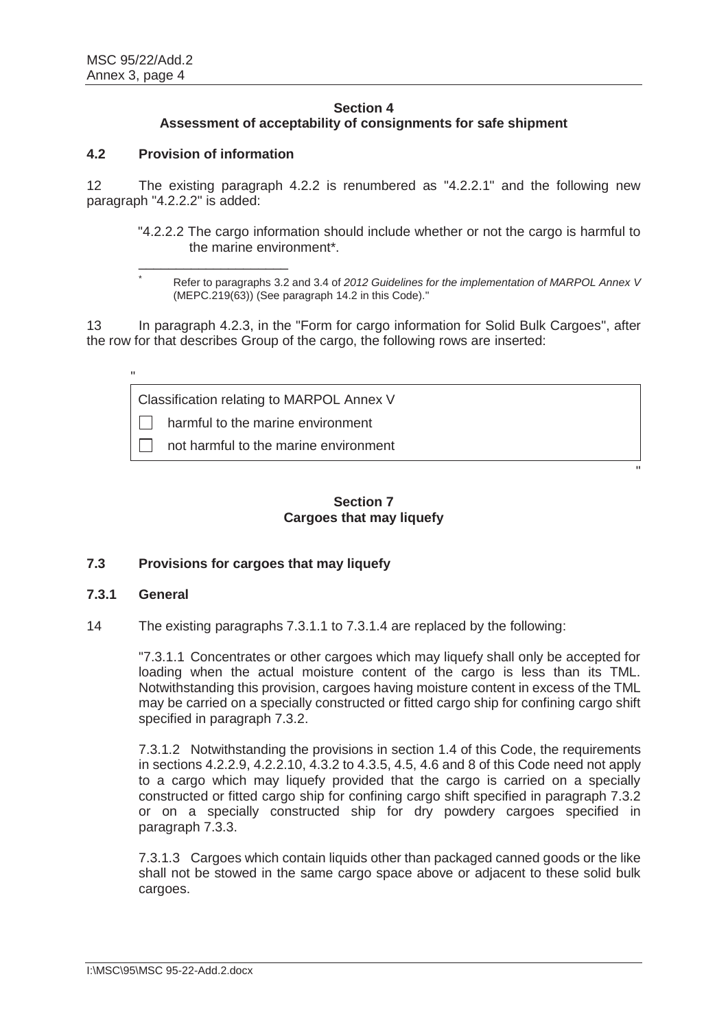**Section 4**
**Assessment of acceptability of consignments for safe shipment**

### 4.2 Provision of information

12 The existing paragraph 4.2.2 is renumbered as "4.2.2.1" and the following new paragraph "4.2.2.2" is added:

> "4.2.2.2 The cargo information should include whether or not the cargo is harmful to the marine environment*.
>
> ___
>
> \* Refer to paragraphs 3.2 and 3.4 of *2012 Guidelines for the implementation of MARPOL Annex V* (MEPC.219(63)) (See paragraph 14.2 in this Code)."

13 In paragraph 4.2.3, in the "Form for cargo information for Solid Bulk Cargoes", after the row for that describes Group of the cargo, the following rows are inserted:

"

| Classification relating to MARPOL Annex V |
|---|
| ☐ harmful to the marine environment |
| ☐ not harmful to the marine environment |

"

**Section 7**
**Cargoes that may liquefy**

### 7.3 Provisions for cargoes that may liquefy

#### 7.3.1 General

14 The existing paragraphs 7.3.1.1 to 7.3.1.4 are replaced by the following:

> "7.3.1.1 Concentrates or other cargoes which may liquefy shall only be accepted for loading when the actual moisture content of the cargo is less than its TML. Notwithstanding this provision, cargoes having moisture content in excess of the TML may be carried on a specially constructed or fitted cargo ship for confining cargo shift specified in paragraph 7.3.2.
>
> 7.3.1.2 Notwithstanding the provisions in section 1.4 of this Code, the requirements in sections 4.2.2.9, 4.2.2.10, 4.3.2 to 4.3.5, 4.5, 4.6 and 8 of this Code need not apply to a cargo which may liquefy provided that the cargo is carried on a specially constructed or fitted cargo ship for confining cargo shift specified in paragraph 7.3.2 or on a specially constructed ship for dry powdery cargoes specified in paragraph 7.3.3.
>
> 7.3.1.3 Cargoes which contain liquids other than packaged canned goods or the like shall not be stowed in the same cargo space above or adjacent to these solid bulk cargoes.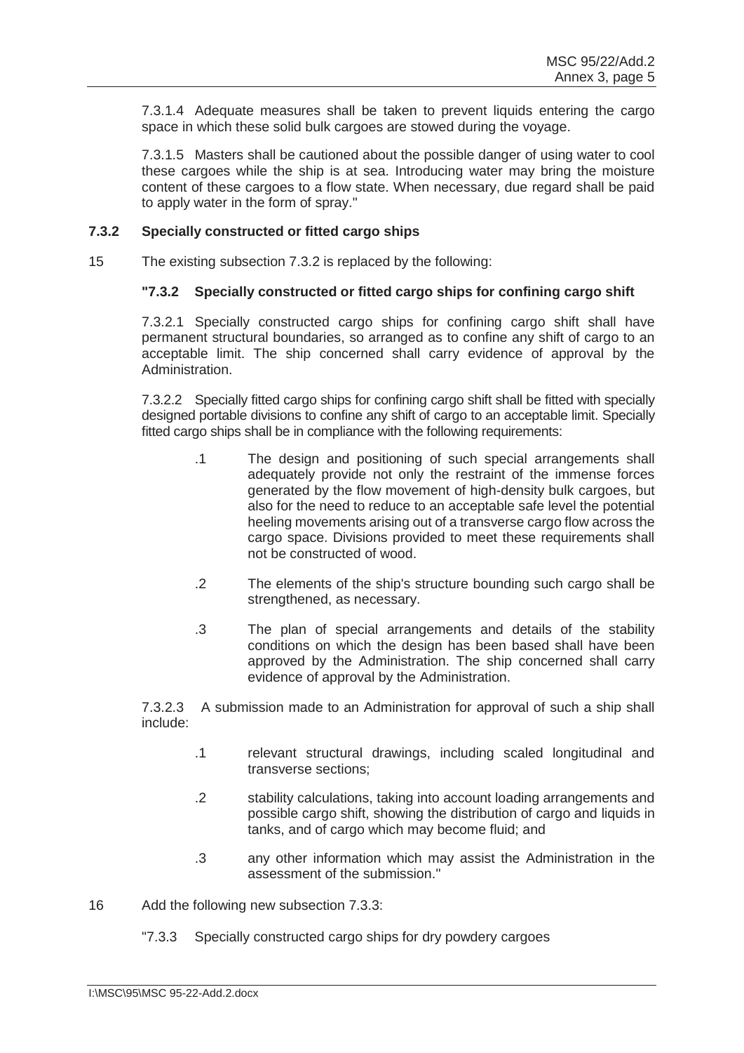7.3.1.4 Adequate measures shall be taken to prevent liquids entering the cargo space in which these solid bulk cargoes are stowed during the voyage.

7.3.1.5 Masters shall be cautioned about the possible danger of using water to cool these cargoes while the ship is at sea. Introducing water may bring the moisture content of these cargoes to a flow state. When necessary, due regard shall be paid to apply water in the form of spray."

### 7.3.2 Specially constructed or fitted cargo ships

15 The existing subsection 7.3.2 is replaced by the following:

**"7.3.2 Specially constructed or fitted cargo ships for confining cargo shift**

7.3.2.1 Specially constructed cargo ships for confining cargo shift shall have permanent structural boundaries, so arranged as to confine any shift of cargo to an acceptable limit. The ship concerned shall carry evidence of approval by the Administration.

7.3.2.2 Specially fitted cargo ships for confining cargo shift shall be fitted with specially designed portable divisions to confine any shift of cargo to an acceptable limit. Specially fitted cargo ships shall be in compliance with the following requirements:

.1 The design and positioning of such special arrangements shall adequately provide not only the restraint of the immense forces generated by the flow movement of high-density bulk cargoes, but also for the need to reduce to an acceptable safe level the potential heeling movements arising out of a transverse cargo flow across the cargo space. Divisions provided to meet these requirements shall not be constructed of wood.

.2 The elements of the ship's structure bounding such cargo shall be strengthened, as necessary.

.3 The plan of special arrangements and details of the stability conditions on which the design has been based shall have been approved by the Administration. The ship concerned shall carry evidence of approval by the Administration.

7.3.2.3 A submission made to an Administration for approval of such a ship shall include:

.1 relevant structural drawings, including scaled longitudinal and transverse sections;

.2 stability calculations, taking into account loading arrangements and possible cargo shift, showing the distribution of cargo and liquids in tanks, and of cargo which may become fluid; and

.3 any other information which may assist the Administration in the assessment of the submission."

16 Add the following new subsection 7.3.3:

"7.3.3 Specially constructed cargo ships for dry powdery cargoes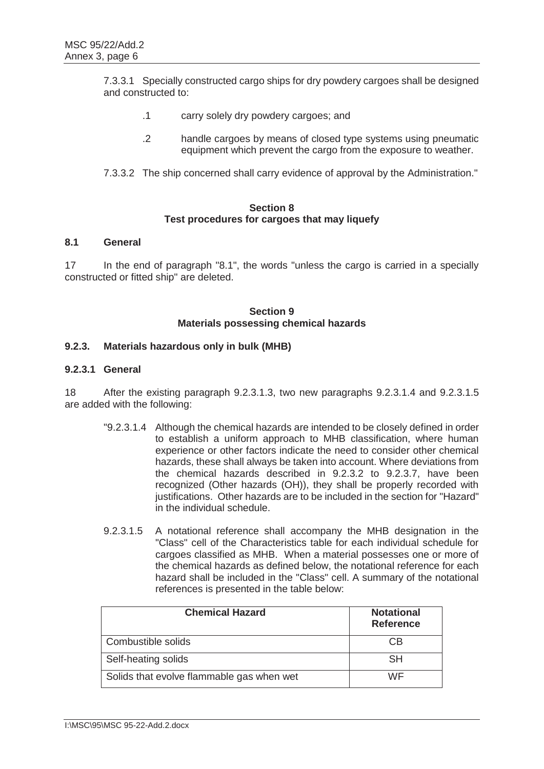7.3.3.1 Specially constructed cargo ships for dry powdery cargoes shall be designed and constructed to:

.1 carry solely dry powdery cargoes; and

.2 handle cargoes by means of closed type systems using pneumatic equipment which prevent the cargo from the exposure to weather.

7.3.3.2 The ship concerned shall carry evidence of approval by the Administration."

## Section 8
## Test procedures for cargoes that may liquefy

### 8.1 General

17 In the end of paragraph "8.1", the words "unless the cargo is carried in a specially constructed or fitted ship" are deleted.

## Section 9
## Materials possessing chemical hazards

### 9.2.3. Materials hazardous only in bulk (MHB)

#### 9.2.3.1 General

18 After the existing paragraph 9.2.3.1.3, two new paragraphs 9.2.3.1.4 and 9.2.3.1.5 are added with the following:

"9.2.3.1.4 Although the chemical hazards are intended to be closely defined in order to establish a uniform approach to MHB classification, where human experience or other factors indicate the need to consider other chemical hazards, these shall always be taken into account. Where deviations from the chemical hazards described in 9.2.3.2 to 9.2.3.7, have been recognized (Other hazards (OH)), they shall be properly recorded with justifications. Other hazards are to be included in the section for "Hazard" in the individual schedule.

9.2.3.1.5 A notational reference shall accompany the MHB designation in the "Class" cell of the Characteristics table for each individual schedule for cargoes classified as MHB. When a material possesses one or more of the chemical hazards as defined below, the notational reference for each hazard shall be included in the "Class" cell. A summary of the notational references is presented in the table below:

| Chemical Hazard | Notational Reference |
|---|---|
| Combustible solids | CB |
| Self-heating solids | SH |
| Solids that evolve flammable gas when wet | WF |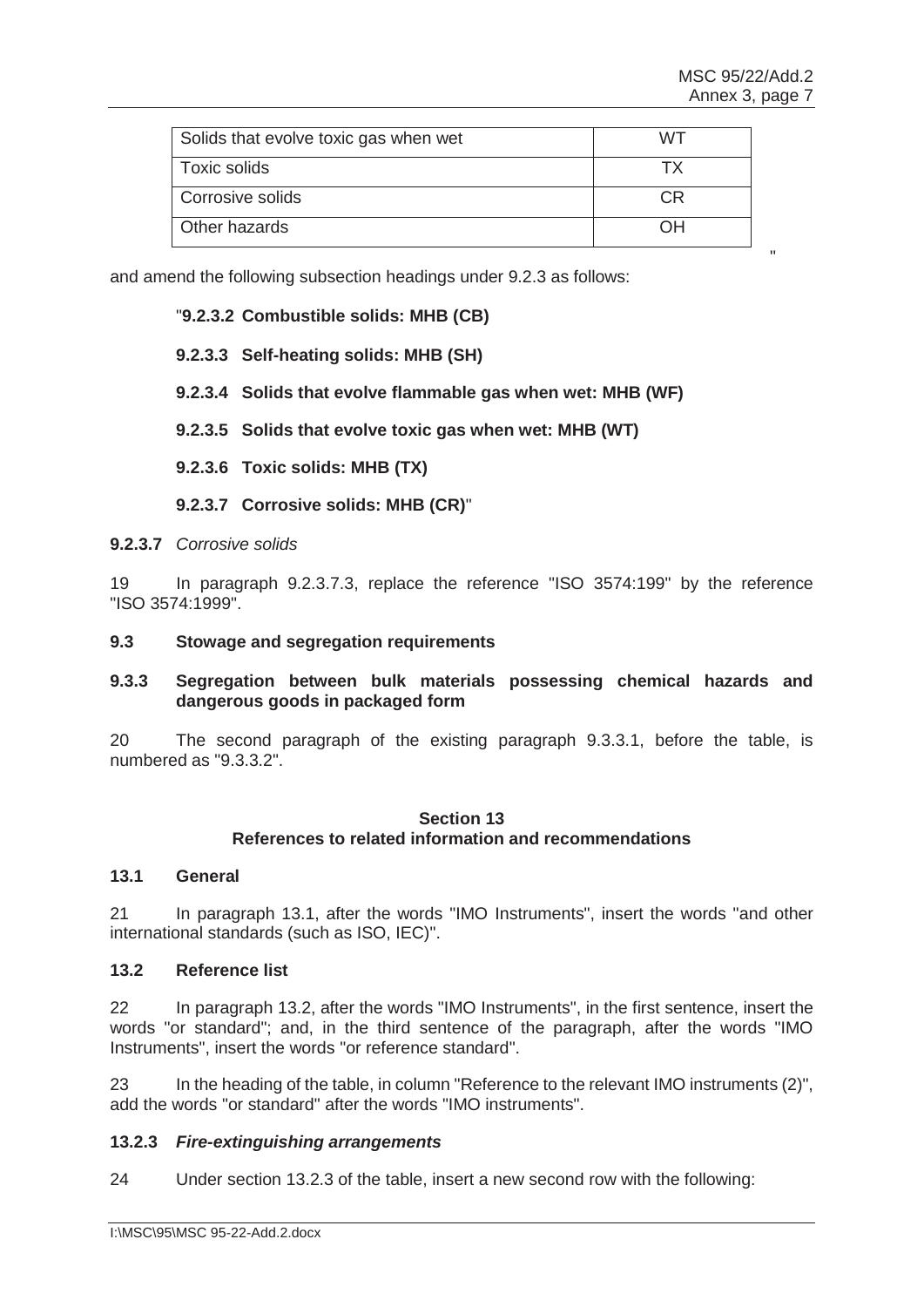| Solids that evolve toxic gas when wet | WT |
|---|---|
| Toxic solids | TX |
| Corrosive solids | CR |
| Other hazards | OH |

"

and amend the following subsection headings under 9.2.3 as follows:

"**9.2.3.2 Combustible solids: MHB (CB)**

**9.2.3.3 Self-heating solids: MHB (SH)**

**9.2.3.4 Solids that evolve flammable gas when wet: MHB (WF)**

**9.2.3.5 Solids that evolve toxic gas when wet: MHB (WT)**

**9.2.3.6 Toxic solids: MHB (TX)**

**9.2.3.7 Corrosive solids: MHB (CR)**"

**9.2.3.7** *Corrosive solids*

19 In paragraph 9.2.3.7.3, replace the reference "ISO 3574:199" by the reference "ISO 3574:1999".

### 9.3 Stowage and segregation requirements

### 9.3.3 Segregation between bulk materials possessing chemical hazards and dangerous goods in packaged form

20 The second paragraph of the existing paragraph 9.3.3.1, before the table, is numbered as "9.3.3.2".

## Section 13
## References to related information and recommendations

### 13.1 General

21 In paragraph 13.1, after the words "IMO Instruments", insert the words "and other international standards (such as ISO, IEC)".

### 13.2 Reference list

22 In paragraph 13.2, after the words "IMO Instruments", in the first sentence, insert the words "or standard"; and, in the third sentence of the paragraph, after the words "IMO Instruments", insert the words "or reference standard".

23 In the heading of the table, in column "Reference to the relevant IMO instruments (2)", add the words "or standard" after the words "IMO instruments".

### *13.2.3 Fire-extinguishing arrangements*

24 Under section 13.2.3 of the table, insert a new second row with the following: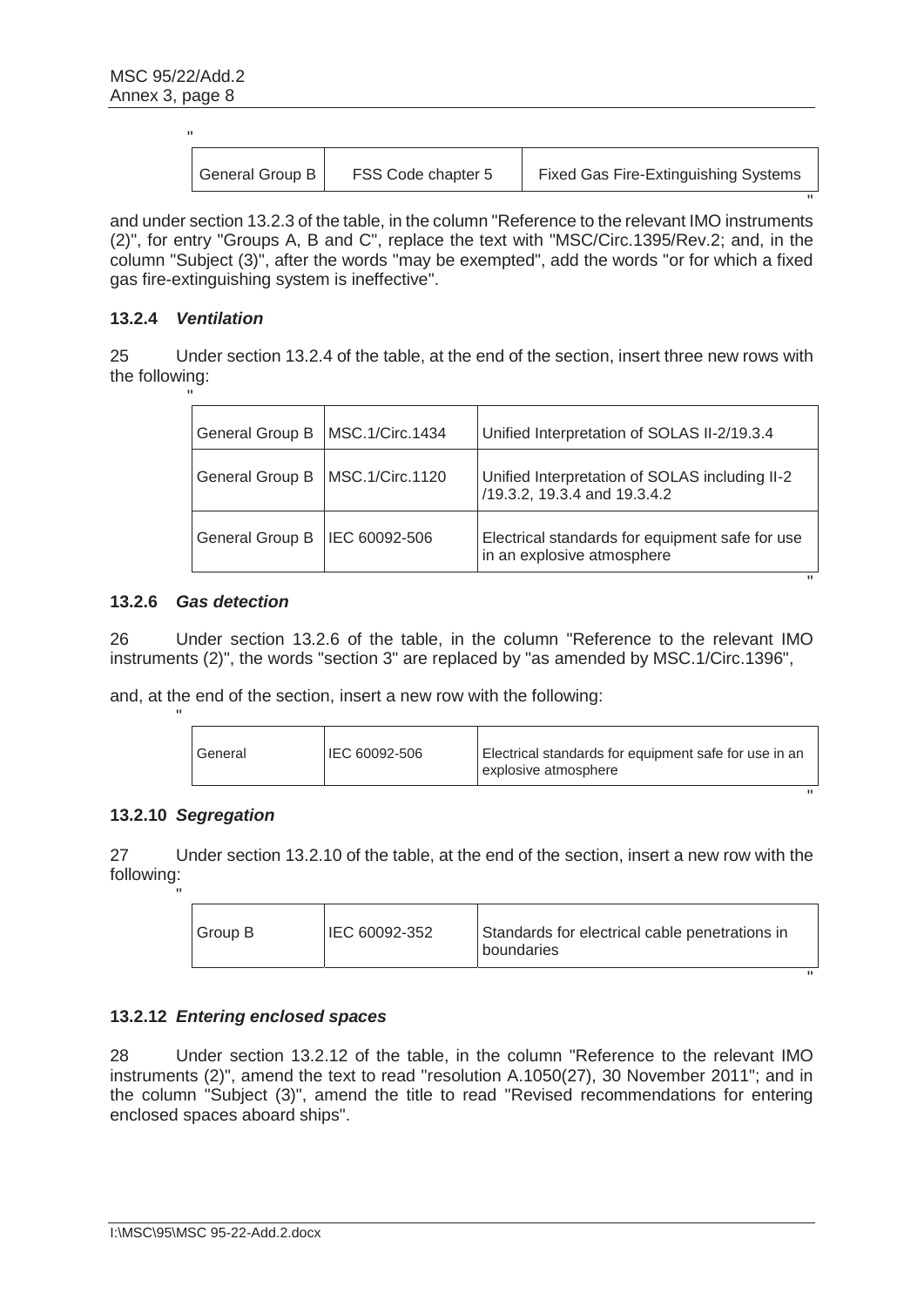"

| General Group B | FSS Code chapter 5 | Fixed Gas Fire-Extinguishing Systems |
|---|---|---|

"

and under section 13.2.3 of the table, in the column "Reference to the relevant IMO instruments (2)", for entry "Groups A, B and C", replace the text with "MSC/Circ.1395/Rev.2; and, in the column "Subject (3)", after the words "may be exempted", add the words "or for which a fixed gas fire-extinguishing system is ineffective".

### 13.2.4 *Ventilation*

25 Under section 13.2.4 of the table, at the end of the section, insert three new rows with the following:

"

| General Group B | MSC.1/Circ.1434 | Unified Interpretation of SOLAS II-2/19.3.4 |
|---|---|---|
| General Group B | MSC.1/Circ.1120 | Unified Interpretation of SOLAS including II-2 /19.3.2, 19.3.4 and 19.3.4.2 |
| General Group B | IEC 60092-506 | Electrical standards for equipment safe for use in an explosive atmosphere |

"

### 13.2.6 *Gas detection*

26 Under section 13.2.6 of the table, in the column "Reference to the relevant IMO instruments (2)", the words "section 3" are replaced by "as amended by MSC.1/Circ.1396",

and, at the end of the section, insert a new row with the following:

"

| General | IEC 60092-506 | Electrical standards for equipment safe for use in an explosive atmosphere |
|---|---|---|

"

### 13.2.10 *Segregation*

27 Under section 13.2.10 of the table, at the end of the section, insert a new row with the following:

"

| Group B | IEC 60092-352 | Standards for electrical cable penetrations in boundaries |
|---|---|---|

"

### 13.2.12 *Entering enclosed spaces*

28 Under section 13.2.12 of the table, in the column "Reference to the relevant IMO instruments (2)", amend the text to read "resolution A.1050(27), 30 November 2011"; and in the column "Subject (3)", amend the title to read "Revised recommendations for entering enclosed spaces aboard ships".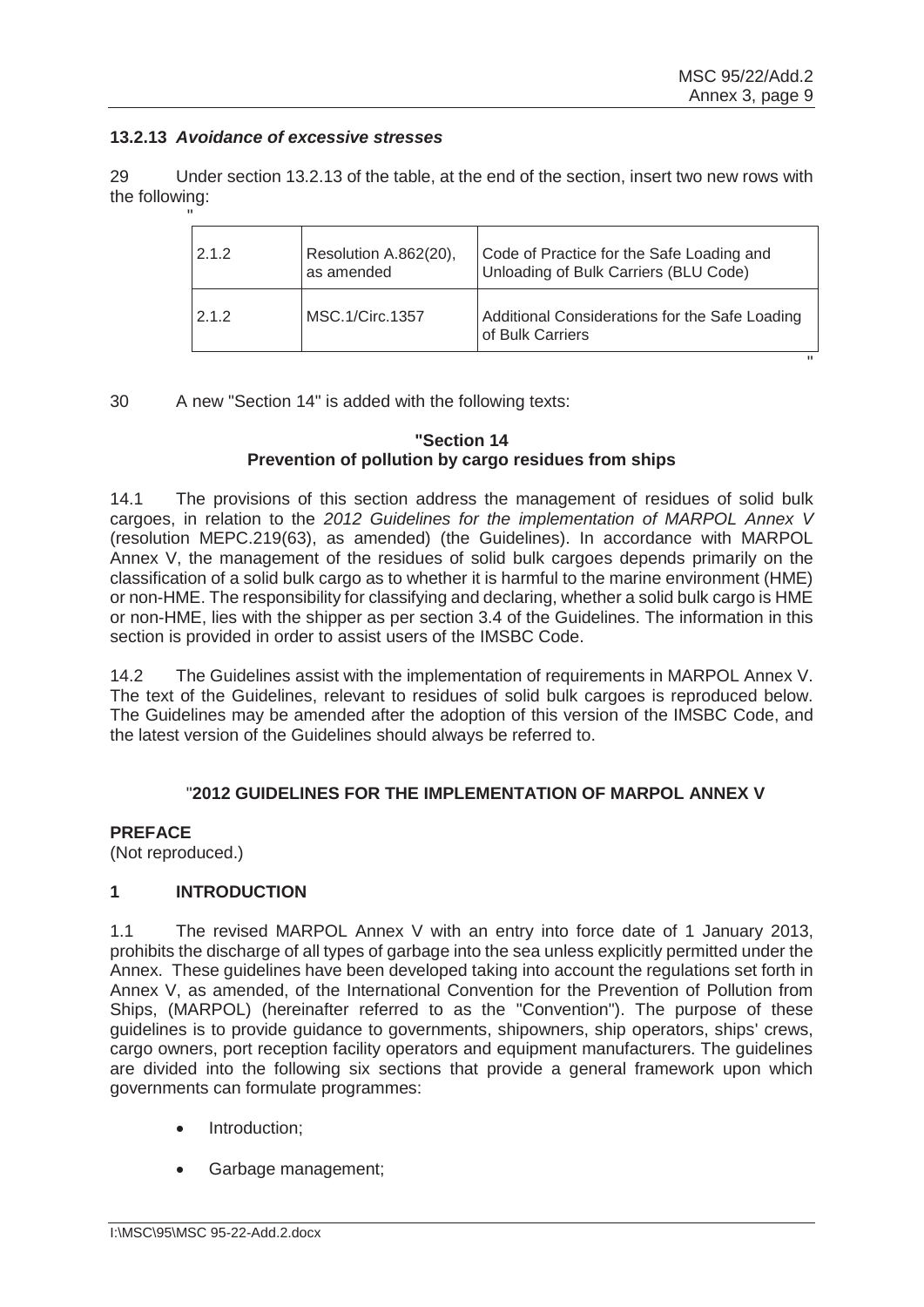### 13.2.13 *Avoidance of excessive stresses*

29 Under section 13.2.13 of the table, at the end of the section, insert two new rows with the following:

"

| | | |
|---|---|---|
| 2.1.2 | Resolution A.862(20), as amended | Code of Practice for the Safe Loading and Unloading of Bulk Carriers (BLU Code) |
| 2.1.2 | MSC.1/Circ.1357 | Additional Considerations for the Safe Loading of Bulk Carriers |

"

30 A new "Section 14" is added with the following texts:

**"Section 14**
**Prevention of pollution by cargo residues from ships**

14.1 The provisions of this section address the management of residues of solid bulk cargoes, in relation to the *2012 Guidelines for the implementation of MARPOL Annex V* (resolution MEPC.219(63), as amended) (the Guidelines). In accordance with MARPOL Annex V, the management of the residues of solid bulk cargoes depends primarily on the classification of a solid bulk cargo as to whether it is harmful to the marine environment (HME) or non-HME. The responsibility for classifying and declaring, whether a solid bulk cargo is HME or non-HME, lies with the shipper as per section 3.4 of the Guidelines. The information in this section is provided in order to assist users of the IMSBC Code.

14.2 The Guidelines assist with the implementation of requirements in MARPOL Annex V. The text of the Guidelines, relevant to residues of solid bulk cargoes is reproduced below. The Guidelines may be amended after the adoption of this version of the IMSBC Code, and the latest version of the Guidelines should always be referred to.

"**2012 GUIDELINES FOR THE IMPLEMENTATION OF MARPOL ANNEX V**

**PREFACE**
(Not reproduced.)

**1 INTRODUCTION**

1.1 The revised MARPOL Annex V with an entry into force date of 1 January 2013, prohibits the discharge of all types of garbage into the sea unless explicitly permitted under the Annex. These guidelines have been developed taking into account the regulations set forth in Annex V, as amended, of the International Convention for the Prevention of Pollution from Ships, (MARPOL) (hereinafter referred to as the "Convention"). The purpose of these guidelines is to provide guidance to governments, shipowners, ship operators, ships' crews, cargo owners, port reception facility operators and equipment manufacturers. The guidelines are divided into the following six sections that provide a general framework upon which governments can formulate programmes:

- Introduction;
- Garbage management;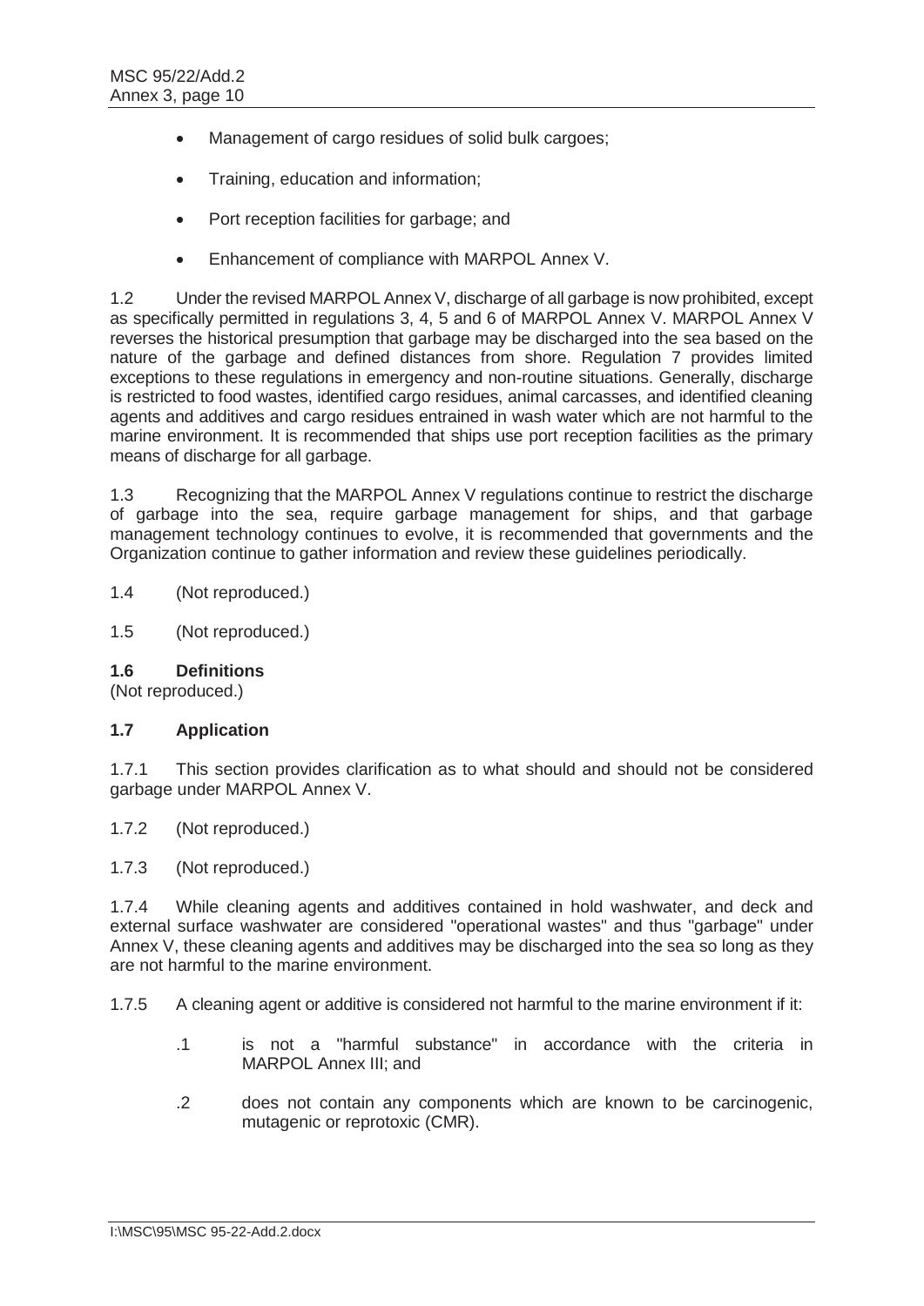- Management of cargo residues of solid bulk cargoes;
- Training, education and information;
- Port reception facilities for garbage; and
- Enhancement of compliance with MARPOL Annex V.

1.2 Under the revised MARPOL Annex V, discharge of all garbage is now prohibited, except as specifically permitted in regulations 3, 4, 5 and 6 of MARPOL Annex V. MARPOL Annex V reverses the historical presumption that garbage may be discharged into the sea based on the nature of the garbage and defined distances from shore. Regulation 7 provides limited exceptions to these regulations in emergency and non-routine situations. Generally, discharge is restricted to food wastes, identified cargo residues, animal carcasses, and identified cleaning agents and additives and cargo residues entrained in wash water which are not harmful to the marine environment. It is recommended that ships use port reception facilities as the primary means of discharge for all garbage.

1.3 Recognizing that the MARPOL Annex V regulations continue to restrict the discharge of garbage into the sea, require garbage management for ships, and that garbage management technology continues to evolve, it is recommended that governments and the Organization continue to gather information and review these guidelines periodically.

1.4 (Not reproduced.)

1.5 (Not reproduced.)

**1.6 Definitions**

(Not reproduced.)

**1.7 Application**

1.7.1 This section provides clarification as to what should and should not be considered garbage under MARPOL Annex V.

1.7.2 (Not reproduced.)

1.7.3 (Not reproduced.)

1.7.4 While cleaning agents and additives contained in hold washwater, and deck and external surface washwater are considered "operational wastes" and thus "garbage" under Annex V, these cleaning agents and additives may be discharged into the sea so long as they are not harmful to the marine environment.

1.7.5 A cleaning agent or additive is considered not harmful to the marine environment if it:

.1 is not a "harmful substance" in accordance with the criteria in MARPOL Annex III; and

.2 does not contain any components which are known to be carcinogenic, mutagenic or reprotoxic (CMR).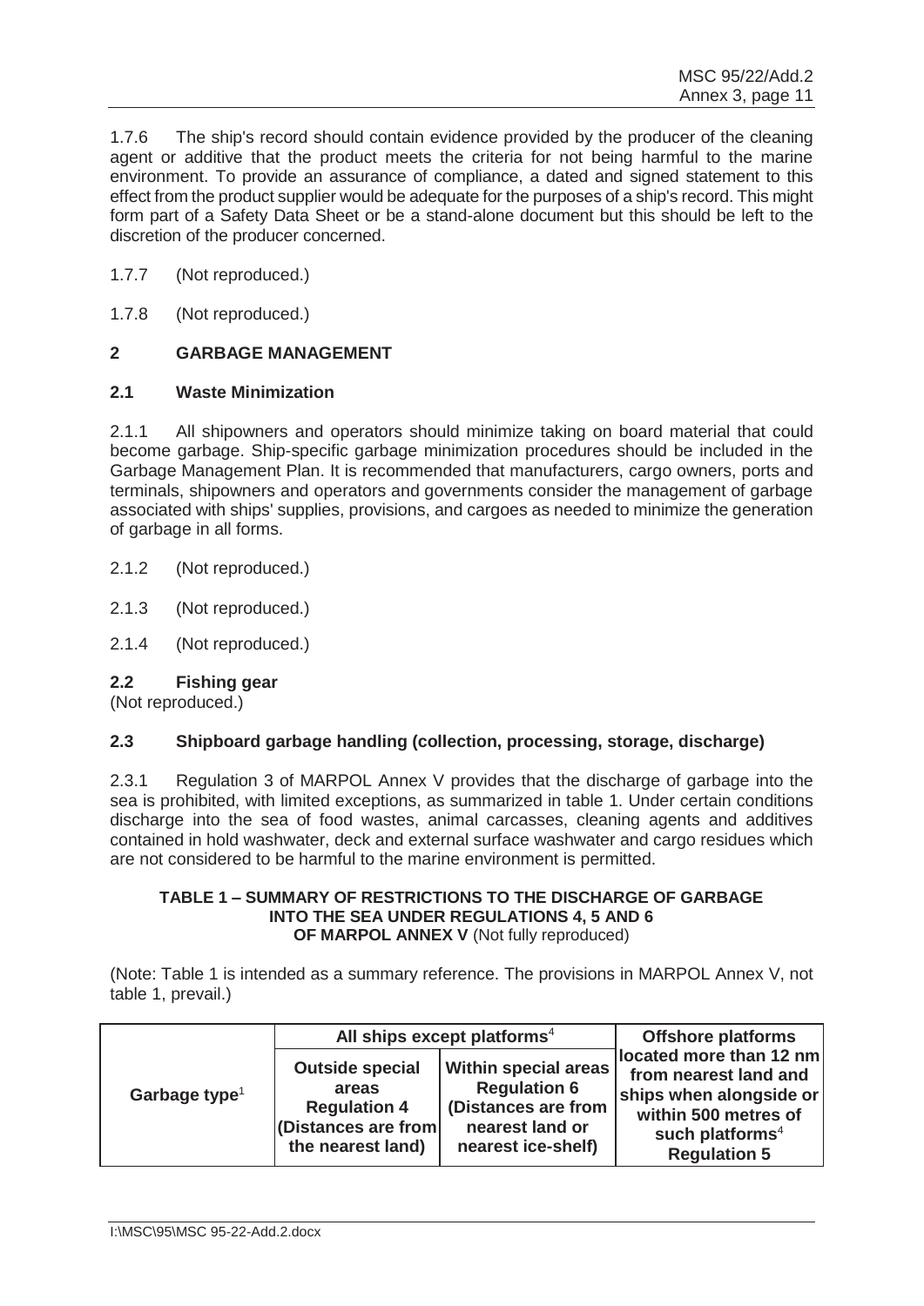1.7.6 The ship's record should contain evidence provided by the producer of the cleaning agent or additive that the product meets the criteria for not being harmful to the marine environment. To provide an assurance of compliance, a dated and signed statement to this effect from the product supplier would be adequate for the purposes of a ship's record. This might form part of a Safety Data Sheet or be a stand-alone document but this should be left to the discretion of the producer concerned.

1.7.7 (Not reproduced.)

1.7.8 (Not reproduced.)

## 2 GARBAGE MANAGEMENT

### 2.1 Waste Minimization

2.1.1 All shipowners and operators should minimize taking on board material that could become garbage. Ship-specific garbage minimization procedures should be included in the Garbage Management Plan. It is recommended that manufacturers, cargo owners, ports and terminals, shipowners and operators and governments consider the management of garbage associated with ships' supplies, provisions, and cargoes as needed to minimize the generation of garbage in all forms.

2.1.2 (Not reproduced.)

2.1.3 (Not reproduced.)

2.1.4 (Not reproduced.)

### 2.2 Fishing gear

(Not reproduced.)

### 2.3 Shipboard garbage handling (collection, processing, storage, discharge)

2.3.1 Regulation 3 of MARPOL Annex V provides that the discharge of garbage into the sea is prohibited, with limited exceptions, as summarized in table 1. Under certain conditions discharge into the sea of food wastes, animal carcasses, cleaning agents and additives contained in hold washwater, deck and external surface washwater and cargo residues which are not considered to be harmful to the marine environment is permitted.

**TABLE 1 – SUMMARY OF RESTRICTIONS TO THE DISCHARGE OF GARBAGE INTO THE SEA UNDER REGULATIONS 4, 5 AND 6 OF MARPOL ANNEX V** (Not fully reproduced)

(Note: Table 1 is intended as a summary reference. The provisions in MARPOL Annex V, not table 1, prevail.)

| Garbage type[1] | All ships except platforms[4] | | Offshore platforms |
|---|---|---|---|
| | **Outside special areas Regulation 4 (Distances are from the nearest land)** | **Within special areas Regulation 6 (Distances are from nearest land or nearest ice-shelf)** | **located more than 12 nm from nearest land and ships when alongside or within 500 metres of such platforms[4] Regulation 5** |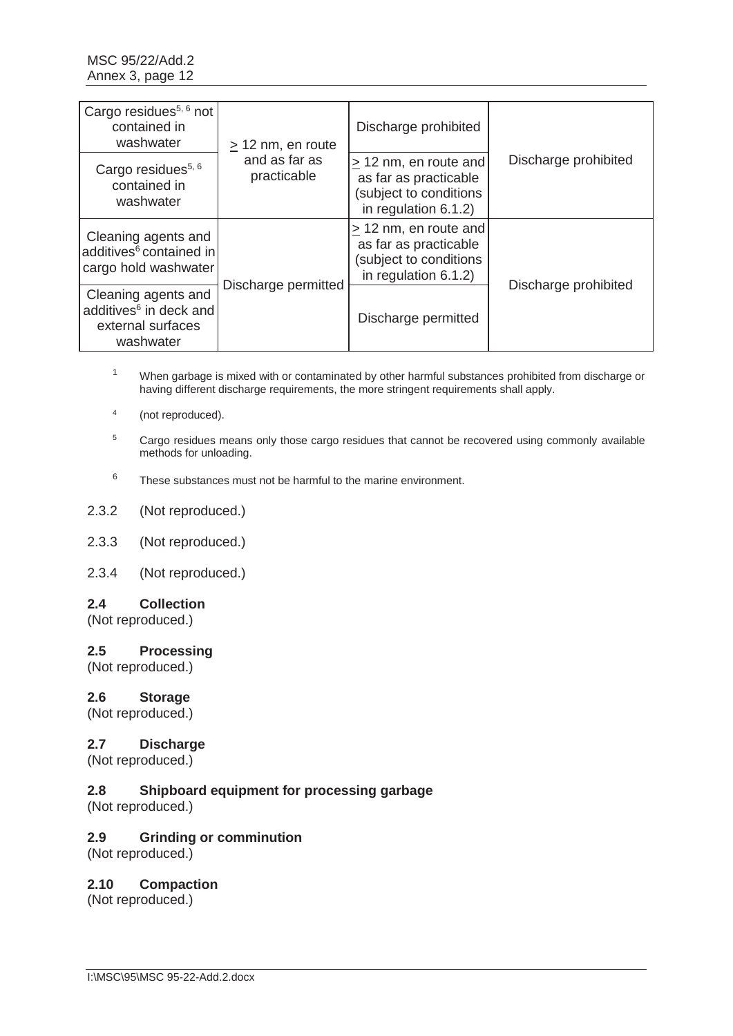| | | | |
|---|---|---|---|
| Cargo residues[5, 6] not contained in washwater | ≥ 12 nm, en route and as far as practicable | Discharge prohibited | Discharge prohibited |
| Cargo residues[5, 6] contained in washwater | | ≥ 12 nm, en route and as far as practicable (subject to conditions in regulation 6.1.2) | |
| Cleaning agents and additives[6] contained in cargo hold washwater | Discharge permitted | ≥ 12 nm, en route and as far as practicable (subject to conditions in regulation 6.1.2) | Discharge prohibited |
| Cleaning agents and additives[6] in deck and external surfaces washwater | | Discharge permitted | |

[1] When garbage is mixed with or contaminated by other harmful substances prohibited from discharge or having different discharge requirements, the more stringent requirements shall apply.

[4] (not reproduced).

[5] Cargo residues means only those cargo residues that cannot be recovered using commonly available methods for unloading.

[6] These substances must not be harmful to the marine environment.

2.3.2 (Not reproduced.)

2.3.3 (Not reproduced.)

2.3.4 (Not reproduced.)

## 2.4 Collection

(Not reproduced.)

## 2.5 Processing

(Not reproduced.)

## 2.6 Storage

(Not reproduced.)

## 2.7 Discharge

(Not reproduced.)

## 2.8 Shipboard equipment for processing garbage

(Not reproduced.)

## 2.9 Grinding or comminution

(Not reproduced.)

## 2.10 Compaction

(Not reproduced.)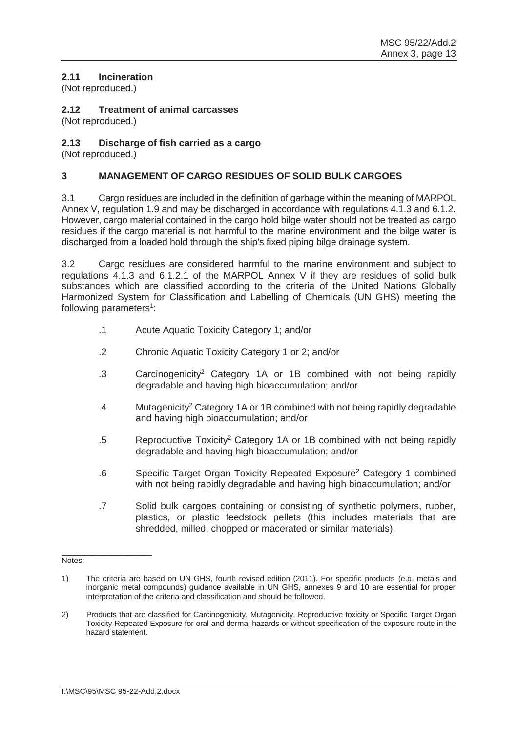### 2.11 Incineration

(Not reproduced.)

### 2.12 Treatment of animal carcasses

(Not reproduced.)

### 2.13 Discharge of fish carried as a cargo

(Not reproduced.)

## 3 MANAGEMENT OF CARGO RESIDUES OF SOLID BULK CARGOES

3.1 Cargo residues are included in the definition of garbage within the meaning of MARPOL Annex V, regulation 1.9 and may be discharged in accordance with regulations 4.1.3 and 6.1.2. However, cargo material contained in the cargo hold bilge water should not be treated as cargo residues if the cargo material is not harmful to the marine environment and the bilge water is discharged from a loaded hold through the ship's fixed piping bilge drainage system.

3.2 Cargo residues are considered harmful to the marine environment and subject to regulations 4.1.3 and 6.1.2.1 of the MARPOL Annex V if they are residues of solid bulk substances which are classified according to the criteria of the United Nations Globally Harmonized System for Classification and Labelling of Chemicals (UN GHS) meeting the following parameters[1]:

- .1 Acute Aquatic Toxicity Category 1; and/or
- .2 Chronic Aquatic Toxicity Category 1 or 2; and/or
- .3 Carcinogenicity[2] Category 1A or 1B combined with not being rapidly degradable and having high bioaccumulation; and/or
- .4 Mutagenicity[2] Category 1A or 1B combined with not being rapidly degradable and having high bioaccumulation; and/or
- .5 Reproductive Toxicity[2] Category 1A or 1B combined with not being rapidly degradable and having high bioaccumulation; and/or
- .6 Specific Target Organ Toxicity Repeated Exposure[2] Category 1 combined with not being rapidly degradable and having high bioaccumulation; and/or
- .7 Solid bulk cargoes containing or consisting of synthetic polymers, rubber, plastics, or plastic feedstock pellets (this includes materials that are shredded, milled, chopped or macerated or similar materials).

---

Notes:

1) The criteria are based on UN GHS, fourth revised edition (2011). For specific products (e.g. metals and inorganic metal compounds) guidance available in UN GHS, annexes 9 and 10 are essential for proper interpretation of the criteria and classification and should be followed.

2) Products that are classified for Carcinogenicity, Mutagenicity, Reproductive toxicity or Specific Target Organ Toxicity Repeated Exposure for oral and dermal hazards or without specification of the exposure route in the hazard statement.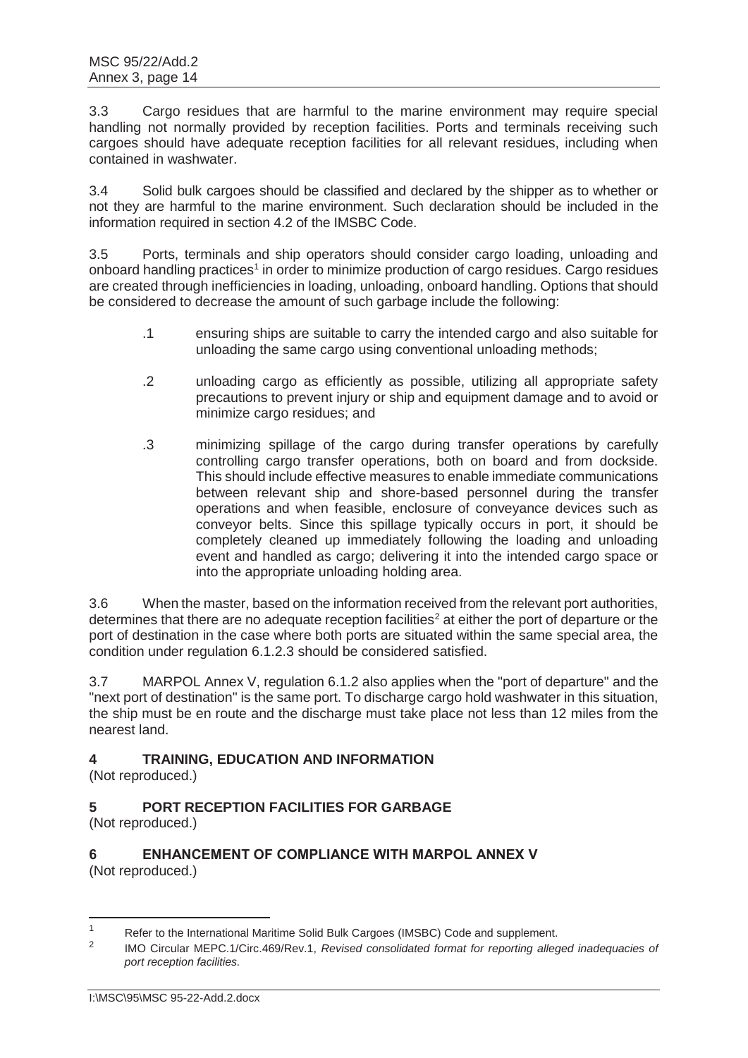3.3 Cargo residues that are harmful to the marine environment may require special handling not normally provided by reception facilities. Ports and terminals receiving such cargoes should have adequate reception facilities for all relevant residues, including when contained in washwater.

3.4 Solid bulk cargoes should be classified and declared by the shipper as to whether or not they are harmful to the marine environment. Such declaration should be included in the information required in section 4.2 of the IMSBC Code.

3.5 Ports, terminals and ship operators should consider cargo loading, unloading and onboard handling practices[1] in order to minimize production of cargo residues. Cargo residues are created through inefficiencies in loading, unloading, onboard handling. Options that should be considered to decrease the amount of such garbage include the following:

.1 ensuring ships are suitable to carry the intended cargo and also suitable for unloading the same cargo using conventional unloading methods;

.2 unloading cargo as efficiently as possible, utilizing all appropriate safety precautions to prevent injury or ship and equipment damage and to avoid or minimize cargo residues; and

.3 minimizing spillage of the cargo during transfer operations by carefully controlling cargo transfer operations, both on board and from dockside. This should include effective measures to enable immediate communications between relevant ship and shore-based personnel during the transfer operations and when feasible, enclosure of conveyance devices such as conveyor belts. Since this spillage typically occurs in port, it should be completely cleaned up immediately following the loading and unloading event and handled as cargo; delivering it into the intended cargo space or into the appropriate unloading holding area.

3.6 When the master, based on the information received from the relevant port authorities, determines that there are no adequate reception facilities[2] at either the port of departure or the port of destination in the case where both ports are situated within the same special area, the condition under regulation 6.1.2.3 should be considered satisfied.

3.7 MARPOL Annex V, regulation 6.1.2 also applies when the "port of departure" and the "next port of destination" is the same port. To discharge cargo hold washwater in this situation, the ship must be en route and the discharge must take place not less than 12 miles from the nearest land.

## 4 TRAINING, EDUCATION AND INFORMATION

(Not reproduced.)

## 5 PORT RECEPTION FACILITIES FOR GARBAGE

(Not reproduced.)

## 6 ENHANCEMENT OF COMPLIANCE WITH MARPOL ANNEX V

(Not reproduced.)

---

[1] Refer to the International Maritime Solid Bulk Cargoes (IMSBC) Code and supplement.

[2] IMO Circular MEPC.1/Circ.469/Rev.1, *Revised consolidated format for reporting alleged inadequacies of port reception facilities.*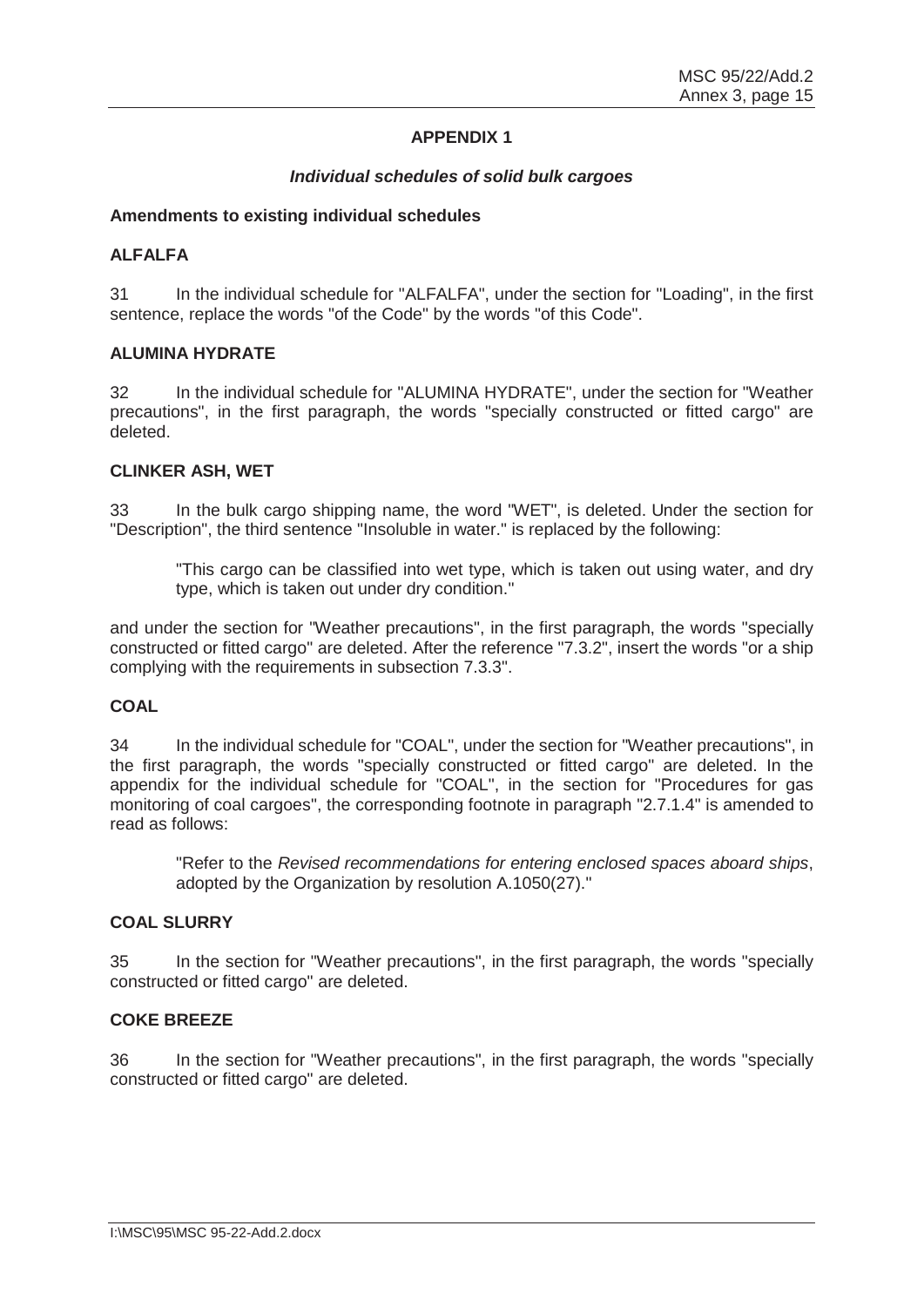## APPENDIX 1

### *Individual schedules of solid bulk cargoes*

**Amendments to existing individual schedules**

**ALFALFA**

31 In the individual schedule for "ALFALFA", under the section for "Loading", in the first sentence, replace the words "of the Code" by the words "of this Code".

**ALUMINA HYDRATE**

32 In the individual schedule for "ALUMINA HYDRATE", under the section for "Weather precautions", in the first paragraph, the words "specially constructed or fitted cargo" are deleted.

**CLINKER ASH, WET**

33 In the bulk cargo shipping name, the word "WET", is deleted. Under the section for "Description", the third sentence "Insoluble in water." is replaced by the following:

> "This cargo can be classified into wet type, which is taken out using water, and dry type, which is taken out under dry condition."

and under the section for "Weather precautions", in the first paragraph, the words "specially constructed or fitted cargo" are deleted. After the reference "7.3.2", insert the words "or a ship complying with the requirements in subsection 7.3.3".

**COAL**

34 In the individual schedule for "COAL", under the section for "Weather precautions", in the first paragraph, the words "specially constructed or fitted cargo" are deleted. In the appendix for the individual schedule for "COAL", in the section for "Procedures for gas monitoring of coal cargoes", the corresponding footnote in paragraph "2.7.1.4" is amended to read as follows:

> "Refer to the *Revised recommendations for entering enclosed spaces aboard ships*, adopted by the Organization by resolution A.1050(27)."

**COAL SLURRY**

35 In the section for "Weather precautions", in the first paragraph, the words "specially constructed or fitted cargo" are deleted.

**COKE BREEZE**

36 In the section for "Weather precautions", in the first paragraph, the words "specially constructed or fitted cargo" are deleted.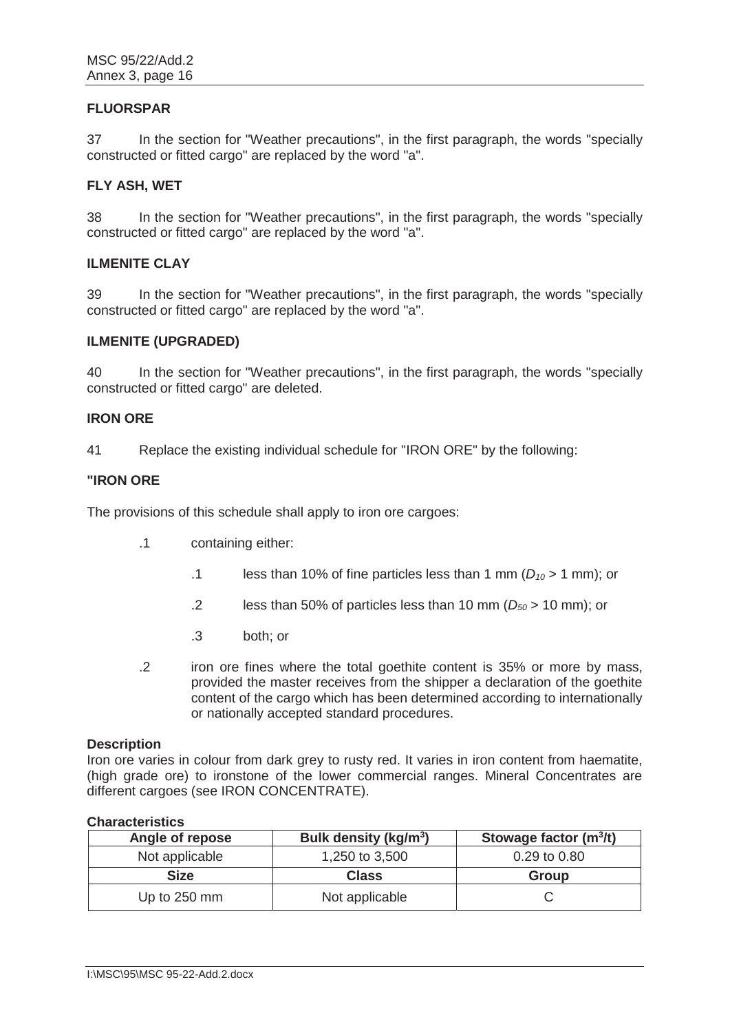**FLUORSPAR**

37 In the section for "Weather precautions", in the first paragraph, the words "specially constructed or fitted cargo" are replaced by the word "a".

**FLY ASH, WET**

38 In the section for "Weather precautions", in the first paragraph, the words "specially constructed or fitted cargo" are replaced by the word "a".

**ILMENITE CLAY**

39 In the section for "Weather precautions", in the first paragraph, the words "specially constructed or fitted cargo" are replaced by the word "a".

**ILMENITE (UPGRADED)**

40 In the section for "Weather precautions", in the first paragraph, the words "specially constructed or fitted cargo" are deleted.

**IRON ORE**

41 Replace the existing individual schedule for "IRON ORE" by the following:

**"IRON ORE**

The provisions of this schedule shall apply to iron ore cargoes:

.1 containing either:

.1 less than 10% of fine particles less than 1 mm ($D_{10}$ > 1 mm); or

.2 less than 50% of particles less than 10 mm ($D_{50}$ > 10 mm); or

.3 both; or

.2 iron ore fines where the total goethite content is 35% or more by mass, provided the master receives from the shipper a declaration of the goethite content of the cargo which has been determined according to internationally or nationally accepted standard procedures.

**Description**

Iron ore varies in colour from dark grey to rusty red. It varies in iron content from haematite, (high grade ore) to ironstone of the lower commercial ranges. Mineral Concentrates are different cargoes (see IRON CONCENTRATE).

**Characteristics**

| Angle of repose | Bulk density (kg/m$^3$) | Stowage factor (m$^3$/t) |
|---|---|---|
| Not applicable | 1,250 to 3,500 | 0.29 to 0.80 |
| **Size** | **Class** | **Group** |
| Up to 250 mm | Not applicable | C |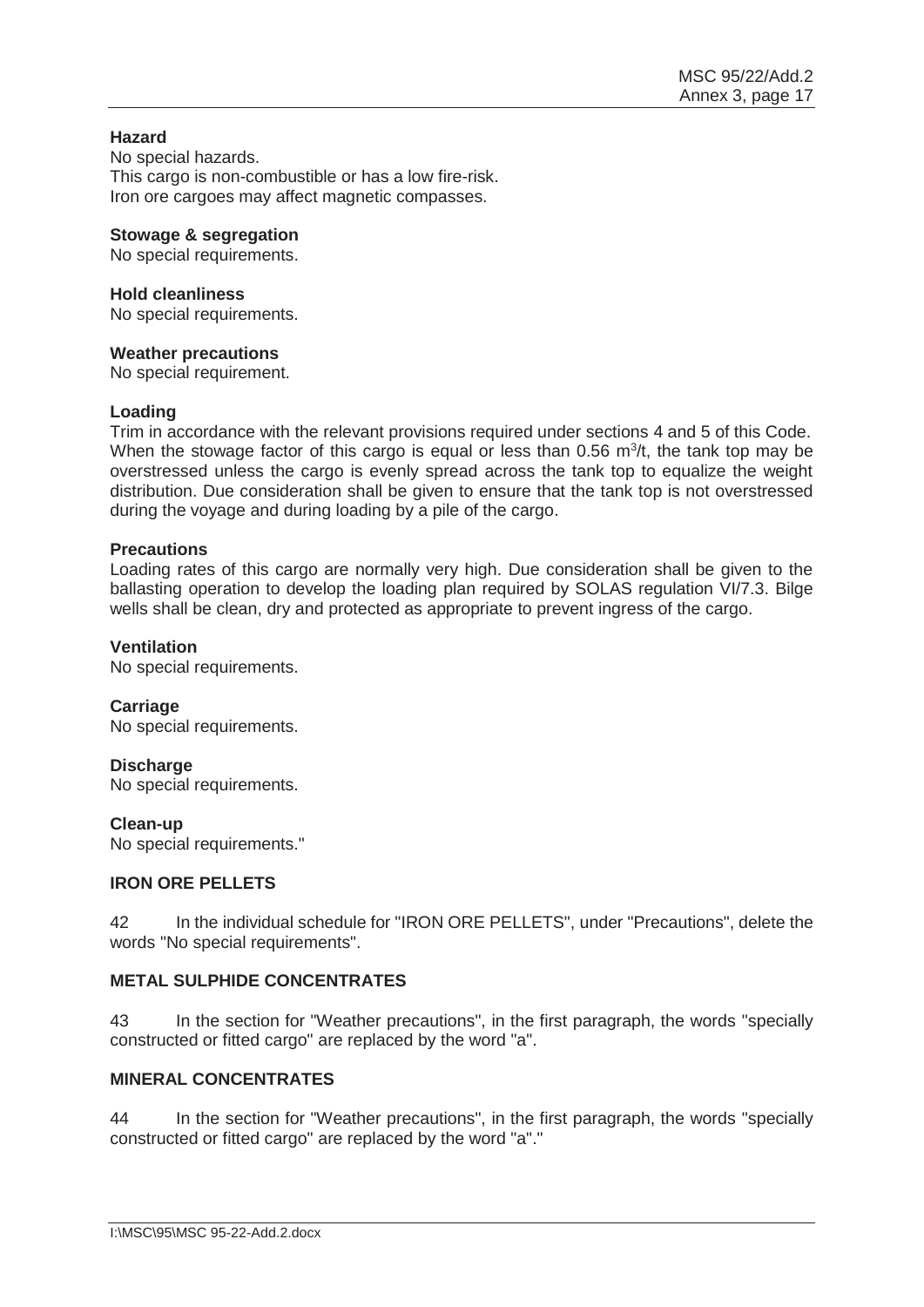**Hazard**

No special hazards.
This cargo is non-combustible or has a low fire-risk.
Iron ore cargoes may affect magnetic compasses.

**Stowage & segregation**

No special requirements.

**Hold cleanliness**

No special requirements.

**Weather precautions**

No special requirement.

**Loading**

Trim in accordance with the relevant provisions required under sections 4 and 5 of this Code. When the stowage factor of this cargo is equal or less than 0.56 $m^3/t$, the tank top may be overstressed unless the cargo is evenly spread across the tank top to equalize the weight distribution. Due consideration shall be given to ensure that the tank top is not overstressed during the voyage and during loading by a pile of the cargo.

**Precautions**

Loading rates of this cargo are normally very high. Due consideration shall be given to the ballasting operation to develop the loading plan required by SOLAS regulation VI/7.3. Bilge wells shall be clean, dry and protected as appropriate to prevent ingress of the cargo.

**Ventilation**

No special requirements.

**Carriage**

No special requirements.

**Discharge**

No special requirements.

**Clean-up**

No special requirements."

**IRON ORE PELLETS**

42 In the individual schedule for "IRON ORE PELLETS", under "Precautions", delete the words "No special requirements".

**METAL SULPHIDE CONCENTRATES**

43 In the section for "Weather precautions", in the first paragraph, the words "specially constructed or fitted cargo" are replaced by the word "a".

**MINERAL CONCENTRATES**

44 In the section for "Weather precautions", in the first paragraph, the words "specially constructed or fitted cargo" are replaced by the word "a"."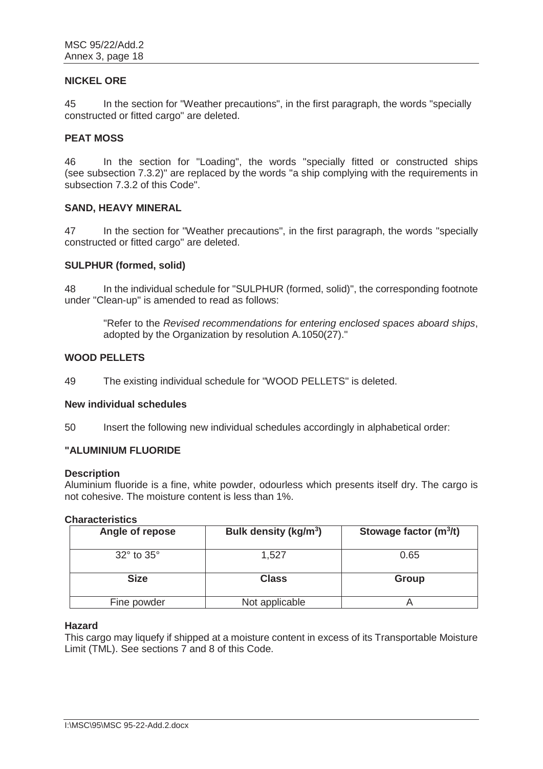**NICKEL ORE**

45 In the section for "Weather precautions", in the first paragraph, the words "specially constructed or fitted cargo" are deleted.

**PEAT MOSS**

46 In the section for "Loading", the words "specially fitted or constructed ships (see subsection 7.3.2)" are replaced by the words "a ship complying with the requirements in subsection 7.3.2 of this Code".

**SAND, HEAVY MINERAL**

47 In the section for "Weather precautions", in the first paragraph, the words "specially constructed or fitted cargo" are deleted.

**SULPHUR (formed, solid)**

48 In the individual schedule for "SULPHUR (formed, solid)", the corresponding footnote under "Clean-up" is amended to read as follows:

> "Refer to the *Revised recommendations for entering enclosed spaces aboard ships*, adopted by the Organization by resolution A.1050(27)."

**WOOD PELLETS**

49 The existing individual schedule for "WOOD PELLETS" is deleted.

**New individual schedules**

50 Insert the following new individual schedules accordingly in alphabetical order:

**"ALUMINIUM FLUORIDE**

**Description**

Aluminium fluoride is a fine, white powder, odourless which presents itself dry. The cargo is not cohesive. The moisture content is less than 1%.

**Characteristics**

| Angle of repose | Bulk density (kg/m$^3$) | Stowage factor (m$^3$/t) |
|---|---|---|
| 32° to 35° | 1,527 | 0.65 |
| **Size** | **Class** | **Group** |
| Fine powder | Not applicable | A |

**Hazard**

This cargo may liquefy if shipped at a moisture content in excess of its Transportable Moisture Limit (TML). See sections 7 and 8 of this Code.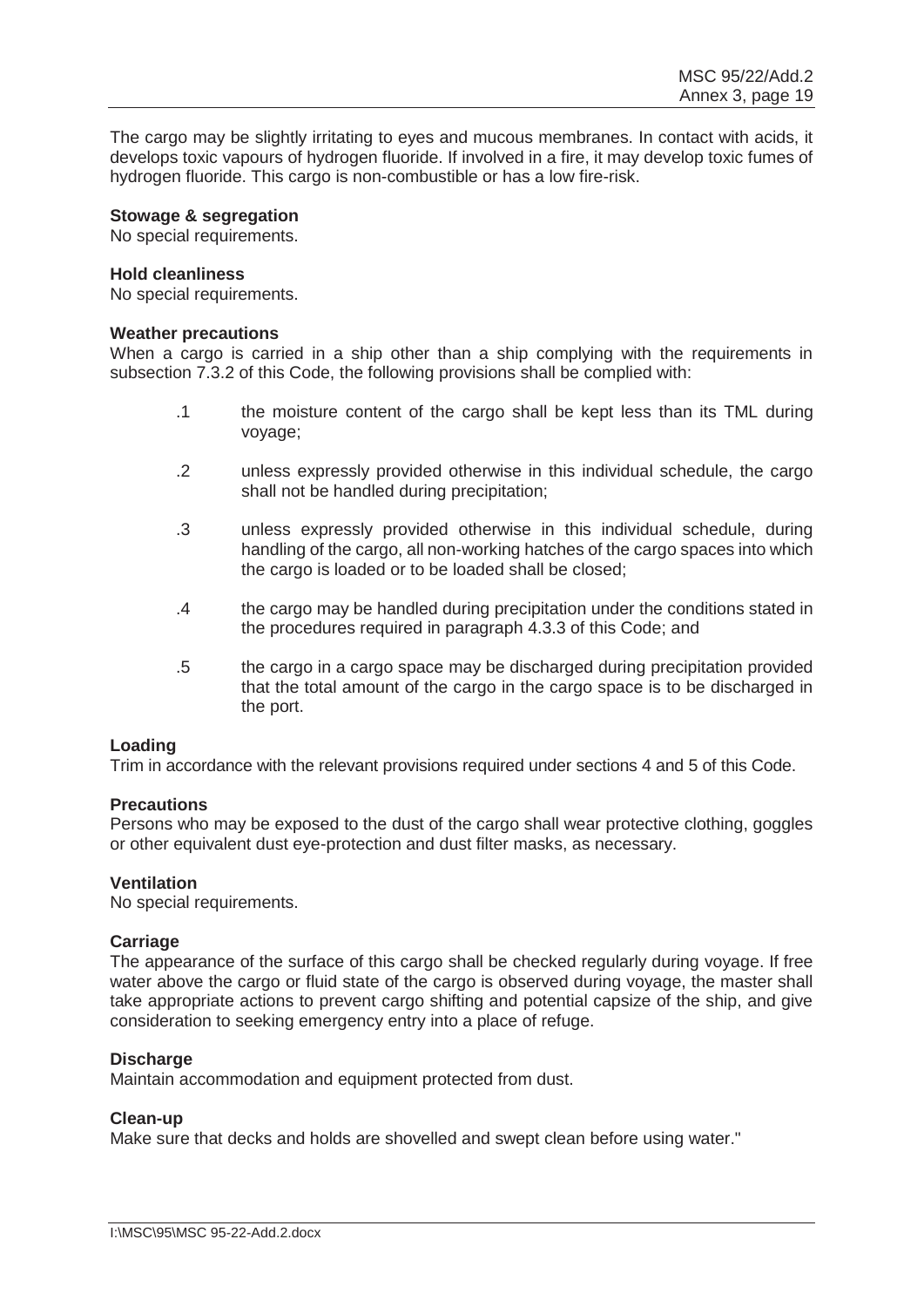The cargo may be slightly irritating to eyes and mucous membranes. In contact with acids, it develops toxic vapours of hydrogen fluoride. If involved in a fire, it may develop toxic fumes of hydrogen fluoride. This cargo is non-combustible or has a low fire-risk.

**Stowage & segregation**
No special requirements.

**Hold cleanliness**
No special requirements.

**Weather precautions**
When a cargo is carried in a ship other than a ship complying with the requirements in subsection 7.3.2 of this Code, the following provisions shall be complied with:

.1 the moisture content of the cargo shall be kept less than its TML during voyage;

.2 unless expressly provided otherwise in this individual schedule, the cargo shall not be handled during precipitation;

.3 unless expressly provided otherwise in this individual schedule, during handling of the cargo, all non-working hatches of the cargo spaces into which the cargo is loaded or to be loaded shall be closed;

.4 the cargo may be handled during precipitation under the conditions stated in the procedures required in paragraph 4.3.3 of this Code; and

.5 the cargo in a cargo space may be discharged during precipitation provided that the total amount of the cargo in the cargo space is to be discharged in the port.

**Loading**
Trim in accordance with the relevant provisions required under sections 4 and 5 of this Code.

**Precautions**
Persons who may be exposed to the dust of the cargo shall wear protective clothing, goggles or other equivalent dust eye-protection and dust filter masks, as necessary.

**Ventilation**
No special requirements.

**Carriage**
The appearance of the surface of this cargo shall be checked regularly during voyage. If free water above the cargo or fluid state of the cargo is observed during voyage, the master shall take appropriate actions to prevent cargo shifting and potential capsize of the ship, and give consideration to seeking emergency entry into a place of refuge.

**Discharge**
Maintain accommodation and equipment protected from dust.

**Clean-up**
Make sure that decks and holds are shovelled and swept clean before using water."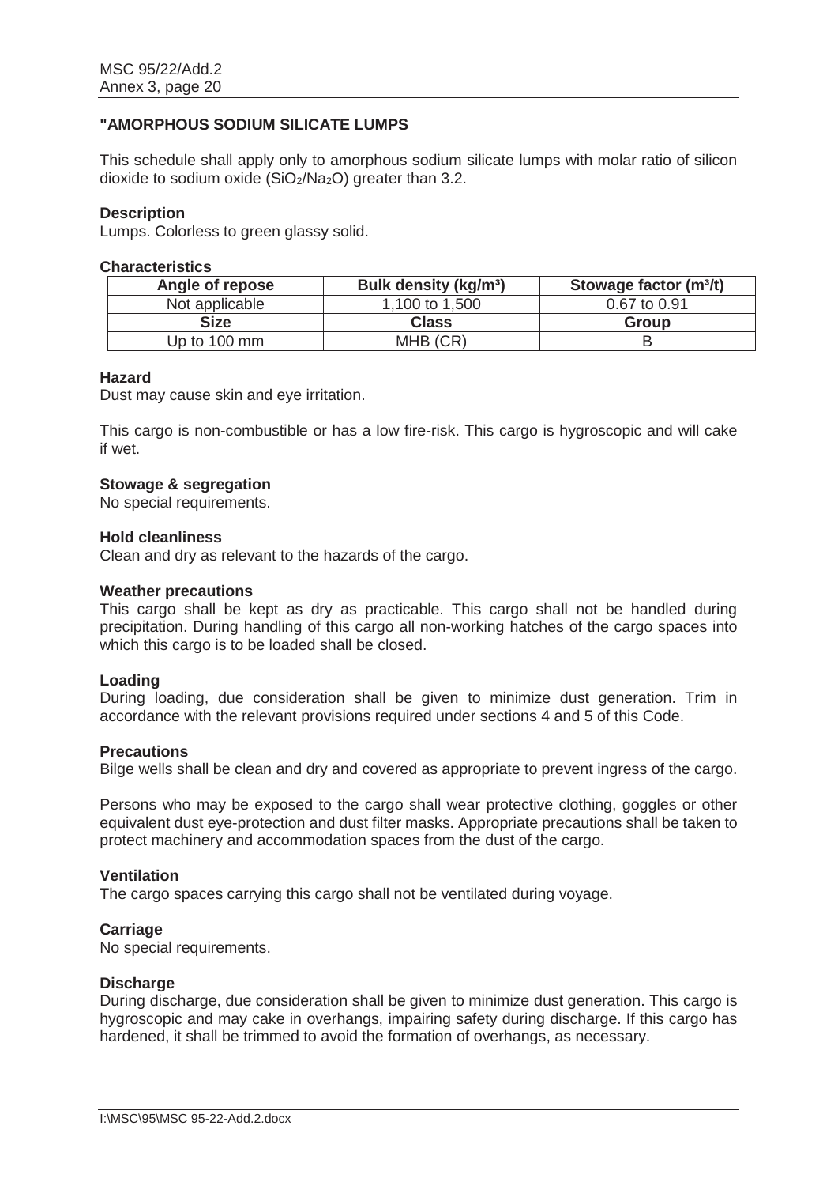### "AMORPHOUS SODIUM SILICATE LUMPS

This schedule shall apply only to amorphous sodium silicate lumps with molar ratio of silicon dioxide to sodium oxide ($SiO_2/Na_2O$) greater than 3.2.

**Description**

Lumps. Colorless to green glassy solid.

**Characteristics**

| Angle of repose | Bulk density (kg/m³) | Stowage factor (m³/t) |
|---|---|---|
| Not applicable | 1,100 to 1,500 | 0.67 to 0.91 |
| **Size** | **Class** | **Group** |
| Up to 100 mm | MHB (CR) | B |

**Hazard**

Dust may cause skin and eye irritation.

This cargo is non-combustible or has a low fire-risk. This cargo is hygroscopic and will cake if wet.

**Stowage & segregation**

No special requirements.

**Hold cleanliness**

Clean and dry as relevant to the hazards of the cargo.

**Weather precautions**

This cargo shall be kept as dry as practicable. This cargo shall not be handled during precipitation. During handling of this cargo all non-working hatches of the cargo spaces into which this cargo is to be loaded shall be closed.

**Loading**

During loading, due consideration shall be given to minimize dust generation. Trim in accordance with the relevant provisions required under sections 4 and 5 of this Code.

**Precautions**

Bilge wells shall be clean and dry and covered as appropriate to prevent ingress of the cargo.

Persons who may be exposed to the cargo shall wear protective clothing, goggles or other equivalent dust eye-protection and dust filter masks. Appropriate precautions shall be taken to protect machinery and accommodation spaces from the dust of the cargo.

**Ventilation**

The cargo spaces carrying this cargo shall not be ventilated during voyage.

**Carriage**

No special requirements.

**Discharge**

During discharge, due consideration shall be given to minimize dust generation. This cargo is hygroscopic and may cake in overhangs, impairing safety during discharge. If this cargo has hardened, it shall be trimmed to avoid the formation of overhangs, as necessary.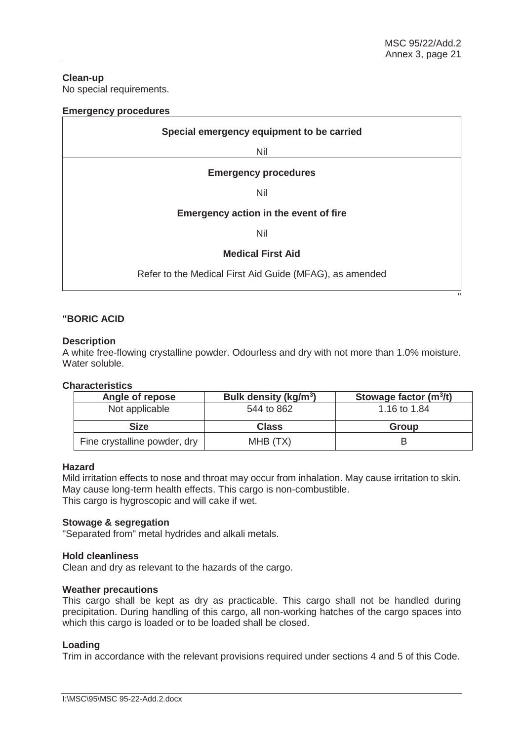**Clean-up**

No special requirements.

**Emergency procedures**

| Special emergency equipment to be carried |
|---|
| Nil |
| **Emergency procedures** |
| Nil |
| **Emergency action in the event of fire** |
| Nil |
| **Medical First Aid** |
| Refer to the Medical First Aid Guide (MFAG), as amended |

"

**"BORIC ACID**

**Description**

A white free-flowing crystalline powder. Odourless and dry with not more than 1.0% moisture. Water soluble.

**Characteristics**

| Angle of repose | Bulk density (kg/m$^3$) | Stowage factor (m$^3$/t) |
|---|---|---|
| Not applicable | 544 to 862 | 1.16 to 1.84 |
| **Size** | **Class** | **Group** |
| Fine crystalline powder, dry | MHB (TX) | B |

**Hazard**

Mild irritation effects to nose and throat may occur from inhalation. May cause irritation to skin. May cause long-term health effects. This cargo is non-combustible.
This cargo is hygroscopic and will cake if wet.

**Stowage & segregation**

"Separated from" metal hydrides and alkali metals.

**Hold cleanliness**

Clean and dry as relevant to the hazards of the cargo.

**Weather precautions**

This cargo shall be kept as dry as practicable. This cargo shall not be handled during precipitation. During handling of this cargo, all non-working hatches of the cargo spaces into which this cargo is loaded or to be loaded shall be closed.

**Loading**

Trim in accordance with the relevant provisions required under sections 4 and 5 of this Code.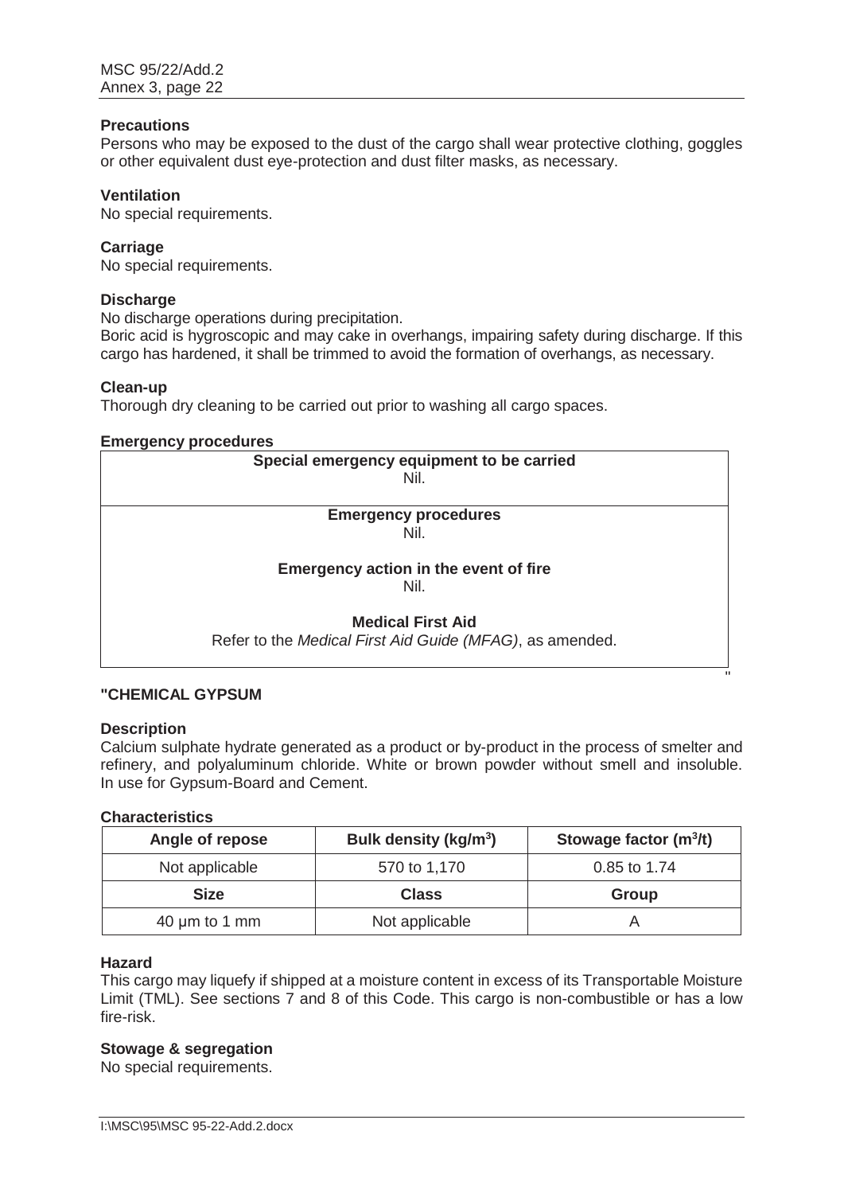**Precautions**

Persons who may be exposed to the dust of the cargo shall wear protective clothing, goggles or other equivalent dust eye-protection and dust filter masks, as necessary.

**Ventilation**

No special requirements.

**Carriage**

No special requirements.

**Discharge**

No discharge operations during precipitation.

Boric acid is hygroscopic and may cake in overhangs, impairing safety during discharge. If this cargo has hardened, it shall be trimmed to avoid the formation of overhangs, as necessary.

**Clean-up**

Thorough dry cleaning to be carried out prior to washing all cargo spaces.

**Emergency procedures**

| **Special emergency equipment to be carried**<br>Nil. |
|---|
| **Emergency procedures**<br>Nil.<br><br>**Emergency action in the event of fire**<br>Nil.<br><br>**Medical First Aid**<br>Refer to the *Medical First Aid Guide (MFAG)*, as amended. |

"

**"CHEMICAL GYPSUM**

**Description**

Calcium sulphate hydrate generated as a product or by-product in the process of smelter and refinery, and polyaluminum chloride. White or brown powder without smell and insoluble. In use for Gypsum-Board and Cement.

**Characteristics**

| Angle of repose | Bulk density (kg/m$^3$) | Stowage factor (m$^3$/t) |
|---|---|---|
| Not applicable | 570 to 1,170 | 0.85 to 1.74 |
| **Size** | **Class** | **Group** |
| 40 µm to 1 mm | Not applicable | A |

**Hazard**

This cargo may liquefy if shipped at a moisture content in excess of its Transportable Moisture Limit (TML). See sections 7 and 8 of this Code. This cargo is non-combustible or has a low fire-risk.

**Stowage & segregation**

No special requirements.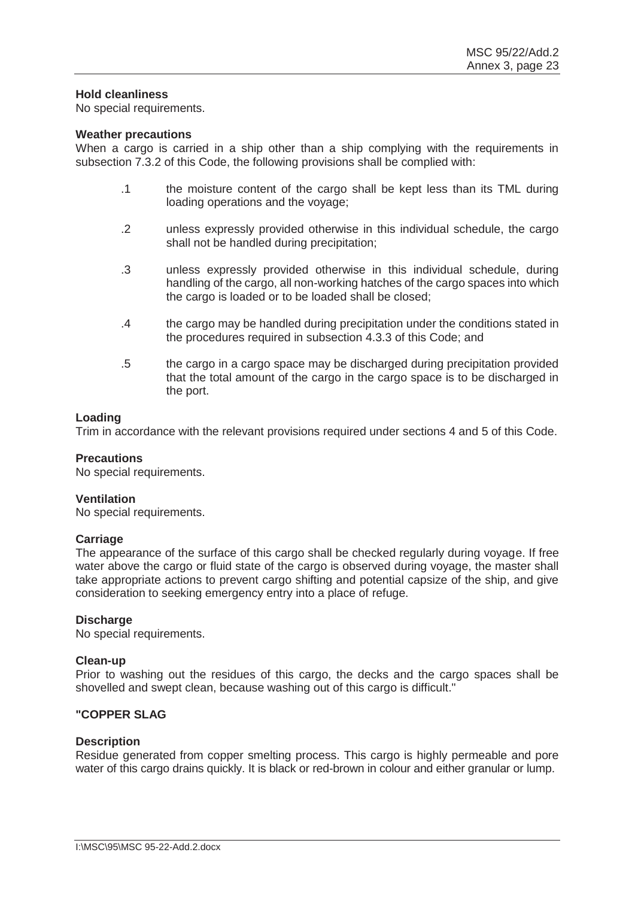**Hold cleanliness**
No special requirements.

**Weather precautions**
When a cargo is carried in a ship other than a ship complying with the requirements in subsection 7.3.2 of this Code, the following provisions shall be complied with:

.1 the moisture content of the cargo shall be kept less than its TML during loading operations and the voyage;

.2 unless expressly provided otherwise in this individual schedule, the cargo shall not be handled during precipitation;

.3 unless expressly provided otherwise in this individual schedule, during handling of the cargo, all non-working hatches of the cargo spaces into which the cargo is loaded or to be loaded shall be closed;

.4 the cargo may be handled during precipitation under the conditions stated in the procedures required in subsection 4.3.3 of this Code; and

.5 the cargo in a cargo space may be discharged during precipitation provided that the total amount of the cargo in the cargo space is to be discharged in the port.

**Loading**
Trim in accordance with the relevant provisions required under sections 4 and 5 of this Code.

**Precautions**
No special requirements.

**Ventilation**
No special requirements.

**Carriage**
The appearance of the surface of this cargo shall be checked regularly during voyage. If free water above the cargo or fluid state of the cargo is observed during voyage, the master shall take appropriate actions to prevent cargo shifting and potential capsize of the ship, and give consideration to seeking emergency entry into a place of refuge.

**Discharge**
No special requirements.

**Clean-up**
Prior to washing out the residues of this cargo, the decks and the cargo spaces shall be shovelled and swept clean, because washing out of this cargo is difficult."

**"COPPER SLAG**

**Description**
Residue generated from copper smelting process. This cargo is highly permeable and pore water of this cargo drains quickly. It is black or red-brown in colour and either granular or lump.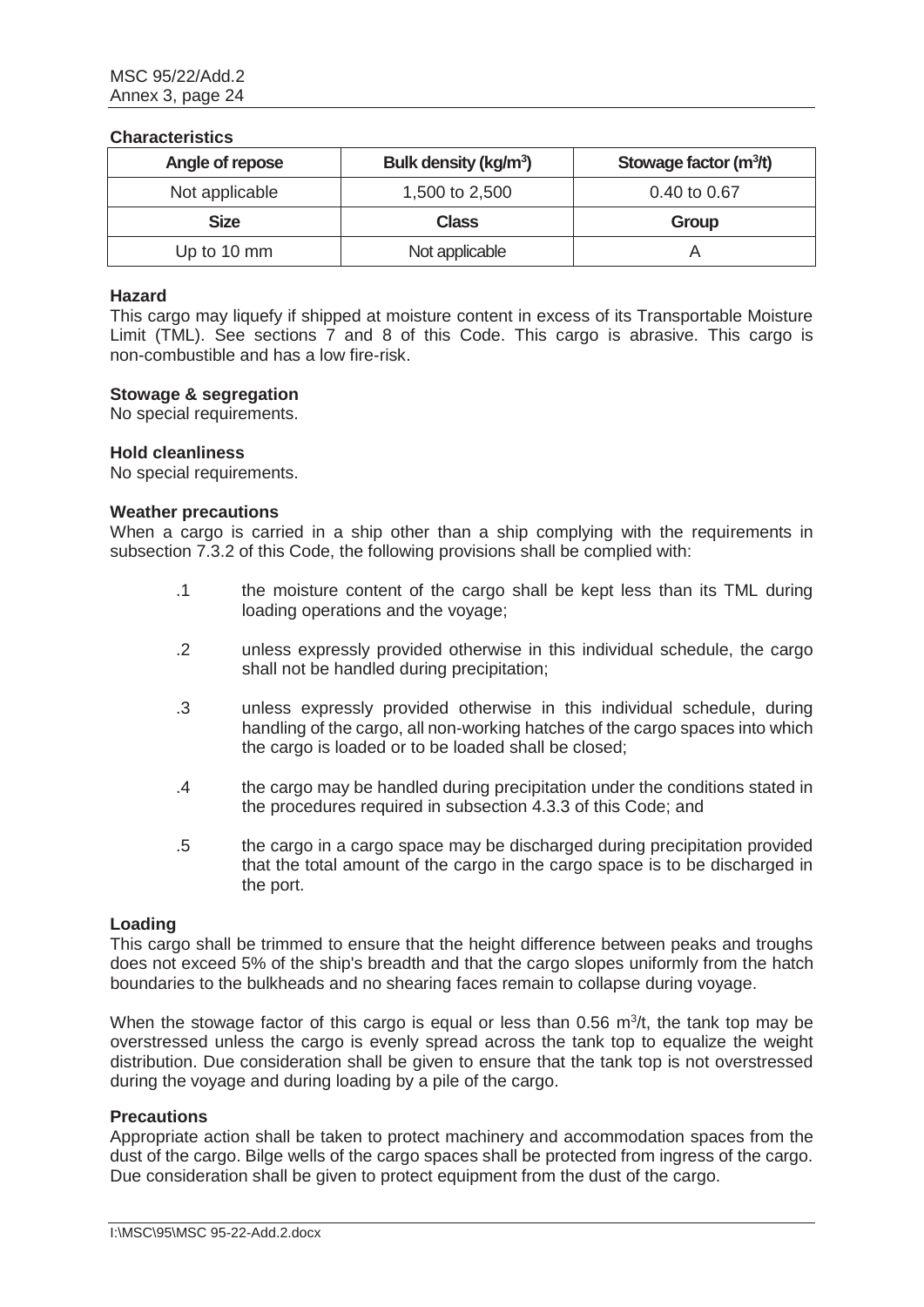**Characteristics**

| Angle of repose | Bulk density (kg/m$^3$) | Stowage factor (m$^3$/t) |
|---|---|---|
| Not applicable | 1,500 to 2,500 | 0.40 to 0.67 |
| **Size** | **Class** | **Group** |
| Up to 10 mm | Not applicable | A |

**Hazard**

This cargo may liquefy if shipped at moisture content in excess of its Transportable Moisture Limit (TML). See sections 7 and 8 of this Code. This cargo is abrasive. This cargo is non-combustible and has a low fire-risk.

**Stowage & segregation**

No special requirements.

**Hold cleanliness**

No special requirements.

**Weather precautions**

When a cargo is carried in a ship other than a ship complying with the requirements in subsection 7.3.2 of this Code, the following provisions shall be complied with:

.1 the moisture content of the cargo shall be kept less than its TML during loading operations and the voyage;

.2 unless expressly provided otherwise in this individual schedule, the cargo shall not be handled during precipitation;

.3 unless expressly provided otherwise in this individual schedule, during handling of the cargo, all non-working hatches of the cargo spaces into which the cargo is loaded or to be loaded shall be closed;

.4 the cargo may be handled during precipitation under the conditions stated in the procedures required in subsection 4.3.3 of this Code; and

.5 the cargo in a cargo space may be discharged during precipitation provided that the total amount of the cargo in the cargo space is to be discharged in the port.

**Loading**

This cargo shall be trimmed to ensure that the height difference between peaks and troughs does not exceed 5% of the ship's breadth and that the cargo slopes uniformly from the hatch boundaries to the bulkheads and no shearing faces remain to collapse during voyage.

When the stowage factor of this cargo is equal or less than 0.56 m$^3$/t, the tank top may be overstressed unless the cargo is evenly spread across the tank top to equalize the weight distribution. Due consideration shall be given to ensure that the tank top is not overstressed during the voyage and during loading by a pile of the cargo.

**Precautions**

Appropriate action shall be taken to protect machinery and accommodation spaces from the dust of the cargo. Bilge wells of the cargo spaces shall be protected from ingress of the cargo. Due consideration shall be given to protect equipment from the dust of the cargo.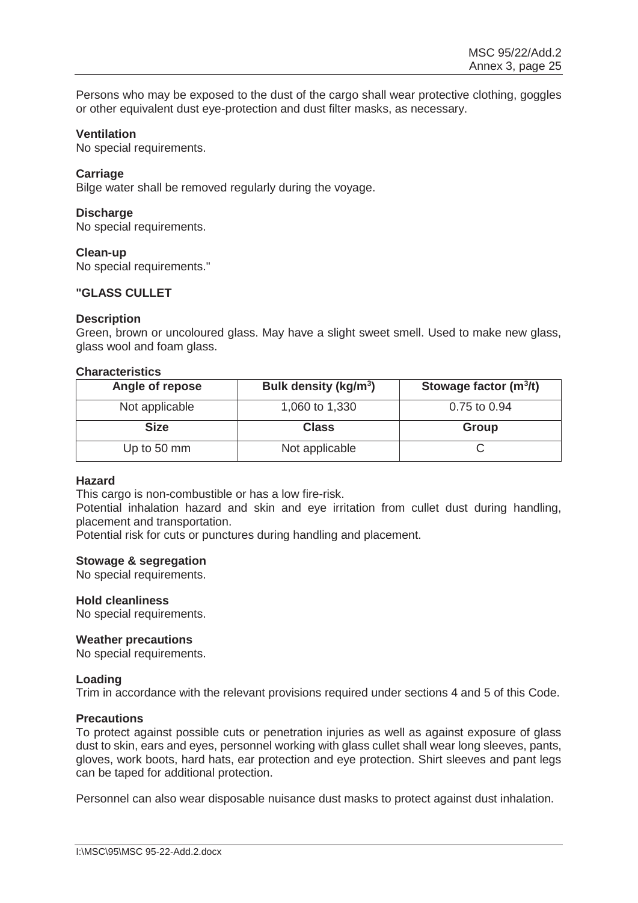Persons who may be exposed to the dust of the cargo shall wear protective clothing, goggles or other equivalent dust eye-protection and dust filter masks, as necessary.

**Ventilation**

No special requirements.

**Carriage**

Bilge water shall be removed regularly during the voyage.

**Discharge**

No special requirements.

**Clean-up**

No special requirements."

**"GLASS CULLET**

**Description**

Green, brown or uncoloured glass. May have a slight sweet smell. Used to make new glass, glass wool and foam glass.

**Characteristics**

| Angle of repose | Bulk density (kg/m$^3$) | Stowage factor (m$^3$/t) |
|---|---|---|
| Not applicable | 1,060 to 1,330 | 0.75 to 0.94 |
| **Size** | **Class** | **Group** |
| Up to 50 mm | Not applicable | C |

**Hazard**

This cargo is non-combustible or has a low fire-risk.

Potential inhalation hazard and skin and eye irritation from cullet dust during handling, placement and transportation.

Potential risk for cuts or punctures during handling and placement.

**Stowage & segregation**

No special requirements.

**Hold cleanliness**

No special requirements.

**Weather precautions**

No special requirements.

**Loading**

Trim in accordance with the relevant provisions required under sections 4 and 5 of this Code.

**Precautions**

To protect against possible cuts or penetration injuries as well as against exposure of glass dust to skin, ears and eyes, personnel working with glass cullet shall wear long sleeves, pants, gloves, work boots, hard hats, ear protection and eye protection. Shirt sleeves and pant legs can be taped for additional protection.

Personnel can also wear disposable nuisance dust masks to protect against dust inhalation.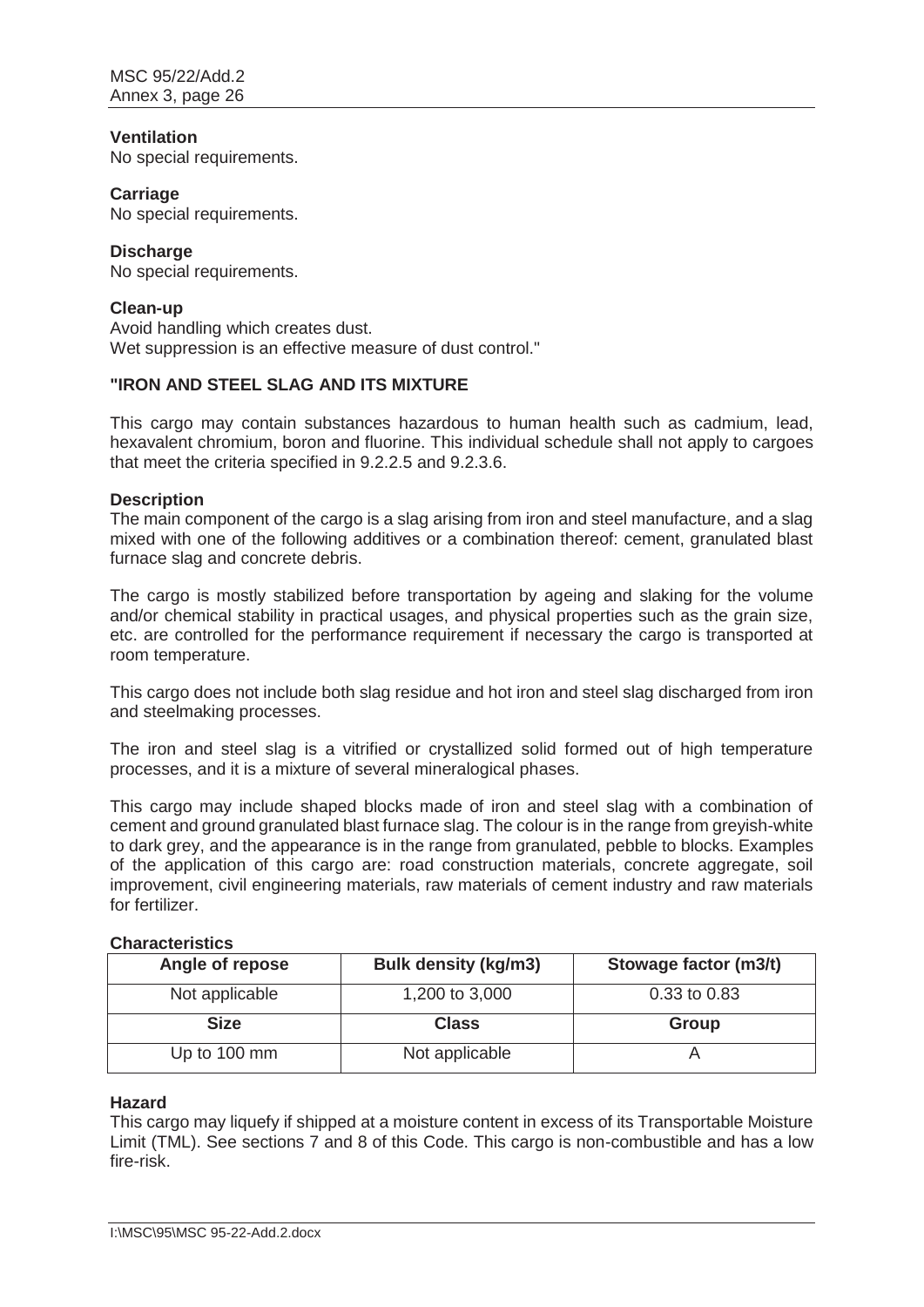**Ventilation**

No special requirements.

**Carriage**

No special requirements.

**Discharge**

No special requirements.

**Clean-up**

Avoid handling which creates dust.
Wet suppression is an effective measure of dust control."

**"IRON AND STEEL SLAG AND ITS MIXTURE**

This cargo may contain substances hazardous to human health such as cadmium, lead, hexavalent chromium, boron and fluorine. This individual schedule shall not apply to cargoes that meet the criteria specified in 9.2.2.5 and 9.2.3.6.

**Description**

The main component of the cargo is a slag arising from iron and steel manufacture, and a slag mixed with one of the following additives or a combination thereof: cement, granulated blast furnace slag and concrete debris.

The cargo is mostly stabilized before transportation by ageing and slaking for the volume and/or chemical stability in practical usages, and physical properties such as the grain size, etc. are controlled for the performance requirement if necessary the cargo is transported at room temperature.

This cargo does not include both slag residue and hot iron and steel slag discharged from iron and steelmaking processes.

The iron and steel slag is a vitrified or crystallized solid formed out of high temperature processes, and it is a mixture of several mineralogical phases.

This cargo may include shaped blocks made of iron and steel slag with a combination of cement and ground granulated blast furnace slag. The colour is in the range from greyish-white to dark grey, and the appearance is in the range from granulated, pebble to blocks. Examples of the application of this cargo are: road construction materials, concrete aggregate, soil improvement, civil engineering materials, raw materials of cement industry and raw materials for fertilizer.

**Characteristics**

| Angle of repose | Bulk density (kg/m3) | Stowage factor (m3/t) |
|---|---|---|
| Not applicable | 1,200 to 3,000 | 0.33 to 0.83 |
| **Size** | **Class** | **Group** |
| Up to 100 mm | Not applicable | A |

**Hazard**

This cargo may liquefy if shipped at a moisture content in excess of its Transportable Moisture Limit (TML). See sections 7 and 8 of this Code. This cargo is non-combustible and has a low fire-risk.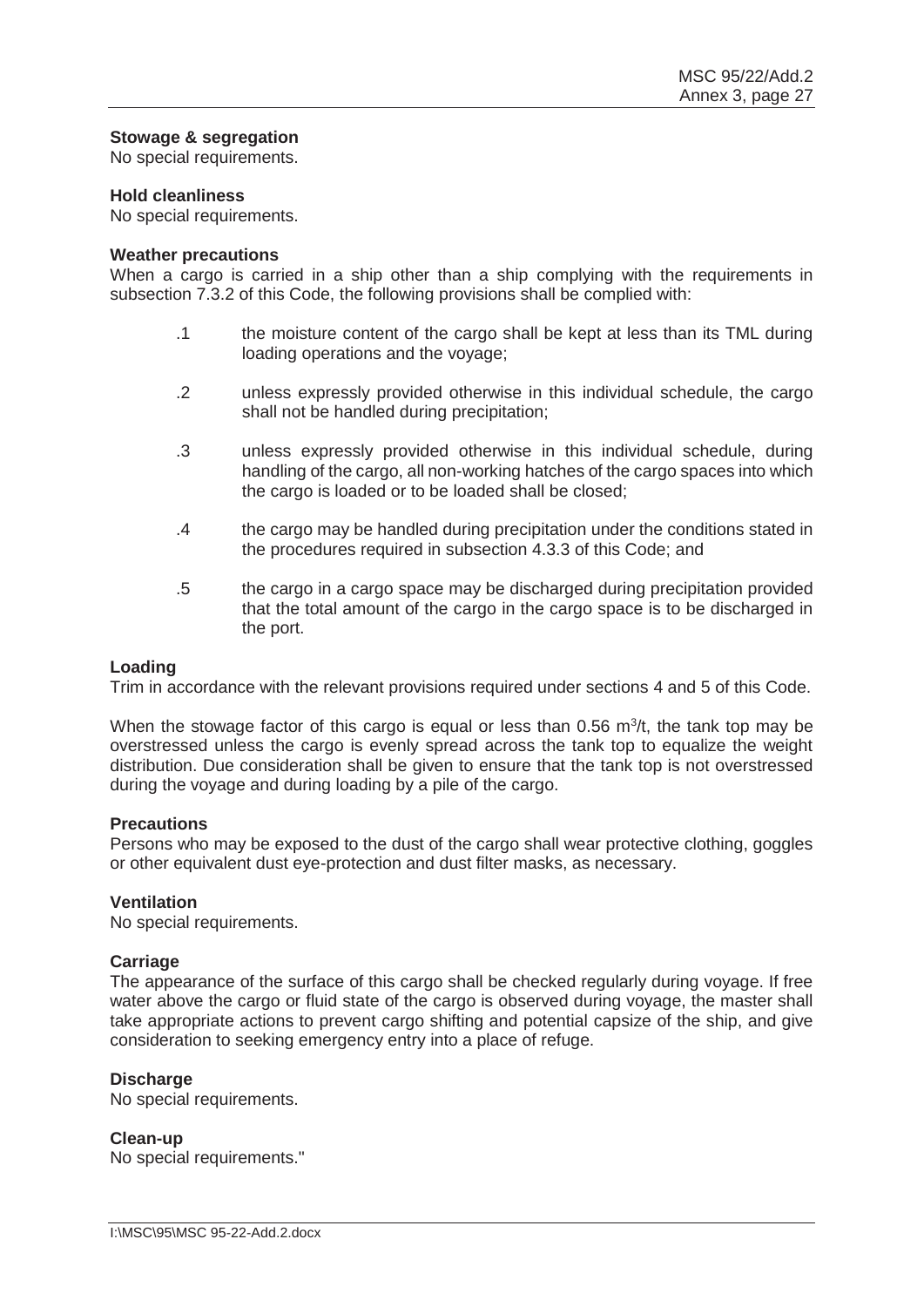**Stowage & segregation**

No special requirements.

**Hold cleanliness**

No special requirements.

**Weather precautions**

When a cargo is carried in a ship other than a ship complying with the requirements in subsection 7.3.2 of this Code, the following provisions shall be complied with:

.1 the moisture content of the cargo shall be kept at less than its TML during loading operations and the voyage;

.2 unless expressly provided otherwise in this individual schedule, the cargo shall not be handled during precipitation;

.3 unless expressly provided otherwise in this individual schedule, during handling of the cargo, all non-working hatches of the cargo spaces into which the cargo is loaded or to be loaded shall be closed;

.4 the cargo may be handled during precipitation under the conditions stated in the procedures required in subsection 4.3.3 of this Code; and

.5 the cargo in a cargo space may be discharged during precipitation provided that the total amount of the cargo in the cargo space is to be discharged in the port.

**Loading**

Trim in accordance with the relevant provisions required under sections 4 and 5 of this Code.

When the stowage factor of this cargo is equal or less than 0.56 $m^3$/t, the tank top may be overstressed unless the cargo is evenly spread across the tank top to equalize the weight distribution. Due consideration shall be given to ensure that the tank top is not overstressed during the voyage and during loading by a pile of the cargo.

**Precautions**

Persons who may be exposed to the dust of the cargo shall wear protective clothing, goggles or other equivalent dust eye-protection and dust filter masks, as necessary.

**Ventilation**

No special requirements.

**Carriage**

The appearance of the surface of this cargo shall be checked regularly during voyage. If free water above the cargo or fluid state of the cargo is observed during voyage, the master shall take appropriate actions to prevent cargo shifting and potential capsize of the ship, and give consideration to seeking emergency entry into a place of refuge.

**Discharge**

No special requirements.

**Clean-up**

No special requirements."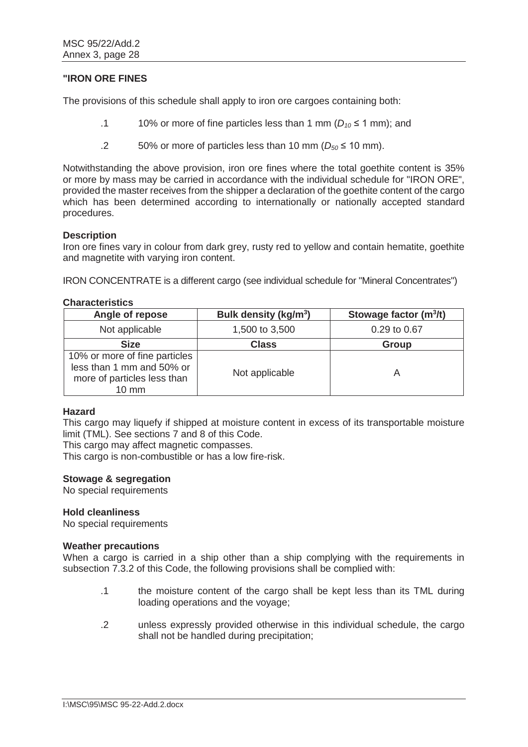**"IRON ORE FINES**

The provisions of this schedule shall apply to iron ore cargoes containing both:

.1 10% or more of fine particles less than 1 mm ($D_{10} \leq 1$ mm); and

.2 50% or more of particles less than 10 mm ($D_{50} \leq 10$ mm).

Notwithstanding the above provision, iron ore fines where the total goethite content is 35% or more by mass may be carried in accordance with the individual schedule for "IRON ORE", provided the master receives from the shipper a declaration of the goethite content of the cargo which has been determined according to internationally or nationally accepted standard procedures.

**Description**

Iron ore fines vary in colour from dark grey, rusty red to yellow and contain hematite, goethite and magnetite with varying iron content.

IRON CONCENTRATE is a different cargo (see individual schedule for "Mineral Concentrates")

**Characteristics**

| Angle of repose | Bulk density (kg/m$^3$) | Stowage factor (m$^3$/t) |
|---|---|---|
| Not applicable | 1,500 to 3,500 | 0.29 to 0.67 |
| **Size** | **Class** | **Group** |
| 10% or more of fine particles less than 1 mm and 50% or more of particles less than 10 mm | Not applicable | A |

**Hazard**

This cargo may liquefy if shipped at moisture content in excess of its transportable moisture limit (TML). See sections 7 and 8 of this Code.
This cargo may affect magnetic compasses.
This cargo is non-combustible or has a low fire-risk.

**Stowage & segregation**

No special requirements

**Hold cleanliness**

No special requirements

**Weather precautions**

When a cargo is carried in a ship other than a ship complying with the requirements in subsection 7.3.2 of this Code, the following provisions shall be complied with:

.1 the moisture content of the cargo shall be kept less than its TML during loading operations and the voyage;

.2 unless expressly provided otherwise in this individual schedule, the cargo shall not be handled during precipitation;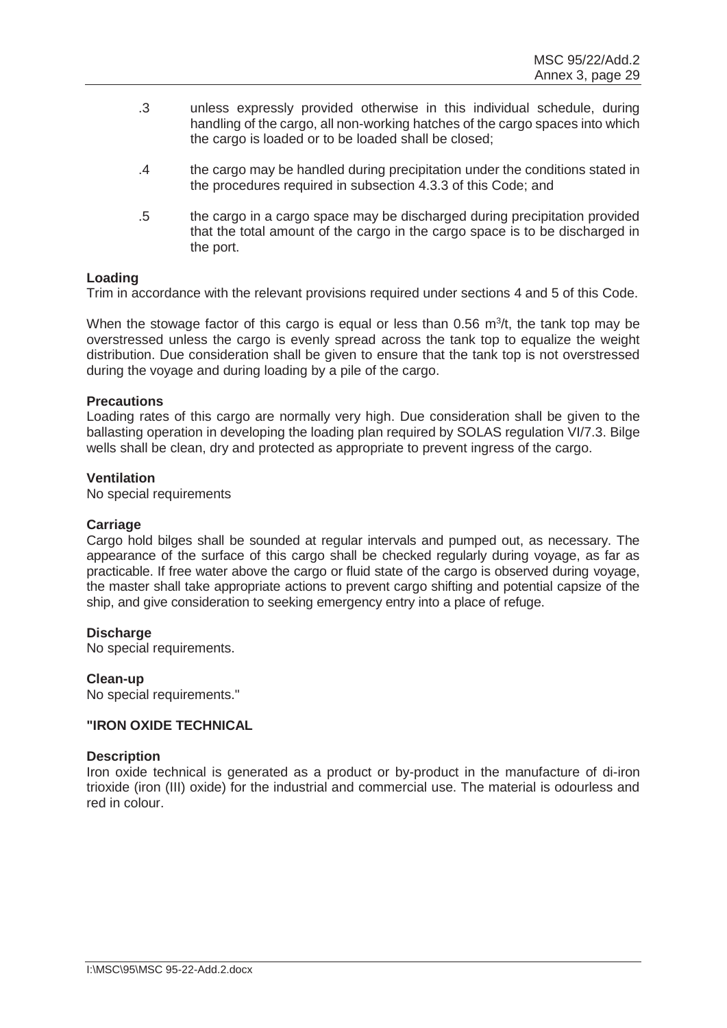.3 unless expressly provided otherwise in this individual schedule, during handling of the cargo, all non-working hatches of the cargo spaces into which the cargo is loaded or to be loaded shall be closed;

.4 the cargo may be handled during precipitation under the conditions stated in the procedures required in subsection 4.3.3 of this Code; and

.5 the cargo in a cargo space may be discharged during precipitation provided that the total amount of the cargo in the cargo space is to be discharged in the port.

**Loading**

Trim in accordance with the relevant provisions required under sections 4 and 5 of this Code.

When the stowage factor of this cargo is equal or less than 0.56 $m^3/t$, the tank top may be overstressed unless the cargo is evenly spread across the tank top to equalize the weight distribution. Due consideration shall be given to ensure that the tank top is not overstressed during the voyage and during loading by a pile of the cargo.

**Precautions**

Loading rates of this cargo are normally very high. Due consideration shall be given to the ballasting operation in developing the loading plan required by SOLAS regulation VI/7.3. Bilge wells shall be clean, dry and protected as appropriate to prevent ingress of the cargo.

**Ventilation**

No special requirements

**Carriage**

Cargo hold bilges shall be sounded at regular intervals and pumped out, as necessary. The appearance of the surface of this cargo shall be checked regularly during voyage, as far as practicable. If free water above the cargo or fluid state of the cargo is observed during voyage, the master shall take appropriate actions to prevent cargo shifting and potential capsize of the ship, and give consideration to seeking emergency entry into a place of refuge.

**Discharge**

No special requirements.

**Clean-up**

No special requirements."

**"IRON OXIDE TECHNICAL**

**Description**

Iron oxide technical is generated as a product or by-product in the manufacture of di-iron trioxide (iron (III) oxide) for the industrial and commercial use. The material is odourless and red in colour.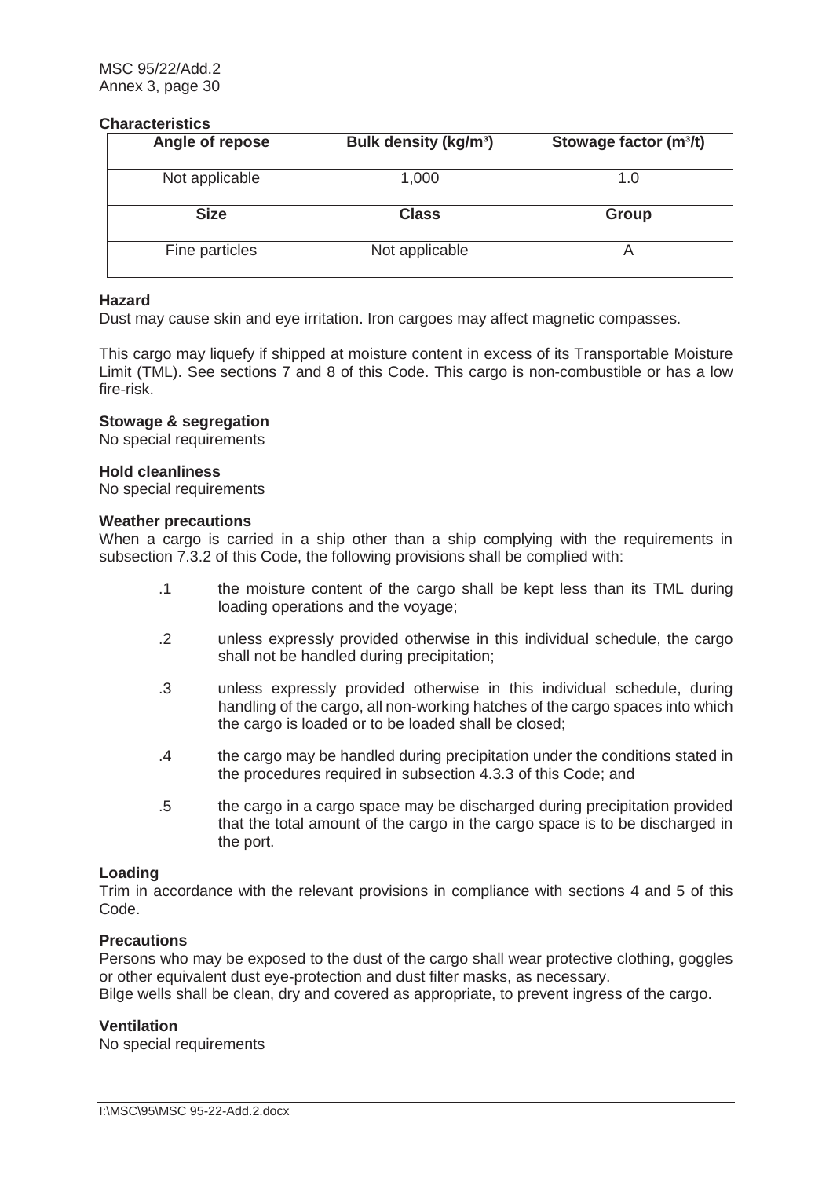**Characteristics**

| Angle of repose | Bulk density (kg/m³) | Stowage factor (m³/t) |
|---|---|---|
| Not applicable | 1,000 | 1.0 |
| **Size** | **Class** | **Group** |
| Fine particles | Not applicable | A |

**Hazard**

Dust may cause skin and eye irritation. Iron cargoes may affect magnetic compasses.

This cargo may liquefy if shipped at moisture content in excess of its Transportable Moisture Limit (TML). See sections 7 and 8 of this Code. This cargo is non-combustible or has a low fire-risk.

**Stowage & segregation**

No special requirements

**Hold cleanliness**

No special requirements

**Weather precautions**

When a cargo is carried in a ship other than a ship complying with the requirements in subsection 7.3.2 of this Code, the following provisions shall be complied with:

.1 the moisture content of the cargo shall be kept less than its TML during loading operations and the voyage;

.2 unless expressly provided otherwise in this individual schedule, the cargo shall not be handled during precipitation;

.3 unless expressly provided otherwise in this individual schedule, during handling of the cargo, all non-working hatches of the cargo spaces into which the cargo is loaded or to be loaded shall be closed;

.4 the cargo may be handled during precipitation under the conditions stated in the procedures required in subsection 4.3.3 of this Code; and

.5 the cargo in a cargo space may be discharged during precipitation provided that the total amount of the cargo in the cargo space is to be discharged in the port.

**Loading**

Trim in accordance with the relevant provisions in compliance with sections 4 and 5 of this Code.

**Precautions**

Persons who may be exposed to the dust of the cargo shall wear protective clothing, goggles or other equivalent dust eye-protection and dust filter masks, as necessary.
Bilge wells shall be clean, dry and covered as appropriate, to prevent ingress of the cargo.

**Ventilation**

No special requirements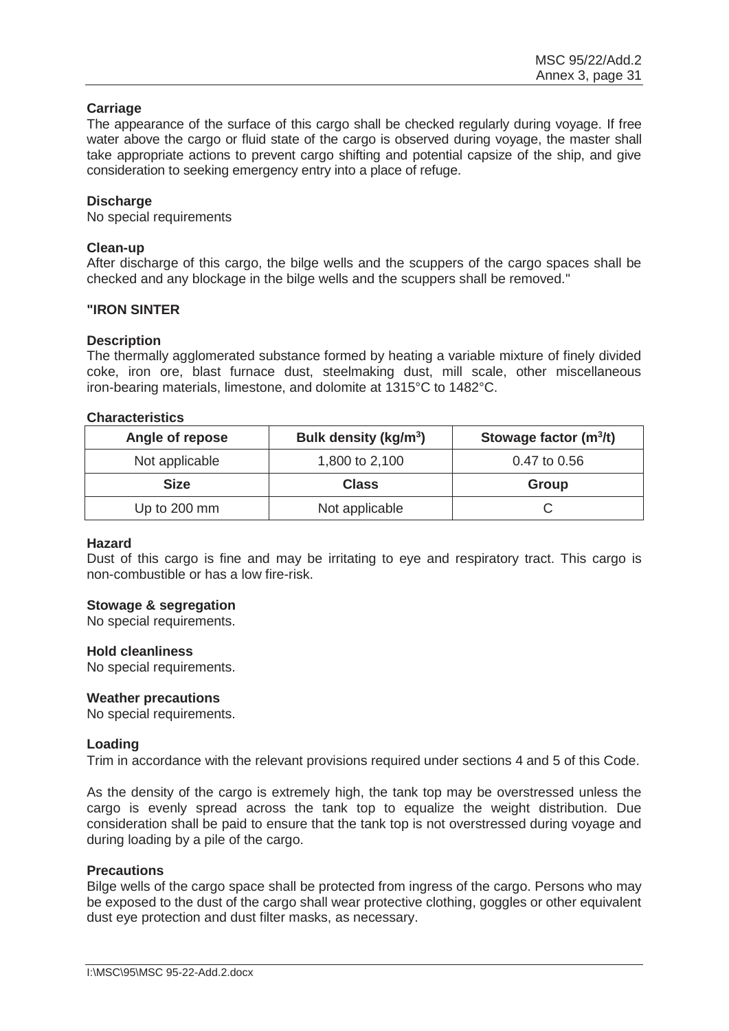**Carriage**

The appearance of the surface of this cargo shall be checked regularly during voyage. If free water above the cargo or fluid state of the cargo is observed during voyage, the master shall take appropriate actions to prevent cargo shifting and potential capsize of the ship, and give consideration to seeking emergency entry into a place of refuge.

**Discharge**

No special requirements

**Clean-up**

After discharge of this cargo, the bilge wells and the scuppers of the cargo spaces shall be checked and any blockage in the bilge wells and the scuppers shall be removed."

**"IRON SINTER**

**Description**

The thermally agglomerated substance formed by heating a variable mixture of finely divided coke, iron ore, blast furnace dust, steelmaking dust, mill scale, other miscellaneous iron-bearing materials, limestone, and dolomite at 1315°C to 1482°C.

**Characteristics**

| Angle of repose | Bulk density (kg/m$^3$) | Stowage factor (m$^3$/t) |
|---|---|---|
| Not applicable | 1,800 to 2,100 | 0.47 to 0.56 |
| **Size** | **Class** | **Group** |
| Up to 200 mm | Not applicable | C |

**Hazard**

Dust of this cargo is fine and may be irritating to eye and respiratory tract. This cargo is non-combustible or has a low fire-risk.

**Stowage & segregation**

No special requirements.

**Hold cleanliness**

No special requirements.

**Weather precautions**

No special requirements.

**Loading**

Trim in accordance with the relevant provisions required under sections 4 and 5 of this Code.

As the density of the cargo is extremely high, the tank top may be overstressed unless the cargo is evenly spread across the tank top to equalize the weight distribution. Due consideration shall be paid to ensure that the tank top is not overstressed during voyage and during loading by a pile of the cargo.

**Precautions**

Bilge wells of the cargo space shall be protected from ingress of the cargo. Persons who may be exposed to the dust of the cargo shall wear protective clothing, goggles or other equivalent dust eye protection and dust filter masks, as necessary.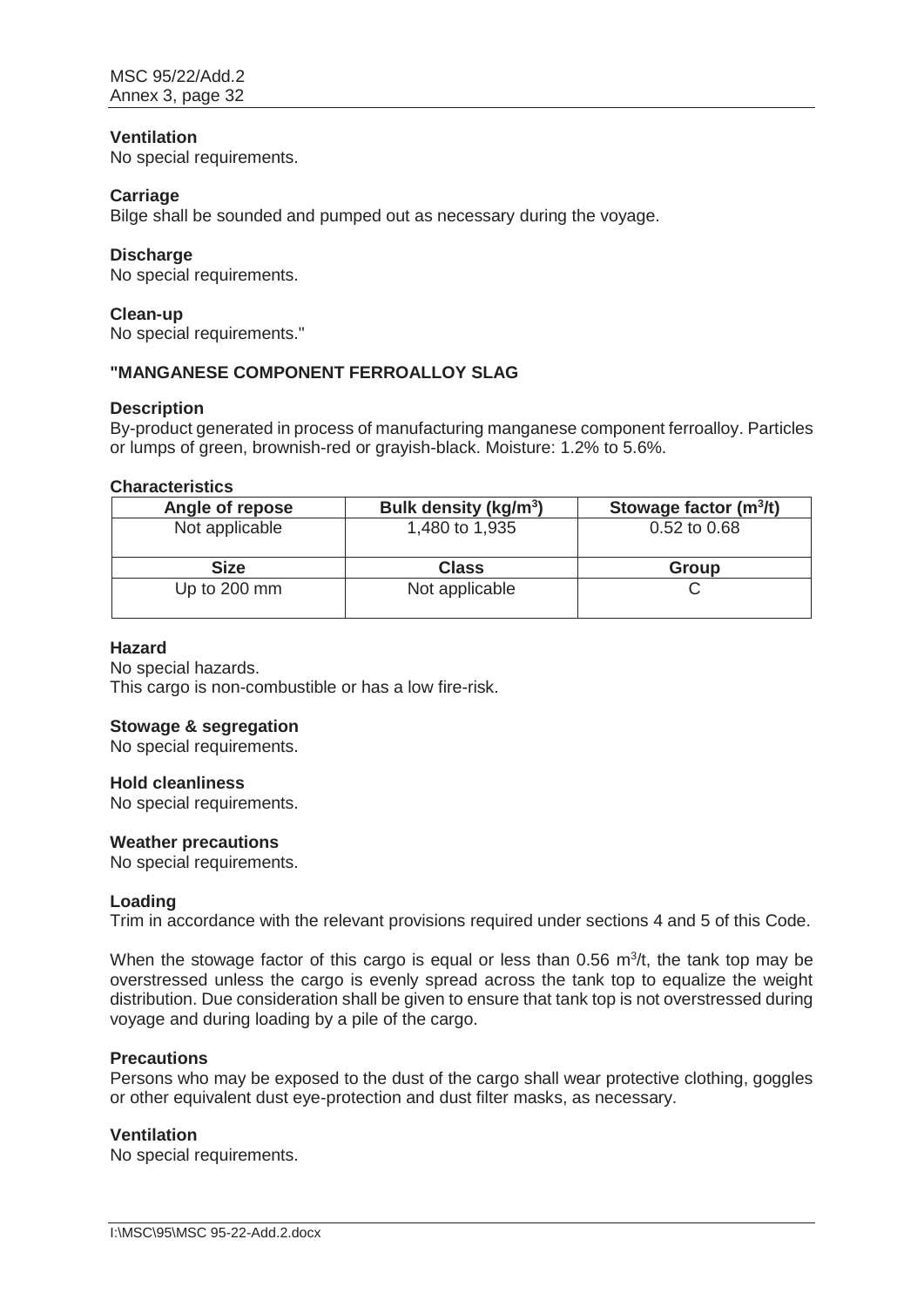**Ventilation**

No special requirements.

**Carriage**

Bilge shall be sounded and pumped out as necessary during the voyage.

**Discharge**

No special requirements.

**Clean-up**

No special requirements."

**"MANGANESE COMPONENT FERROALLOY SLAG**

**Description**

By-product generated in process of manufacturing manganese component ferroalloy. Particles or lumps of green, brownish-red or grayish-black. Moisture: 1.2% to 5.6%.

**Characteristics**

| Angle of repose | Bulk density (kg/m$^3$) | Stowage factor (m$^3$/t) |
|---|---|---|
| Not applicable | 1,480 to 1,935 | 0.52 to 0.68 |
| **Size** | **Class** | **Group** |
| Up to 200 mm | Not applicable | C |

**Hazard**

No special hazards.

This cargo is non-combustible or has a low fire-risk.

**Stowage & segregation**

No special requirements.

**Hold cleanliness**

No special requirements.

**Weather precautions**

No special requirements.

**Loading**

Trim in accordance with the relevant provisions required under sections 4 and 5 of this Code.

When the stowage factor of this cargo is equal or less than 0.56 m$^3$/t, the tank top may be overstressed unless the cargo is evenly spread across the tank top to equalize the weight distribution. Due consideration shall be given to ensure that tank top is not overstressed during voyage and during loading by a pile of the cargo.

**Precautions**

Persons who may be exposed to the dust of the cargo shall wear protective clothing, goggles or other equivalent dust eye-protection and dust filter masks, as necessary.

**Ventilation**

No special requirements.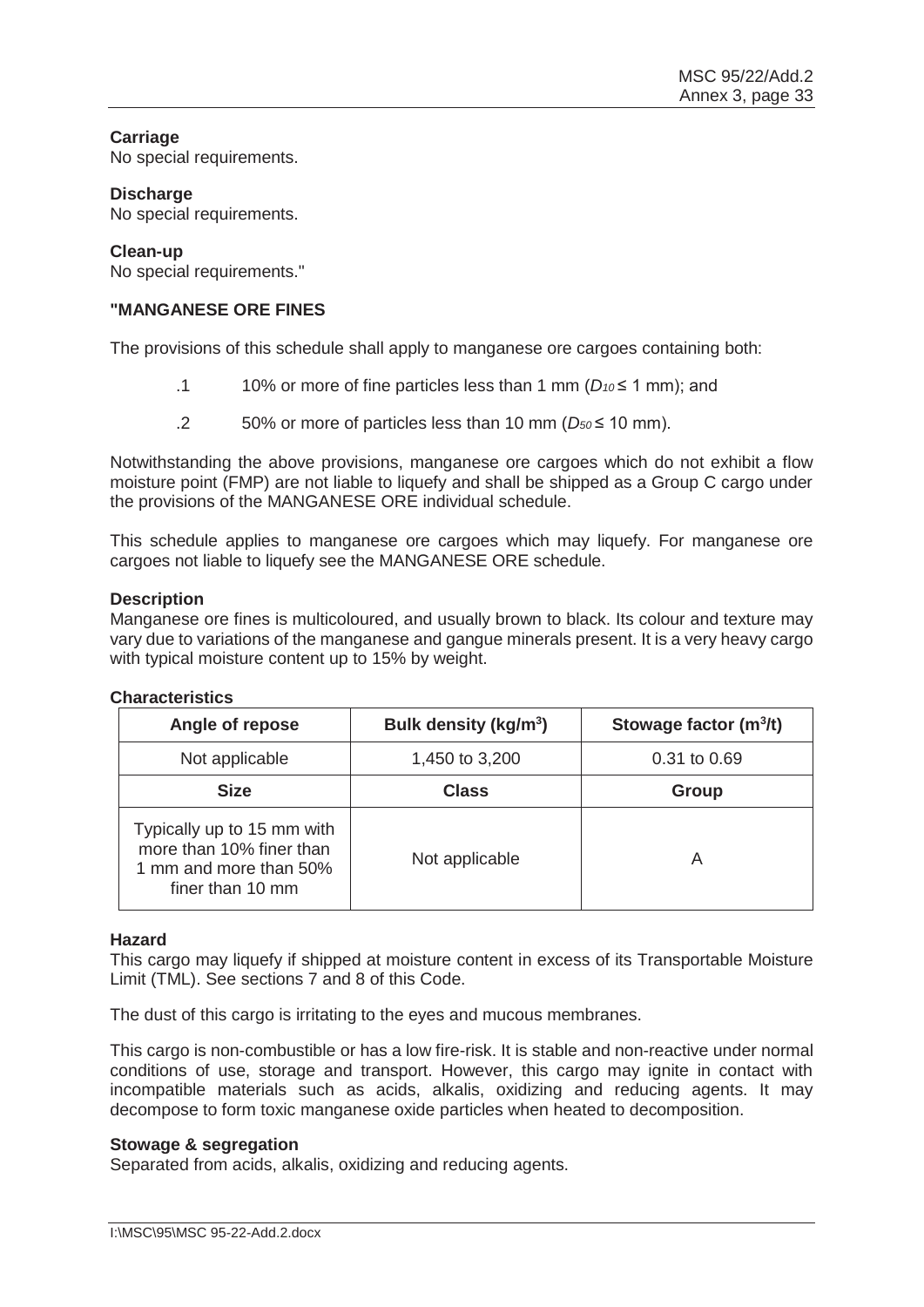**Carriage**
No special requirements.

**Discharge**
No special requirements.

**Clean-up**
No special requirements."

**"MANGANESE ORE FINES**

The provisions of this schedule shall apply to manganese ore cargoes containing both:

.1 10% or more of fine particles less than 1 mm ($D_{10} \leq 1$ mm); and

.2 50% or more of particles less than 10 mm ($D_{50} \leq 10$ mm).

Notwithstanding the above provisions, manganese ore cargoes which do not exhibit a flow moisture point (FMP) are not liable to liquefy and shall be shipped as a Group C cargo under the provisions of the MANGANESE ORE individual schedule.

This schedule applies to manganese ore cargoes which may liquefy. For manganese ore cargoes not liable to liquefy see the MANGANESE ORE schedule.

**Description**
Manganese ore fines is multicoloured, and usually brown to black. Its colour and texture may vary due to variations of the manganese and gangue minerals present. It is a very heavy cargo with typical moisture content up to 15% by weight.

**Characteristics**

| Angle of repose | Bulk density (kg/m$^3$) | Stowage factor (m$^3$/t) |
|---|---|---|
| Not applicable | 1,450 to 3,200 | 0.31 to 0.69 |
| **Size** | **Class** | **Group** |
| Typically up to 15 mm with more than 10% finer than 1 mm and more than 50% finer than 10 mm | Not applicable | A |

**Hazard**
This cargo may liquefy if shipped at moisture content in excess of its Transportable Moisture Limit (TML). See sections 7 and 8 of this Code.

The dust of this cargo is irritating to the eyes and mucous membranes.

This cargo is non-combustible or has a low fire-risk. It is stable and non-reactive under normal conditions of use, storage and transport. However, this cargo may ignite in contact with incompatible materials such as acids, alkalis, oxidizing and reducing agents. It may decompose to form toxic manganese oxide particles when heated to decomposition.

**Stowage & segregation**
Separated from acids, alkalis, oxidizing and reducing agents.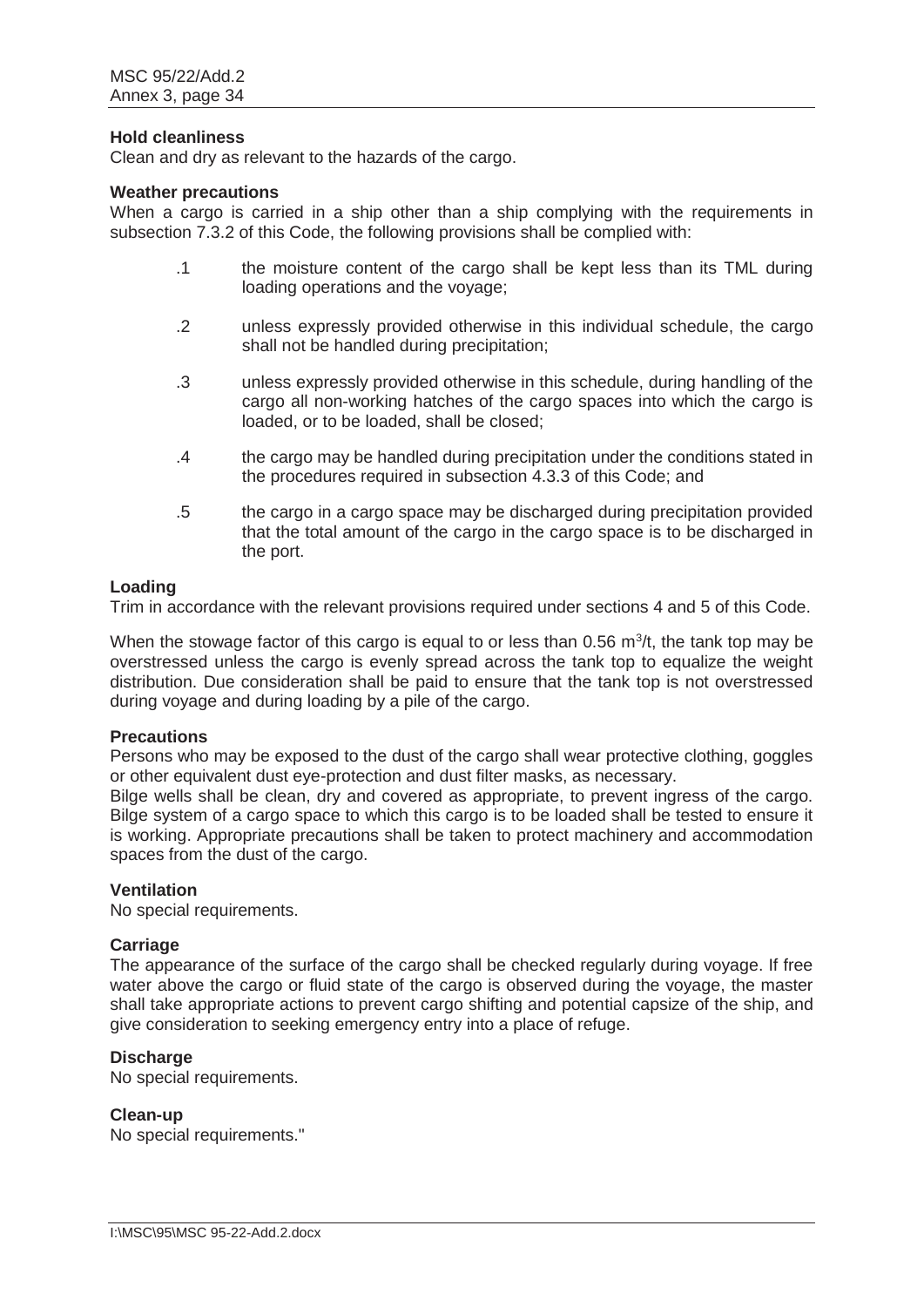**Hold cleanliness**
Clean and dry as relevant to the hazards of the cargo.

**Weather precautions**
When a cargo is carried in a ship other than a ship complying with the requirements in subsection 7.3.2 of this Code, the following provisions shall be complied with:

.1 the moisture content of the cargo shall be kept less than its TML during loading operations and the voyage;

.2 unless expressly provided otherwise in this individual schedule, the cargo shall not be handled during precipitation;

.3 unless expressly provided otherwise in this schedule, during handling of the cargo all non-working hatches of the cargo spaces into which the cargo is loaded, or to be loaded, shall be closed;

.4 the cargo may be handled during precipitation under the conditions stated in the procedures required in subsection 4.3.3 of this Code; and

.5 the cargo in a cargo space may be discharged during precipitation provided that the total amount of the cargo in the cargo space is to be discharged in the port.

**Loading**
Trim in accordance with the relevant provisions required under sections 4 and 5 of this Code.

When the stowage factor of this cargo is equal to or less than 0.56 $m^3/t$, the tank top may be overstressed unless the cargo is evenly spread across the tank top to equalize the weight distribution. Due consideration shall be paid to ensure that the tank top is not overstressed during voyage and during loading by a pile of the cargo.

**Precautions**
Persons who may be exposed to the dust of the cargo shall wear protective clothing, goggles or other equivalent dust eye-protection and dust filter masks, as necessary.
Bilge wells shall be clean, dry and covered as appropriate, to prevent ingress of the cargo. Bilge system of a cargo space to which this cargo is to be loaded shall be tested to ensure it is working. Appropriate precautions shall be taken to protect machinery and accommodation spaces from the dust of the cargo.

**Ventilation**
No special requirements.

**Carriage**
The appearance of the surface of the cargo shall be checked regularly during voyage. If free water above the cargo or fluid state of the cargo is observed during the voyage, the master shall take appropriate actions to prevent cargo shifting and potential capsize of the ship, and give consideration to seeking emergency entry into a place of refuge.

**Discharge**
No special requirements.

**Clean-up**
No special requirements."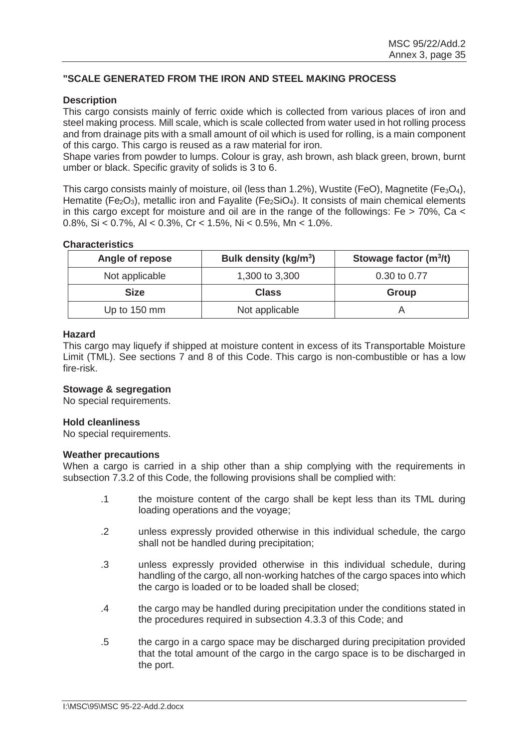## "SCALE GENERATED FROM THE IRON AND STEEL MAKING PROCESS

### Description

This cargo consists mainly of ferric oxide which is collected from various places of iron and steel making process. Mill scale, which is scale collected from water used in hot rolling process and from drainage pits with a small amount of oil which is used for rolling, is a main component of this cargo. This cargo is reused as a raw material for iron.

Shape varies from powder to lumps. Colour is gray, ash brown, ash black green, brown, burnt umber or black. Specific gravity of solids is 3 to 6.

This cargo consists mainly of moisture, oil (less than 1.2%), Wustite ($FeO$), Magnetite ($Fe_3O_4$), Hematite ($Fe_2O_3$), metallic iron and Fayalite ($Fe_2SiO_4$). It consists of main chemical elements in this cargo except for moisture and oil are in the range of the followings: Fe > 70%, Ca < 0.8%, Si < 0.7%, Al < 0.3%, Cr < 1.5%, Ni < 0.5%, Mn < 1.0%.

### Characteristics

| Angle of repose | Bulk density (kg/m$^3$) | Stowage factor (m$^3$/t) |
|---|---|---|
| Not applicable | 1,300 to 3,300 | 0.30 to 0.77 |
| **Size** | **Class** | **Group** |
| Up to 150 mm | Not applicable | A |

### Hazard

This cargo may liquefy if shipped at moisture content in excess of its Transportable Moisture Limit (TML). See sections 7 and 8 of this Code. This cargo is non-combustible or has a low fire-risk.

### Stowage & segregation

No special requirements.

### Hold cleanliness

No special requirements.

### Weather precautions

When a cargo is carried in a ship other than a ship complying with the requirements in subsection 7.3.2 of this Code, the following provisions shall be complied with:

.1 the moisture content of the cargo shall be kept less than its TML during loading operations and the voyage;

.2 unless expressly provided otherwise in this individual schedule, the cargo shall not be handled during precipitation;

.3 unless expressly provided otherwise in this individual schedule, during handling of the cargo, all non-working hatches of the cargo spaces into which the cargo is loaded or to be loaded shall be closed;

.4 the cargo may be handled during precipitation under the conditions stated in the procedures required in subsection 4.3.3 of this Code; and

.5 the cargo in a cargo space may be discharged during precipitation provided that the total amount of the cargo in the cargo space is to be discharged in the port.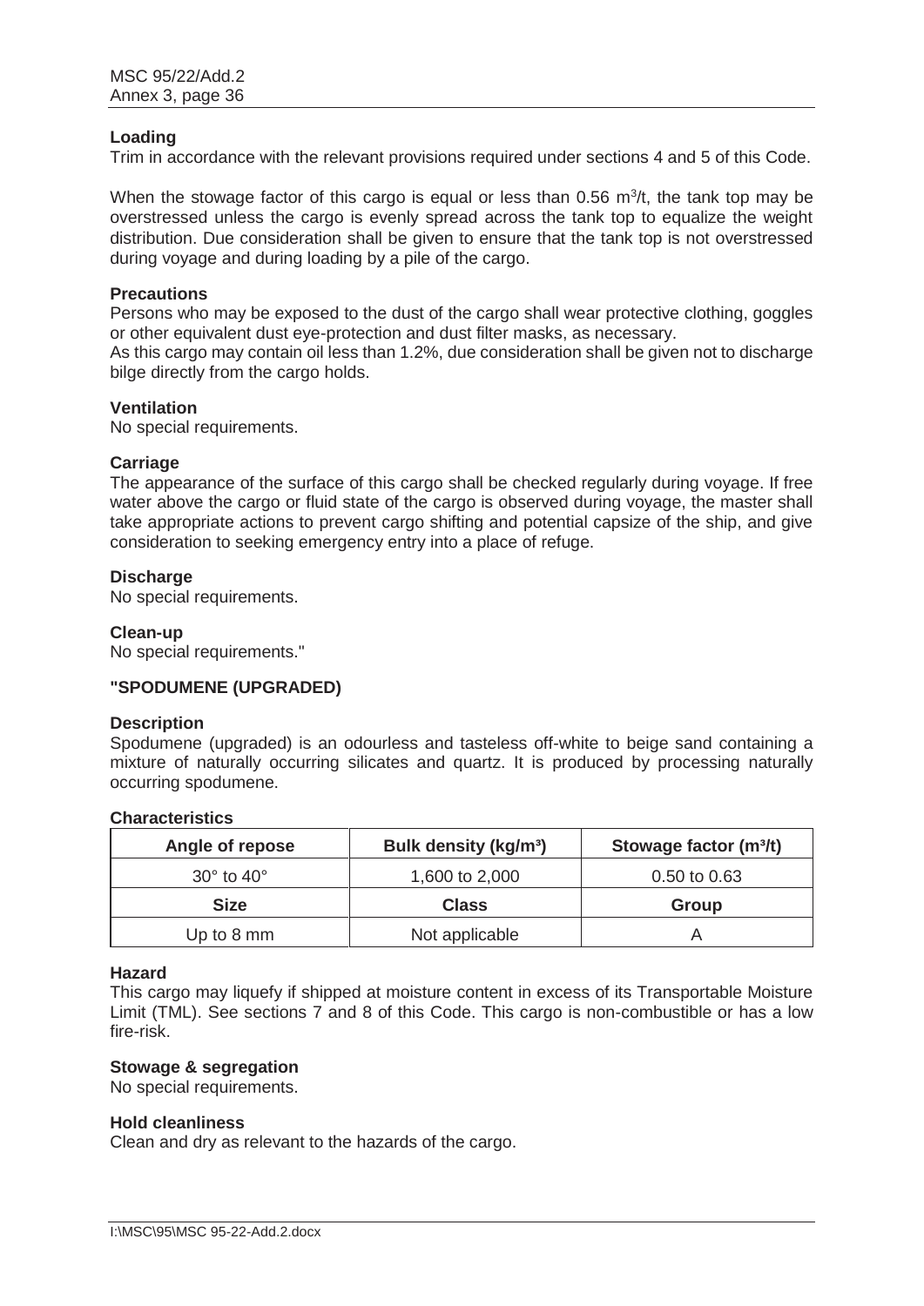**Loading**

Trim in accordance with the relevant provisions required under sections 4 and 5 of this Code.

When the stowage factor of this cargo is equal or less than 0.56 $m^3$/t, the tank top may be overstressed unless the cargo is evenly spread across the tank top to equalize the weight distribution. Due consideration shall be given to ensure that the tank top is not overstressed during voyage and during loading by a pile of the cargo.

**Precautions**

Persons who may be exposed to the dust of the cargo shall wear protective clothing, goggles or other equivalent dust eye-protection and dust filter masks, as necessary.
As this cargo may contain oil less than 1.2%, due consideration shall be given not to discharge bilge directly from the cargo holds.

**Ventilation**

No special requirements.

**Carriage**

The appearance of the surface of this cargo shall be checked regularly during voyage. If free water above the cargo or fluid state of the cargo is observed during voyage, the master shall take appropriate actions to prevent cargo shifting and potential capsize of the ship, and give consideration to seeking emergency entry into a place of refuge.

**Discharge**

No special requirements.

**Clean-up**

No special requirements."

**"SPODUMENE (UPGRADED)**

**Description**

Spodumene (upgraded) is an odourless and tasteless off-white to beige sand containing a mixture of naturally occurring silicates and quartz. It is produced by processing naturally occurring spodumene.

**Characteristics**

| Angle of repose | Bulk density (kg/m³) | Stowage factor (m³/t) |
|---|---|---|
| 30° to 40° | 1,600 to 2,000 | 0.50 to 0.63 |
| **Size** | **Class** | **Group** |
| Up to 8 mm | Not applicable | A |

**Hazard**

This cargo may liquefy if shipped at moisture content in excess of its Transportable Moisture Limit (TML). See sections 7 and 8 of this Code. This cargo is non-combustible or has a low fire-risk.

**Stowage & segregation**

No special requirements.

**Hold cleanliness**

Clean and dry as relevant to the hazards of the cargo.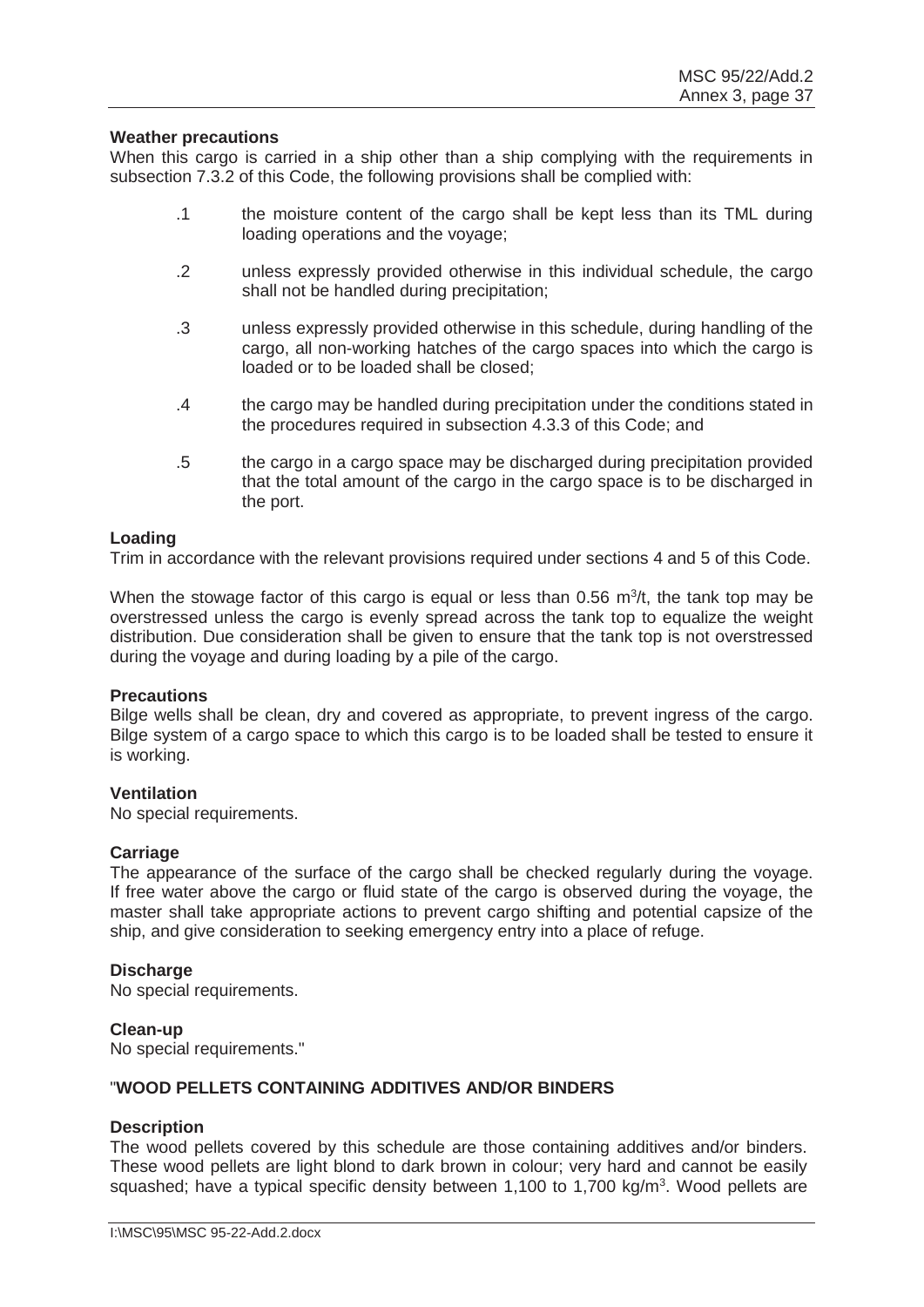**Weather precautions**

When this cargo is carried in a ship other than a ship complying with the requirements in subsection 7.3.2 of this Code, the following provisions shall be complied with:

.1 the moisture content of the cargo shall be kept less than its TML during loading operations and the voyage;

.2 unless expressly provided otherwise in this individual schedule, the cargo shall not be handled during precipitation;

.3 unless expressly provided otherwise in this schedule, during handling of the cargo, all non-working hatches of the cargo spaces into which the cargo is loaded or to be loaded shall be closed;

.4 the cargo may be handled during precipitation under the conditions stated in the procedures required in subsection 4.3.3 of this Code; and

.5 the cargo in a cargo space may be discharged during precipitation provided that the total amount of the cargo in the cargo space is to be discharged in the port.

**Loading**

Trim in accordance with the relevant provisions required under sections 4 and 5 of this Code.

When the stowage factor of this cargo is equal or less than 0.56 $m^3/t$, the tank top may be overstressed unless the cargo is evenly spread across the tank top to equalize the weight distribution. Due consideration shall be given to ensure that the tank top is not overstressed during the voyage and during loading by a pile of the cargo.

**Precautions**

Bilge wells shall be clean, dry and covered as appropriate, to prevent ingress of the cargo. Bilge system of a cargo space to which this cargo is to be loaded shall be tested to ensure it is working.

**Ventilation**

No special requirements.

**Carriage**

The appearance of the surface of the cargo shall be checked regularly during the voyage. If free water above the cargo or fluid state of the cargo is observed during the voyage, the master shall take appropriate actions to prevent cargo shifting and potential capsize of the ship, and give consideration to seeking emergency entry into a place of refuge.

**Discharge**

No special requirements.

**Clean-up**

No special requirements."

"**WOOD PELLETS CONTAINING ADDITIVES AND/OR BINDERS**

**Description**

The wood pellets covered by this schedule are those containing additives and/or binders. These wood pellets are light blond to dark brown in colour; very hard and cannot be easily squashed; have a typical specific density between 1,100 to 1,700 $kg/m^3$. Wood pellets are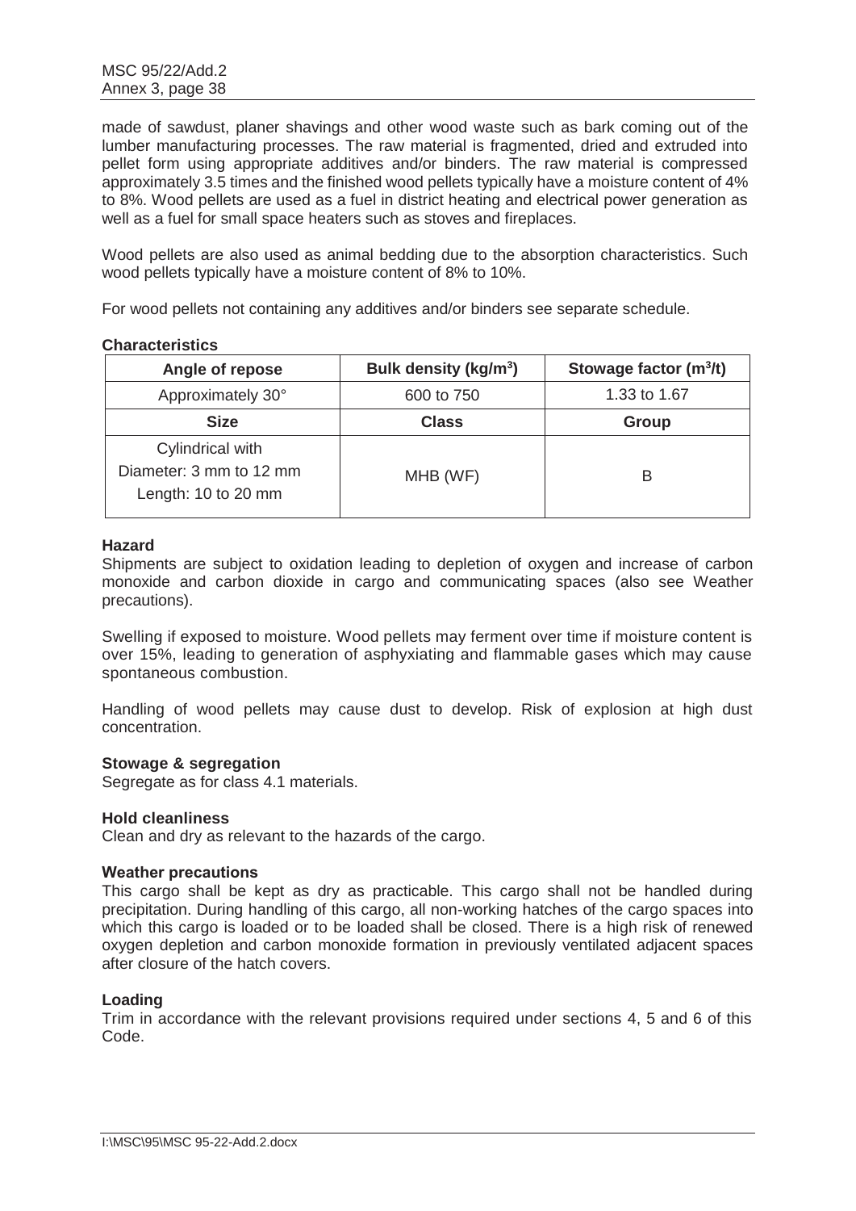made of sawdust, planer shavings and other wood waste such as bark coming out of the lumber manufacturing processes. The raw material is fragmented, dried and extruded into pellet form using appropriate additives and/or binders. The raw material is compressed approximately 3.5 times and the finished wood pellets typically have a moisture content of 4% to 8%. Wood pellets are used as a fuel in district heating and electrical power generation as well as a fuel for small space heaters such as stoves and fireplaces.

Wood pellets are also used as animal bedding due to the absorption characteristics. Such wood pellets typically have a moisture content of 8% to 10%.

For wood pellets not containing any additives and/or binders see separate schedule.

**Characteristics**

| Angle of repose | Bulk density (kg/m$^3$) | Stowage factor (m$^3$/t) |
|---|---|---|
| Approximately 30° | 600 to 750 | 1.33 to 1.67 |
| **Size** | **Class** | **Group** |
| Cylindrical with<br>Diameter: 3 mm to 12 mm<br>Length: 10 to 20 mm | MHB (WF) | B |

**Hazard**

Shipments are subject to oxidation leading to depletion of oxygen and increase of carbon monoxide and carbon dioxide in cargo and communicating spaces (also see Weather precautions).

Swelling if exposed to moisture. Wood pellets may ferment over time if moisture content is over 15%, leading to generation of asphyxiating and flammable gases which may cause spontaneous combustion.

Handling of wood pellets may cause dust to develop. Risk of explosion at high dust concentration.

**Stowage & segregation**

Segregate as for class 4.1 materials.

**Hold cleanliness**

Clean and dry as relevant to the hazards of the cargo.

**Weather precautions**

This cargo shall be kept as dry as practicable. This cargo shall not be handled during precipitation. During handling of this cargo, all non-working hatches of the cargo spaces into which this cargo is loaded or to be loaded shall be closed. There is a high risk of renewed oxygen depletion and carbon monoxide formation in previously ventilated adjacent spaces after closure of the hatch covers.

**Loading**

Trim in accordance with the relevant provisions required under sections 4, 5 and 6 of this Code.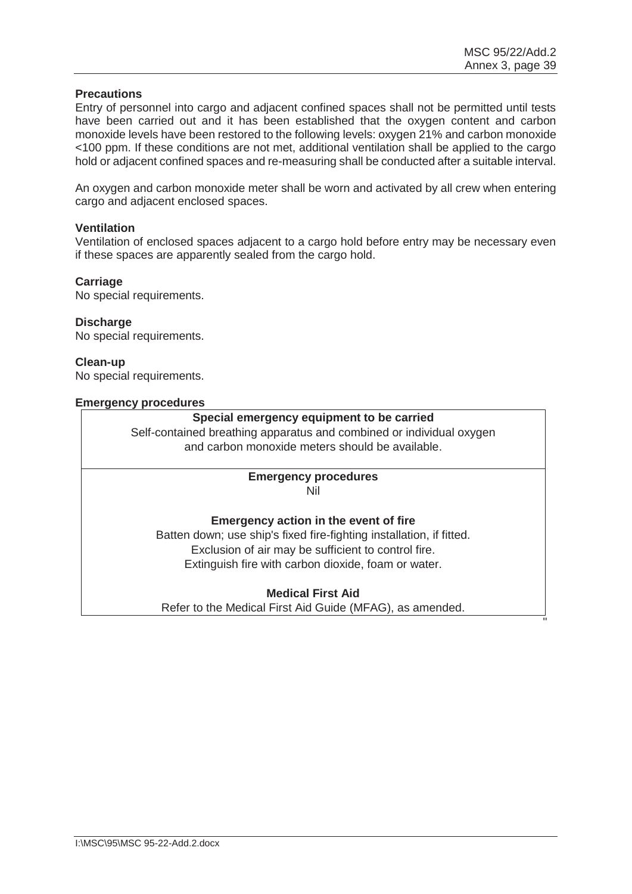**Precautions**

Entry of personnel into cargo and adjacent confined spaces shall not be permitted until tests have been carried out and it has been established that the oxygen content and carbon monoxide levels have been restored to the following levels: oxygen 21% and carbon monoxide <100 ppm. If these conditions are not met, additional ventilation shall be applied to the cargo hold or adjacent confined spaces and re-measuring shall be conducted after a suitable interval.

An oxygen and carbon monoxide meter shall be worn and activated by all crew when entering cargo and adjacent enclosed spaces.

**Ventilation**

Ventilation of enclosed spaces adjacent to a cargo hold before entry may be necessary even if these spaces are apparently sealed from the cargo hold.

**Carriage**

No special requirements.

**Discharge**

No special requirements.

**Clean-up**

No special requirements.

**Emergency procedures**

| **Special emergency equipment to be carried** |
|---|
| Self-contained breathing apparatus and combined or individual oxygen and carbon monoxide meters should be available. |
| **Emergency procedures** |
| Nil |
| **Emergency action in the event of fire** |
| Batten down; use ship's fixed fire-fighting installation, if fitted. Exclusion of air may be sufficient to control fire. Extinguish fire with carbon dioxide, foam or water. |
| **Medical First Aid** |
| Refer to the Medical First Aid Guide (MFAG), as amended. |

"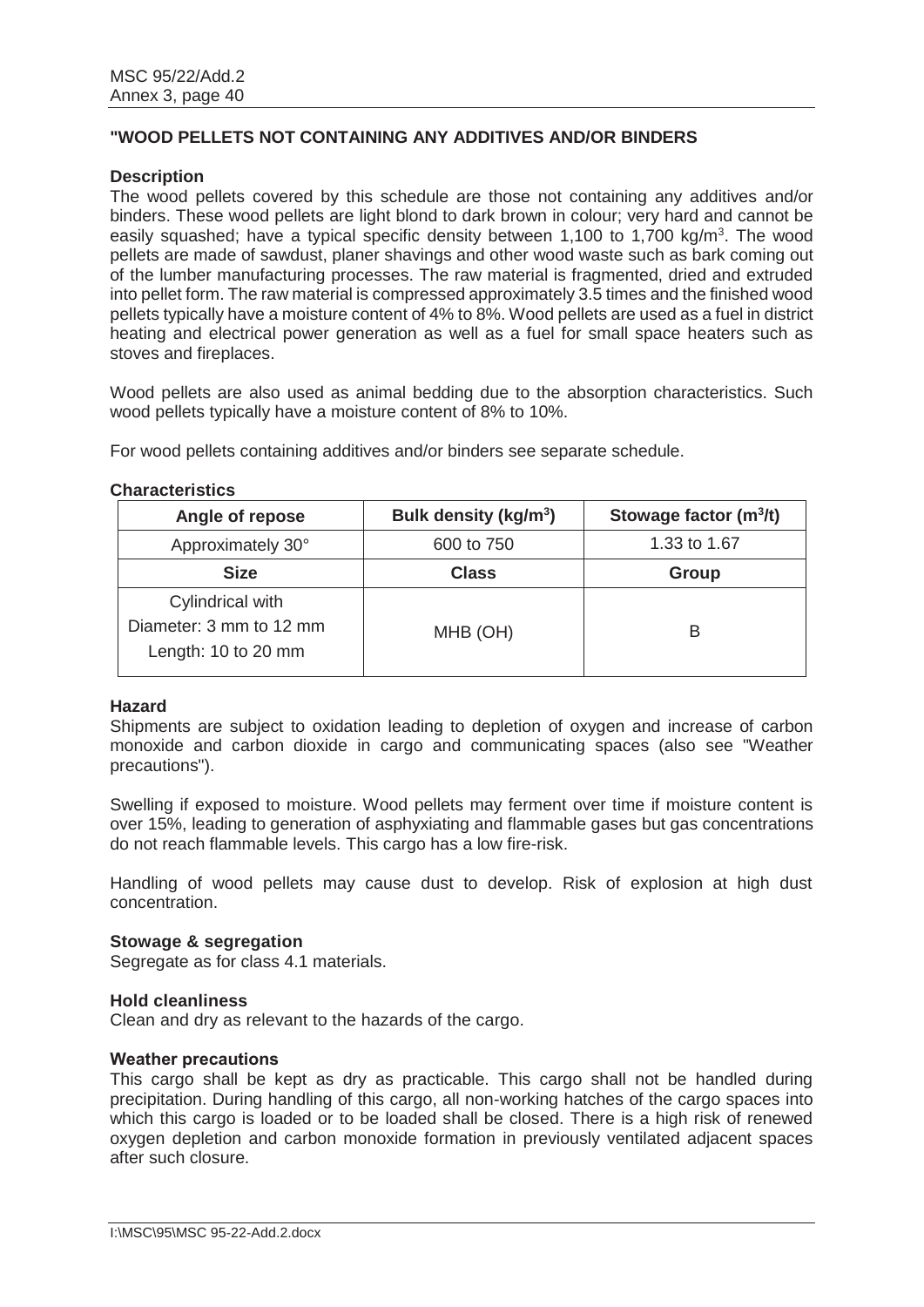## "WOOD PELLETS NOT CONTAINING ANY ADDITIVES AND/OR BINDERS

### Description

The wood pellets covered by this schedule are those not containing any additives and/or binders. These wood pellets are light blond to dark brown in colour; very hard and cannot be easily squashed; have a typical specific density between 1,100 to 1,700 kg/m$^3$. The wood pellets are made of sawdust, planer shavings and other wood waste such as bark coming out of the lumber manufacturing processes. The raw material is fragmented, dried and extruded into pellet form. The raw material is compressed approximately 3.5 times and the finished wood pellets typically have a moisture content of 4% to 8%. Wood pellets are used as a fuel in district heating and electrical power generation as well as a fuel for small space heaters such as stoves and fireplaces.

Wood pellets are also used as animal bedding due to the absorption characteristics. Such wood pellets typically have a moisture content of 8% to 10%.

For wood pellets containing additives and/or binders see separate schedule.

### Characteristics

| Angle of repose | Bulk density (kg/m$^3$) | Stowage factor (m$^3$/t) |
|---|---|---|
| Approximately 30° | 600 to 750 | 1.33 to 1.67 |
| **Size** | **Class** | **Group** |
| Cylindrical with Diameter: 3 mm to 12 mm Length: 10 to 20 mm | MHB (OH) | B |

### Hazard

Shipments are subject to oxidation leading to depletion of oxygen and increase of carbon monoxide and carbon dioxide in cargo and communicating spaces (also see "Weather precautions").

Swelling if exposed to moisture. Wood pellets may ferment over time if moisture content is over 15%, leading to generation of asphyxiating and flammable gases but gas concentrations do not reach flammable levels. This cargo has a low fire-risk.

Handling of wood pellets may cause dust to develop. Risk of explosion at high dust concentration.

### Stowage & segregation

Segregate as for class 4.1 materials.

### Hold cleanliness

Clean and dry as relevant to the hazards of the cargo.

### Weather precautions

This cargo shall be kept as dry as practicable. This cargo shall not be handled during precipitation. During handling of this cargo, all non-working hatches of the cargo spaces into which this cargo is loaded or to be loaded shall be closed. There is a high risk of renewed oxygen depletion and carbon monoxide formation in previously ventilated adjacent spaces after such closure.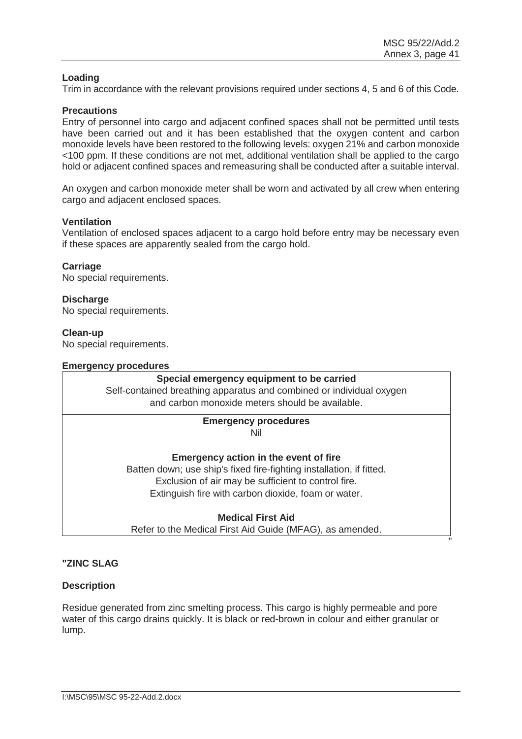**Loading**

Trim in accordance with the relevant provisions required under sections 4, 5 and 6 of this Code.

**Precautions**

Entry of personnel into cargo and adjacent confined spaces shall not be permitted until tests have been carried out and it has been established that the oxygen content and carbon monoxide levels have been restored to the following levels: oxygen 21% and carbon monoxide <100 ppm. If these conditions are not met, additional ventilation shall be applied to the cargo hold or adjacent confined spaces and remeasuring shall be conducted after a suitable interval.

An oxygen and carbon monoxide meter shall be worn and activated by all crew when entering cargo and adjacent enclosed spaces.

**Ventilation**

Ventilation of enclosed spaces adjacent to a cargo hold before entry may be necessary even if these spaces are apparently sealed from the cargo hold.

**Carriage**

No special requirements.

**Discharge**

No special requirements.

**Clean-up**

No special requirements.

**Emergency procedures**

| **Special emergency equipment to be carried** |
| --- |
| Self-contained breathing apparatus and combined or individual oxygen and carbon monoxide meters should be available. |
| **Emergency procedures** <br> Nil <br><br> **Emergency action in the event of fire** <br> Batten down; use ship's fixed fire-fighting installation, if fitted. <br> Exclusion of air may be sufficient to control fire. <br> Extinguish fire with carbon dioxide, foam or water. <br><br> **Medical First Aid** <br> Refer to the Medical First Aid Guide (MFAG), as amended. |

"

**"ZINC SLAG**

**Description**

Residue generated from zinc smelting process. This cargo is highly permeable and pore water of this cargo drains quickly. It is black or red-brown in colour and either granular or lump.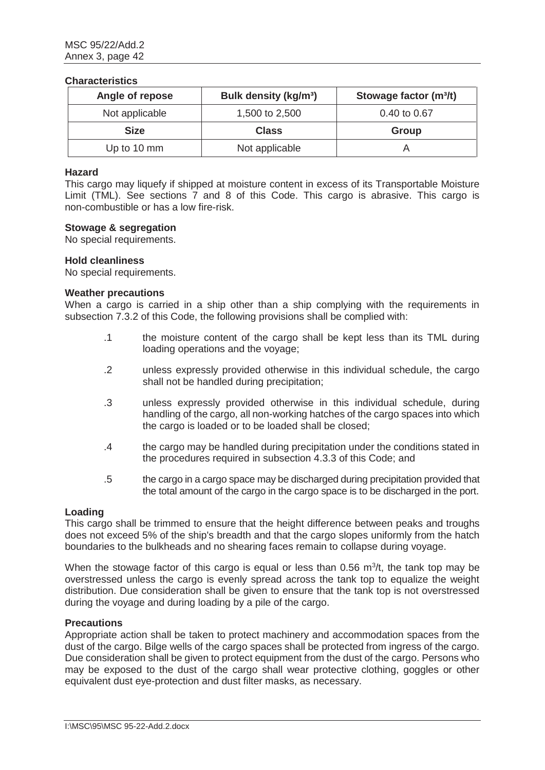**Characteristics**

| Angle of repose | Bulk density (kg/m³) | Stowage factor (m³/t) |
|---|---|---|
| Not applicable | 1,500 to 2,500 | 0.40 to 0.67 |
| **Size** | **Class** | **Group** |
| Up to 10 mm | Not applicable | A |

**Hazard**

This cargo may liquefy if shipped at moisture content in excess of its Transportable Moisture Limit (TML). See sections 7 and 8 of this Code. This cargo is abrasive. This cargo is non-combustible or has a low fire-risk.

**Stowage & segregation**

No special requirements.

**Hold cleanliness**

No special requirements.

**Weather precautions**

When a cargo is carried in a ship other than a ship complying with the requirements in subsection 7.3.2 of this Code, the following provisions shall be complied with:

.1 the moisture content of the cargo shall be kept less than its TML during loading operations and the voyage;

.2 unless expressly provided otherwise in this individual schedule, the cargo shall not be handled during precipitation;

.3 unless expressly provided otherwise in this individual schedule, during handling of the cargo, all non-working hatches of the cargo spaces into which the cargo is loaded or to be loaded shall be closed;

.4 the cargo may be handled during precipitation under the conditions stated in the procedures required in subsection 4.3.3 of this Code; and

.5 the cargo in a cargo space may be discharged during precipitation provided that the total amount of the cargo in the cargo space is to be discharged in the port.

**Loading**

This cargo shall be trimmed to ensure that the height difference between peaks and troughs does not exceed 5% of the ship's breadth and that the cargo slopes uniformly from the hatch boundaries to the bulkheads and no shearing faces remain to collapse during voyage.

When the stowage factor of this cargo is equal or less than 0.56 $m^3$/t, the tank top may be overstressed unless the cargo is evenly spread across the tank top to equalize the weight distribution. Due consideration shall be given to ensure that the tank top is not overstressed during the voyage and during loading by a pile of the cargo.

**Precautions**

Appropriate action shall be taken to protect machinery and accommodation spaces from the dust of the cargo. Bilge wells of the cargo spaces shall be protected from ingress of the cargo. Due consideration shall be given to protect equipment from the dust of the cargo. Persons who may be exposed to the dust of the cargo shall wear protective clothing, goggles or other equivalent dust eye-protection and dust filter masks, as necessary.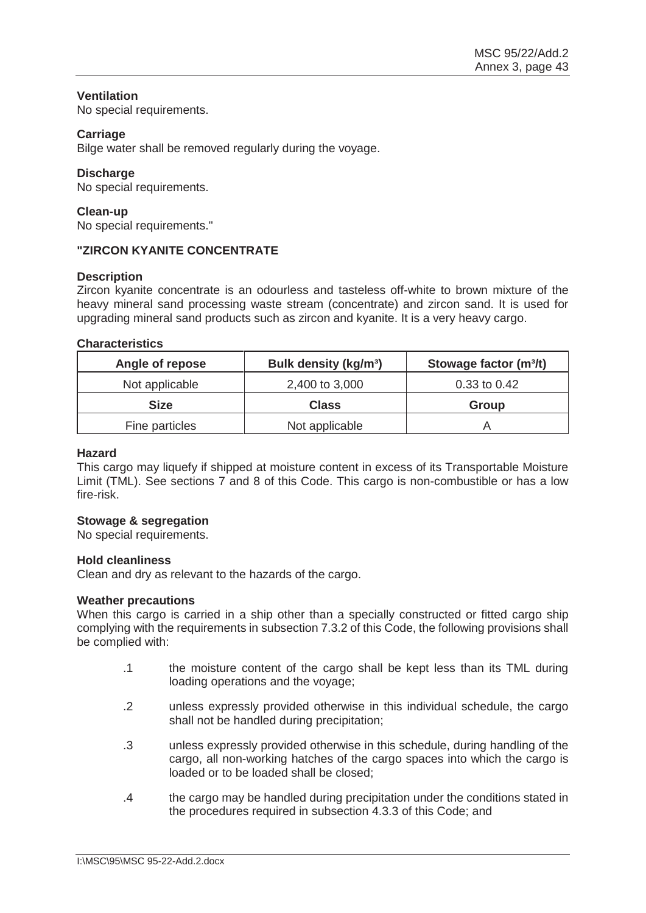**Ventilation**

No special requirements.

**Carriage**

Bilge water shall be removed regularly during the voyage.

**Discharge**

No special requirements.

**Clean-up**

No special requirements."

**"ZIRCON KYANITE CONCENTRATE**

**Description**

Zircon kyanite concentrate is an odourless and tasteless off-white to brown mixture of the heavy mineral sand processing waste stream (concentrate) and zircon sand. It is used for upgrading mineral sand products such as zircon and kyanite. It is a very heavy cargo.

**Characteristics**

| Angle of repose | Bulk density (kg/m³) | Stowage factor (m³/t) |
|---|---|---|
| Not applicable | 2,400 to 3,000 | 0.33 to 0.42 |
| **Size** | **Class** | **Group** |
| Fine particles | Not applicable | A |

**Hazard**

This cargo may liquefy if shipped at moisture content in excess of its Transportable Moisture Limit (TML). See sections 7 and 8 of this Code. This cargo is non-combustible or has a low fire-risk.

**Stowage & segregation**

No special requirements.

**Hold cleanliness**

Clean and dry as relevant to the hazards of the cargo.

**Weather precautions**

When this cargo is carried in a ship other than a specially constructed or fitted cargo ship complying with the requirements in subsection 7.3.2 of this Code, the following provisions shall be complied with:

.1 the moisture content of the cargo shall be kept less than its TML during loading operations and the voyage;

.2 unless expressly provided otherwise in this individual schedule, the cargo shall not be handled during precipitation;

.3 unless expressly provided otherwise in this schedule, during handling of the cargo, all non-working hatches of the cargo spaces into which the cargo is loaded or to be loaded shall be closed;

.4 the cargo may be handled during precipitation under the conditions stated in the procedures required in subsection 4.3.3 of this Code; and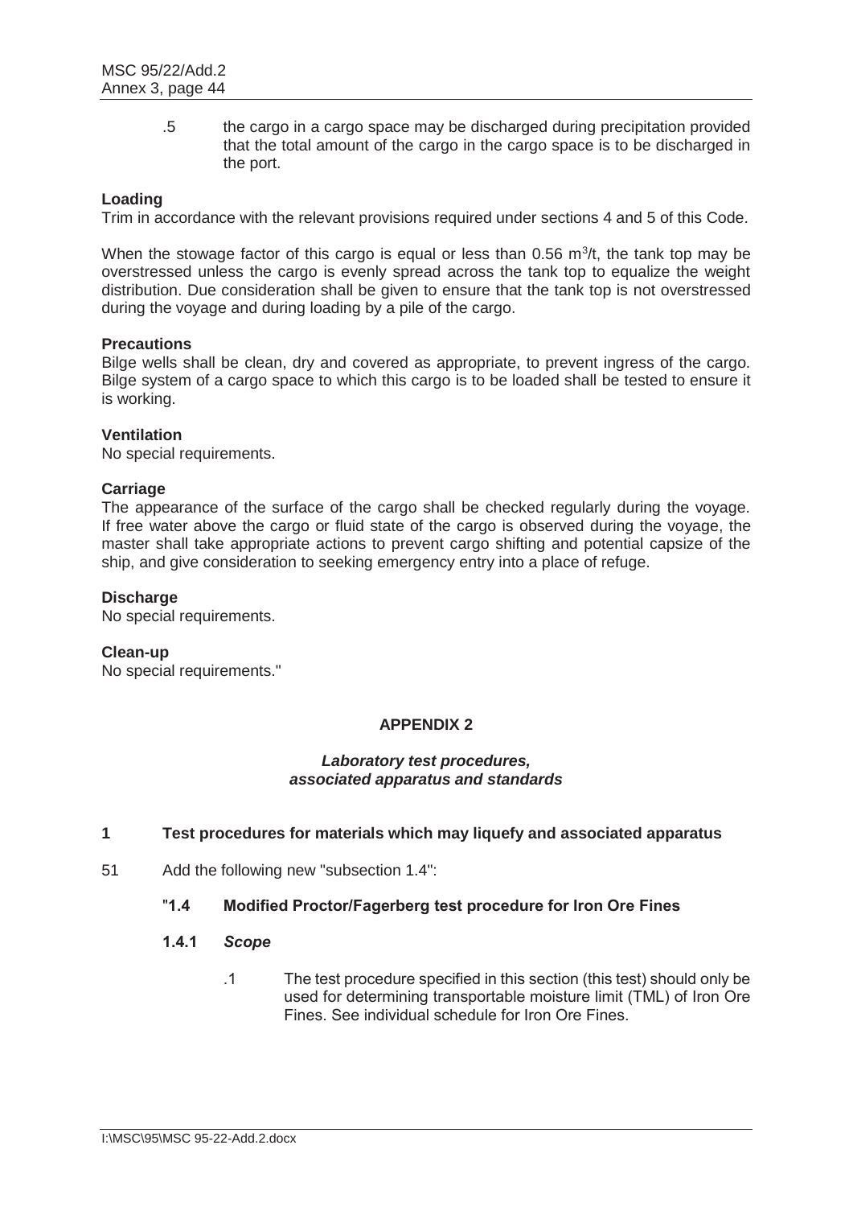.5 the cargo in a cargo space may be discharged during precipitation provided that the total amount of the cargo in the cargo space is to be discharged in the port.

**Loading**

Trim in accordance with the relevant provisions required under sections 4 and 5 of this Code.

When the stowage factor of this cargo is equal or less than 0.56 $m^3$/t, the tank top may be overstressed unless the cargo is evenly spread across the tank top to equalize the weight distribution. Due consideration shall be given to ensure that the tank top is not overstressed during the voyage and during loading by a pile of the cargo.

**Precautions**

Bilge wells shall be clean, dry and covered as appropriate, to prevent ingress of the cargo. Bilge system of a cargo space to which this cargo is to be loaded shall be tested to ensure it is working.

**Ventilation**

No special requirements.

**Carriage**

The appearance of the surface of the cargo shall be checked regularly during the voyage. If free water above the cargo or fluid state of the cargo is observed during the voyage, the master shall take appropriate actions to prevent cargo shifting and potential capsize of the ship, and give consideration to seeking emergency entry into a place of refuge.

**Discharge**

No special requirements.

**Clean-up**

No special requirements."

## APPENDIX 2

### *Laboratory test procedures, associated apparatus and standards*

**1 Test procedures for materials which may liquefy and associated apparatus**

51 Add the following new "subsection 1.4":

**"1.4 Modified Proctor/Fagerberg test procedure for Iron Ore Fines**

**1.4.1** ***Scope***

.1 The test procedure specified in this section (this test) should only be used for determining transportable moisture limit (TML) of Iron Ore Fines. See individual schedule for Iron Ore Fines.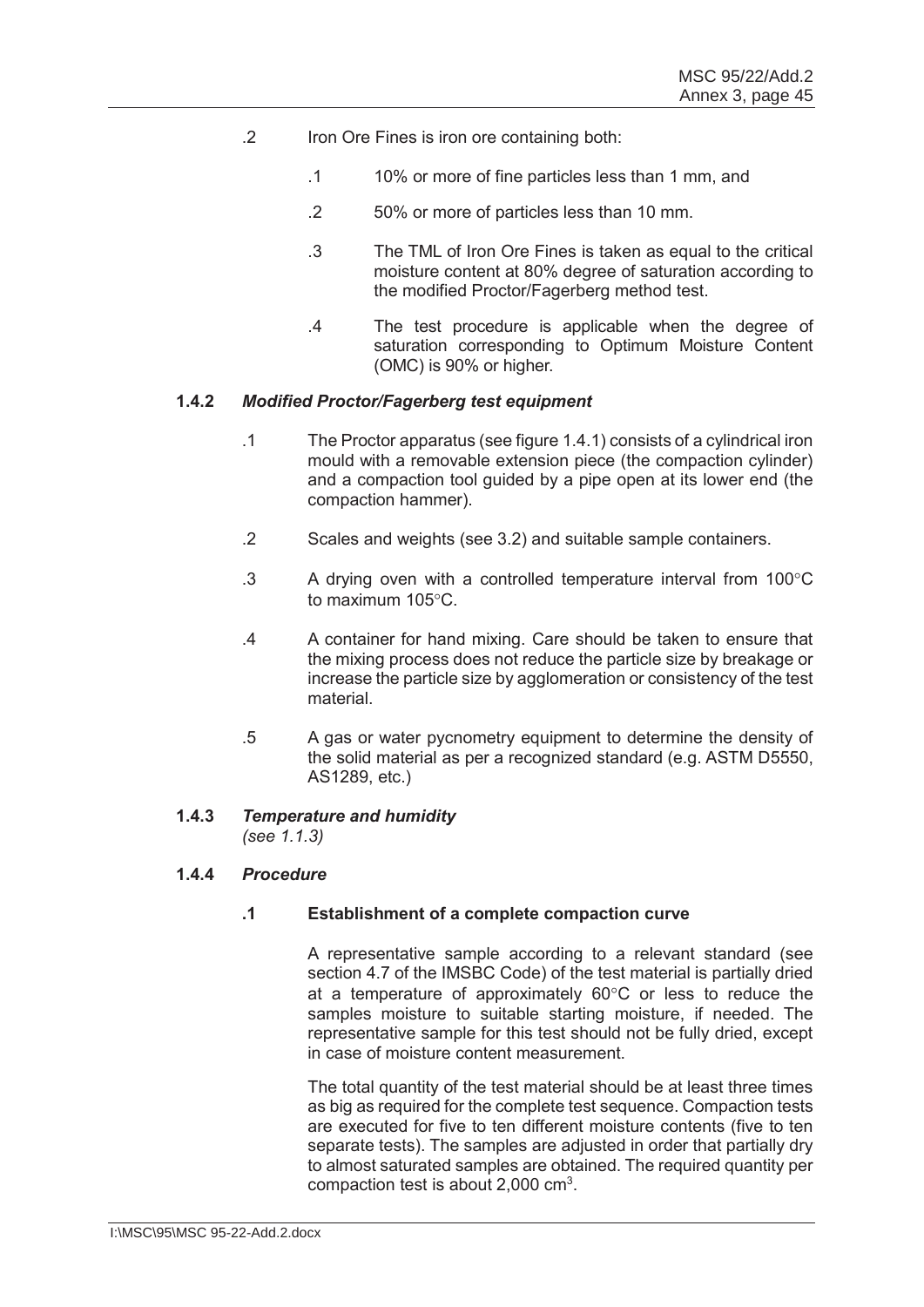.2 Iron Ore Fines is iron ore containing both:

.1 10% or more of fine particles less than 1 mm, and

.2 50% or more of particles less than 10 mm.

.3 The TML of Iron Ore Fines is taken as equal to the critical moisture content at 80% degree of saturation according to the modified Proctor/Fagerberg method test.

.4 The test procedure is applicable when the degree of saturation corresponding to Optimum Moisture Content (OMC) is 90% or higher.

**1.4.2** ***Modified Proctor/Fagerberg test equipment***

.1 The Proctor apparatus (see figure 1.4.1) consists of a cylindrical iron mould with a removable extension piece (the compaction cylinder) and a compaction tool guided by a pipe open at its lower end (the compaction hammer).

.2 Scales and weights (see 3.2) and suitable sample containers.

.3 A drying oven with a controlled temperature interval from 100°C to maximum 105°C.

.4 A container for hand mixing. Care should be taken to ensure that the mixing process does not reduce the particle size by breakage or increase the particle size by agglomeration or consistency of the test material.

.5 A gas or water pycnometry equipment to determine the density of the solid material as per a recognized standard (e.g. ASTM D5550, AS1289, etc.)

**1.4.3** ***Temperature and humidity***
*(see 1.1.3)*

**1.4.4** ***Procedure***

**.1 Establishment of a complete compaction curve**

A representative sample according to a relevant standard (see section 4.7 of the IMSBC Code) of the test material is partially dried at a temperature of approximately 60°C or less to reduce the samples moisture to suitable starting moisture, if needed. The representative sample for this test should not be fully dried, except in case of moisture content measurement.

The total quantity of the test material should be at least three times as big as required for the complete test sequence. Compaction tests are executed for five to ten different moisture contents (five to ten separate tests). The samples are adjusted in order that partially dry to almost saturated samples are obtained. The required quantity per compaction test is about 2,000 cm$^3$.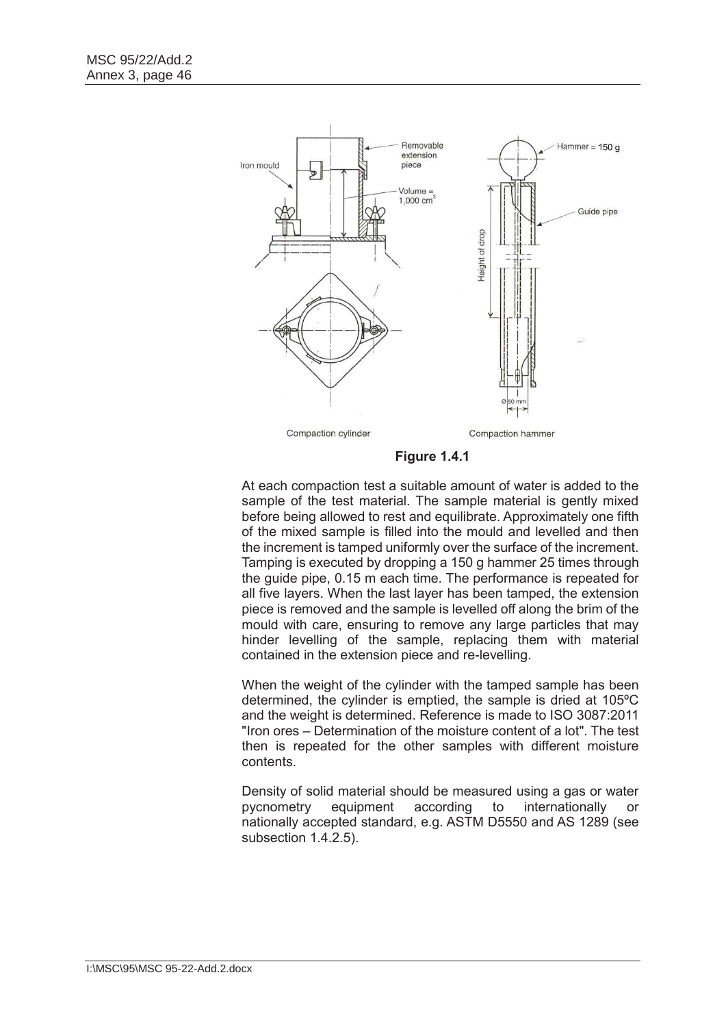**Figure 1.4.1**

At each compaction test a suitable amount of water is added to the sample of the test material. The sample material is gently mixed before being allowed to rest and equilibrate. Approximately one fifth of the mixed sample is filled into the mould and levelled and then the increment is tamped uniformly over the surface of the increment. Tamping is executed by dropping a 150 g hammer 25 times through the guide pipe, 0.15 m each time. The performance is repeated for all five layers. When the last layer has been tamped, the extension piece is removed and the sample is levelled off along the brim of the mould with care, ensuring to remove any large particles that may hinder levelling of the sample, replacing them with material contained in the extension piece and re-levelling.

When the weight of the cylinder with the tamped sample has been determined, the cylinder is emptied, the sample is dried at 105ºC and the weight is determined. Reference is made to ISO 3087:2011 "Iron ores – Determination of the moisture content of a lot". The test then is repeated for the other samples with different moisture contents.

Density of solid material should be measured using a gas or water pycnometry equipment according to internationally or nationally accepted standard, e.g. ASTM D5550 and AS 1289 (see subsection 1.4.2.5).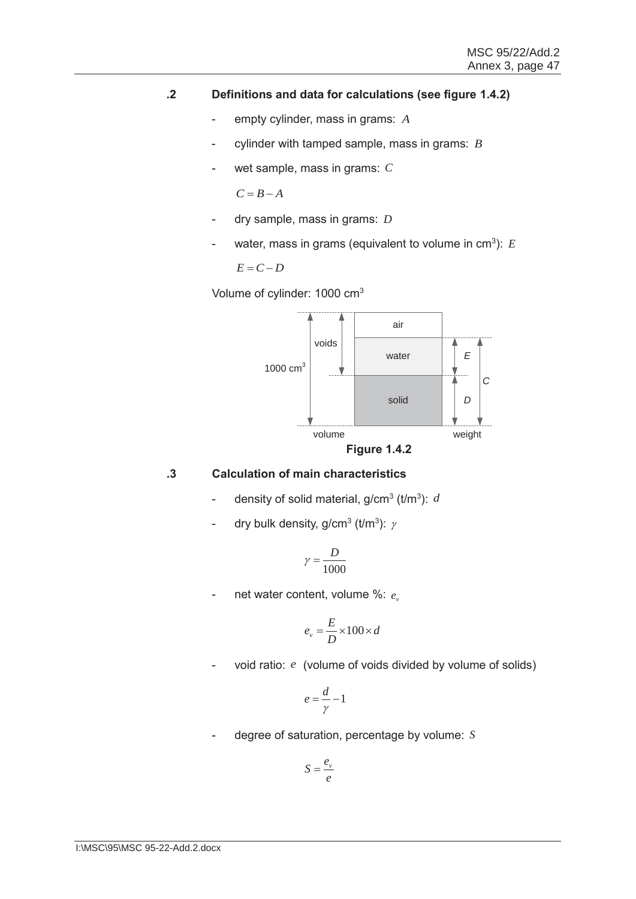**.2 Definitions and data for calculations (see figure 1.4.2)**

- empty cylinder, mass in grams: $A$
- cylinder with tamped sample, mass in grams: $B$
- wet sample, mass in grams: $C$

  $C = B - A$

- dry sample, mass in grams: $D$
- water, mass in grams (equivalent to volume in cm$^3$): $E$

  $E = C - D$

Volume of cylinder: 1000 cm$^3$

**Figure 1.4.2**

**.3 Calculation of main characteristics**

- density of solid material, g/cm$^3$ (t/m$^3$): $d$
- dry bulk density, g/cm$^3$ (t/m$^3$): $\gamma$

$$\gamma = \frac{D}{1000}$$

- net water content, volume %: $e_v$

$$e_v = \frac{E}{D} \times 100 \times d$$

- void ratio: $e$ (volume of voids divided by volume of solids)

$$e = \frac{d}{\gamma} - 1$$

- degree of saturation, percentage by volume: $S$

$$S = \frac{e_v}{e}$$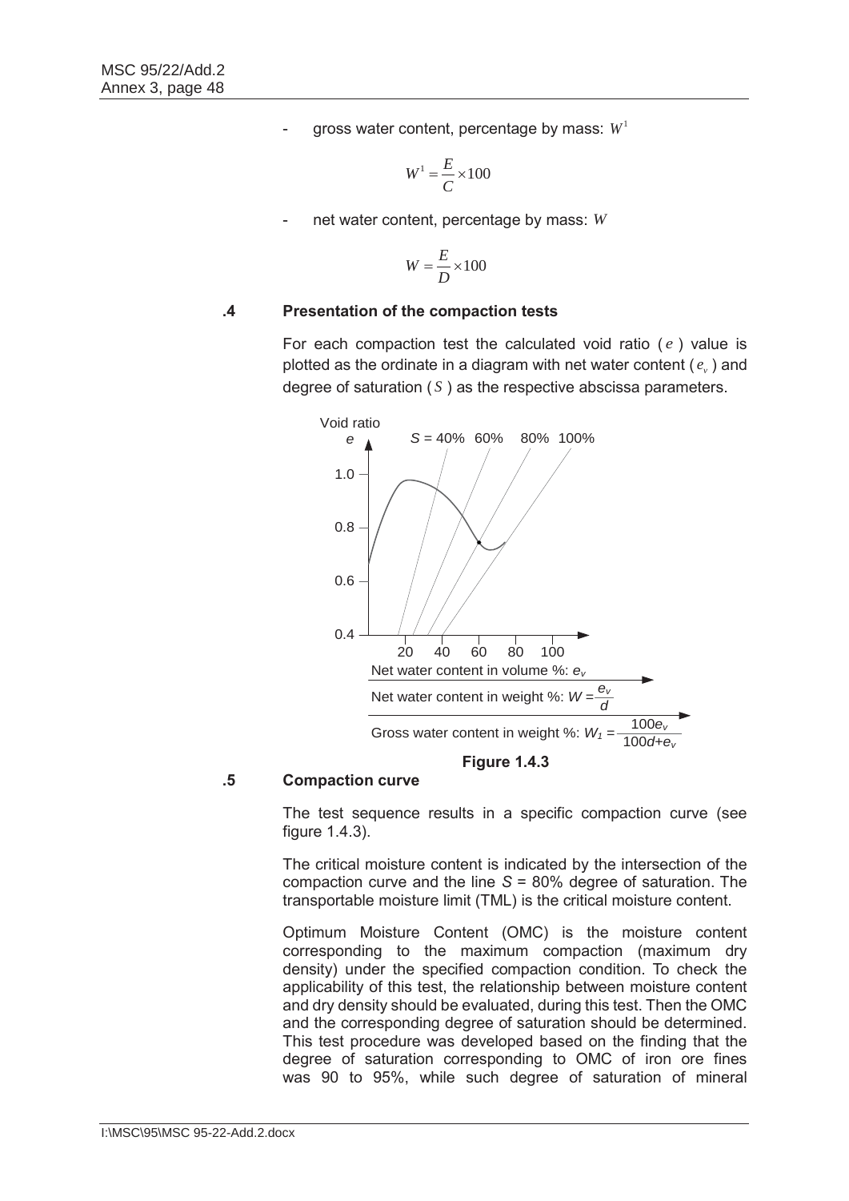- gross water content, percentage by mass: $W^1$

$$W^1 = \frac{E}{C} \times 100$$

- net water content, percentage by mass: $W$

$$W = \frac{E}{D} \times 100$$

**.4 Presentation of the compaction tests**

For each compaction test the calculated void ratio ($e$) value is plotted as the ordinate in a diagram with net water content ($e_v$) and degree of saturation ($S$) as the respective abscissa parameters.

Void ratio $e$; $S$ = 40% 60% 80% 100%

Net water content in volume %: $e_v$

Net water content in weight %: $W = \frac{e_v}{d}$

Gross water content in weight %: $W_1 = \frac{100 e_v}{100d + e_v}$

**Figure 1.4.3**

**.5 Compaction curve**

The test sequence results in a specific compaction curve (see figure 1.4.3).

The critical moisture content is indicated by the intersection of the compaction curve and the line $S$ = 80% degree of saturation. The transportable moisture limit (TML) is the critical moisture content.

Optimum Moisture Content (OMC) is the moisture content corresponding to the maximum compaction (maximum dry density) under the specified compaction condition. To check the applicability of this test, the relationship between moisture content and dry density should be evaluated, during this test. Then the OMC and the corresponding degree of saturation should be determined. This test procedure was developed based on the finding that the degree of saturation corresponding to OMC of iron ore fines was 90 to 95%, while such degree of saturation of mineral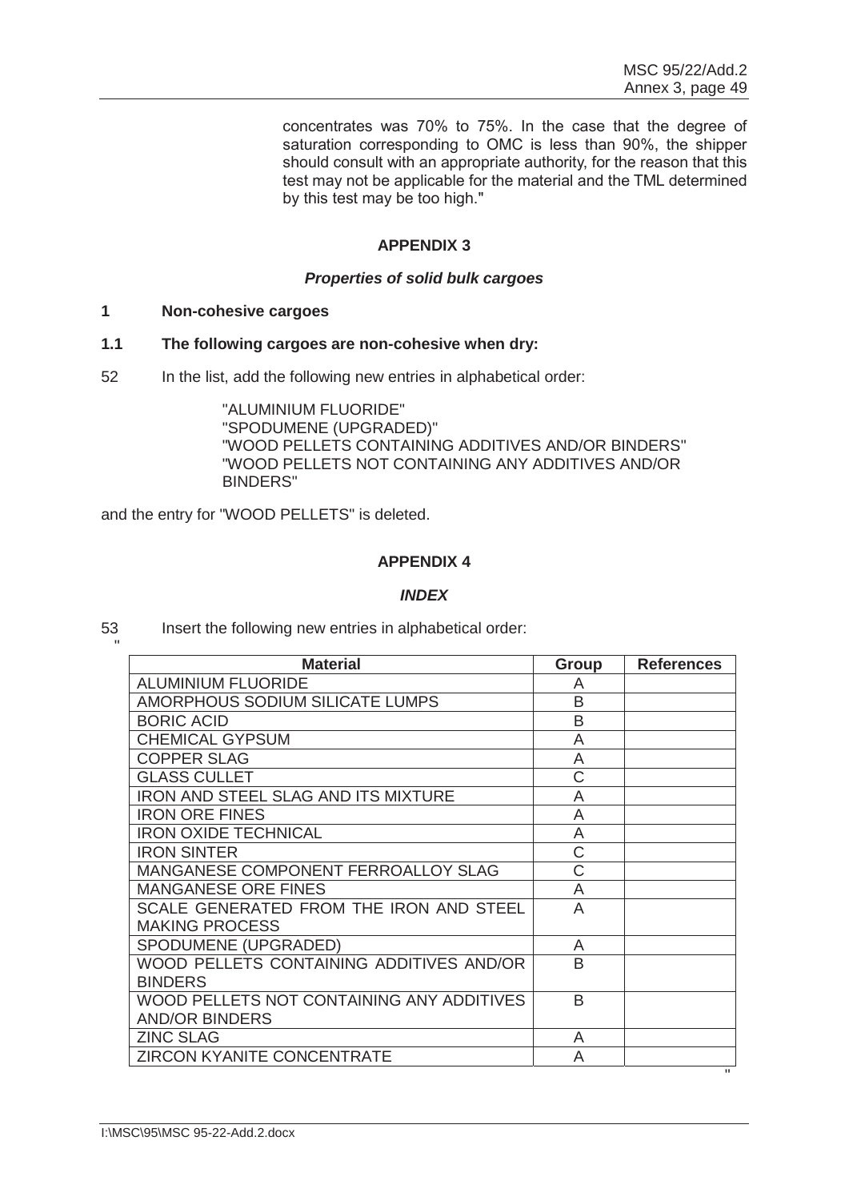concentrates was 70% to 75%. In the case that the degree of saturation corresponding to OMC is less than 90%, the shipper should consult with an appropriate authority, for the reason that this test may not be applicable for the material and the TML determined by this test may be too high."

## APPENDIX 3

### *Properties of solid bulk cargoes*

**1 Non-cohesive cargoes**

**1.1 The following cargoes are non-cohesive when dry:**

52 In the list, add the following new entries in alphabetical order:

"ALUMINIUM FLUORIDE"
"SPODUMENE (UPGRADED)"
"WOOD PELLETS CONTAINING ADDITIVES AND/OR BINDERS"
"WOOD PELLETS NOT CONTAINING ANY ADDITIVES AND/OR BINDERS"

and the entry for "WOOD PELLETS" is deleted.

## APPENDIX 4

### *INDEX*

53 Insert the following new entries in alphabetical order:

"

| Material | Group | References |
|---|---|---|
| ALUMINIUM FLUORIDE | A | |
| AMORPHOUS SODIUM SILICATE LUMPS | B | |
| BORIC ACID | B | |
| CHEMICAL GYPSUM | A | |
| COPPER SLAG | A | |
| GLASS CULLET | C | |
| IRON AND STEEL SLAG AND ITS MIXTURE | A | |
| IRON ORE FINES | A | |
| IRON OXIDE TECHNICAL | A | |
| IRON SINTER | C | |
| MANGANESE COMPONENT FERROALLOY SLAG | C | |
| MANGANESE ORE FINES | A | |
| SCALE GENERATED FROM THE IRON AND STEEL MAKING PROCESS | A | |
| SPODUMENE (UPGRADED) | A | |
| WOOD PELLETS CONTAINING ADDITIVES AND/OR BINDERS | B | |
| WOOD PELLETS NOT CONTAINING ANY ADDITIVES AND/OR BINDERS | B | |
| ZINC SLAG | A | |
| ZIRCON KYANITE CONCENTRATE | A | |

"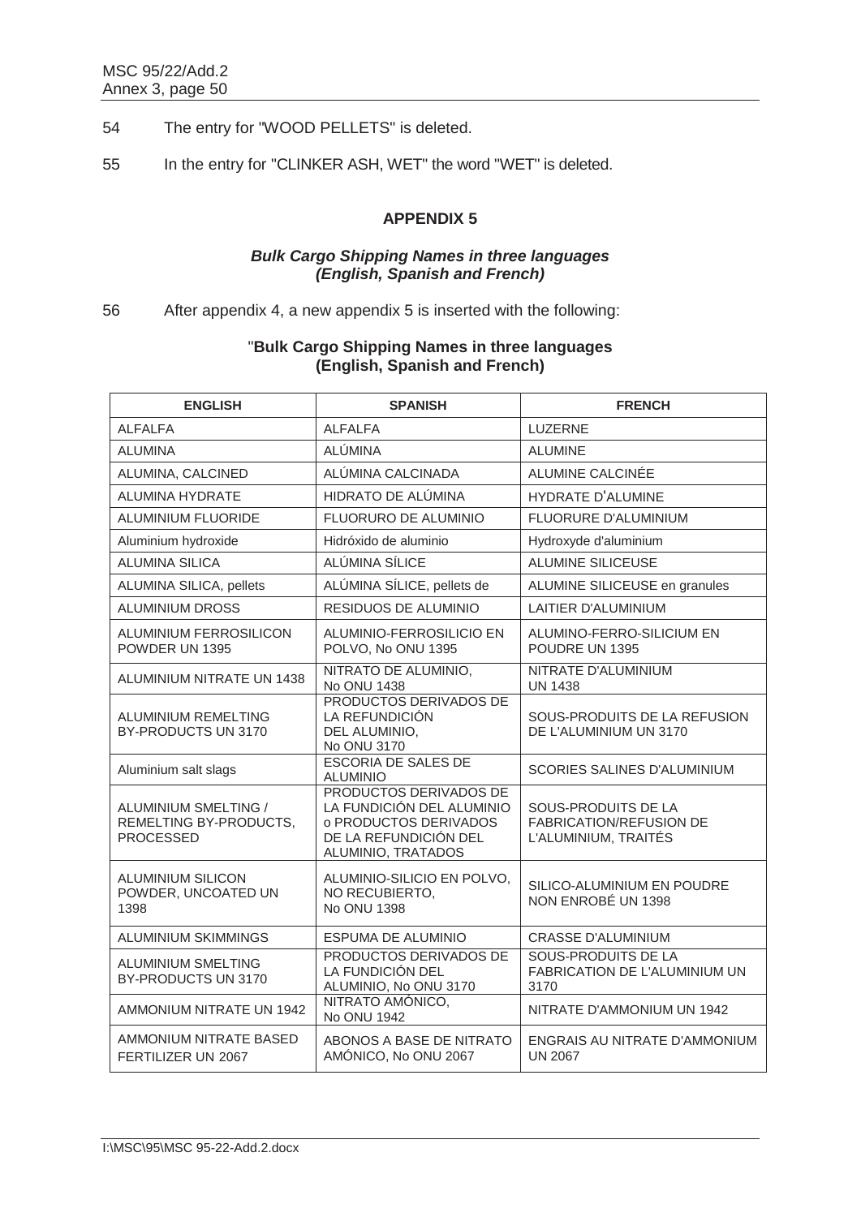54 The entry for "WOOD PELLETS" is deleted.

55 In the entry for "CLINKER ASH, WET" the word "WET" is deleted.

### APPENDIX 5

***Bulk Cargo Shipping Names in three languages (English, Spanish and French)***

56 After appendix 4, a new appendix 5 is inserted with the following:

"**Bulk Cargo Shipping Names in three languages (English, Spanish and French)**

| ENGLISH | SPANISH | FRENCH |
|---|---|---|
| ALFALFA | ALFALFA | LUZERNE |
| ALUMINA | ALÚMINA | ALUMINE |
| ALUMINA, CALCINED | ALÚMINA CALCINADA | ALUMINE CALCINÉE |
| ALUMINA HYDRATE | HIDRATO DE ALÚMINA | HYDRATE D'ALUMINE |
| ALUMINIUM FLUORIDE | FLUORURO DE ALUMINIO | FLUORURE D'ALUMINIUM |
| Aluminium hydroxide | Hidróxido de aluminio | Hydroxyde d'aluminium |
| ALUMINA SILICA | ALÚMINA SÍLICE | ALUMINE SILICEUSE |
| ALUMINA SILICA, pellets | ALÚMINA SÍLICE, pellets de | ALUMINE SILICEUSE en granules |
| ALUMINIUM DROSS | RESIDUOS DE ALUMINIO | LAITIER D'ALUMINIUM |
| ALUMINIUM FERROSILICON POWDER UN 1395 | ALUMINIO-FERROSILICIO EN POLVO, No ONU 1395 | ALUMINO-FERRO-SILICIUM EN POUDRE UN 1395 |
| ALUMINIUM NITRATE UN 1438 | NITRATO DE ALUMINIO, No ONU 1438 | NITRATE D'ALUMINIUM UN 1438 |
| ALUMINIUM REMELTING BY-PRODUCTS UN 3170 | PRODUCTOS DERIVADOS DE LA REFUNDICIÓN DEL ALUMINIO, No ONU 3170 | SOUS-PRODUITS DE LA REFUSION DE L'ALUMINIUM UN 3170 |
| Aluminium salt slags | ESCORIA DE SALES DE ALUMINIO | SCORIES SALINES D'ALUMINIUM |
| ALUMINIUM SMELTING / REMELTING BY-PRODUCTS, PROCESSED | PRODUCTOS DERIVADOS DE LA FUNDICIÓN DEL ALUMINIO o PRODUCTOS DERIVADOS DE LA REFUNDICIÓN DEL ALUMINIO, TRATADOS | SOUS-PRODUITS DE LA FABRICATION/REFUSION DE L'ALUMINIUM, TRAITÉS |
| ALUMINIUM SILICON POWDER, UNCOATED UN 1398 | ALUMINIO-SILICIO EN POLVO, NO RECUBIERTO, No ONU 1398 | SILICO-ALUMINIUM EN POUDRE NON ENROBÉ UN 1398 |
| ALUMINIUM SKIMMINGS | ESPUMA DE ALUMINIO | CRASSE D'ALUMINIUM |
| ALUMINIUM SMELTING BY-PRODUCTS UN 3170 | PRODUCTOS DERIVADOS DE LA FUNDICIÓN DEL ALUMINIO, No ONU 3170 | SOUS-PRODUITS DE LA FABRICATION DE L'ALUMINIUM UN 3170 |
| AMMONIUM NITRATE UN 1942 | NITRATO AMÓNICO, No ONU 1942 | NITRATE D'AMMONIUM UN 1942 |
| AMMONIUM NITRATE BASED FERTILIZER UN 2067 | ABONOS A BASE DE NITRATO AMÓNICO, No ONU 2067 | ENGRAIS AU NITRATE D'AMMONIUM UN 2067 |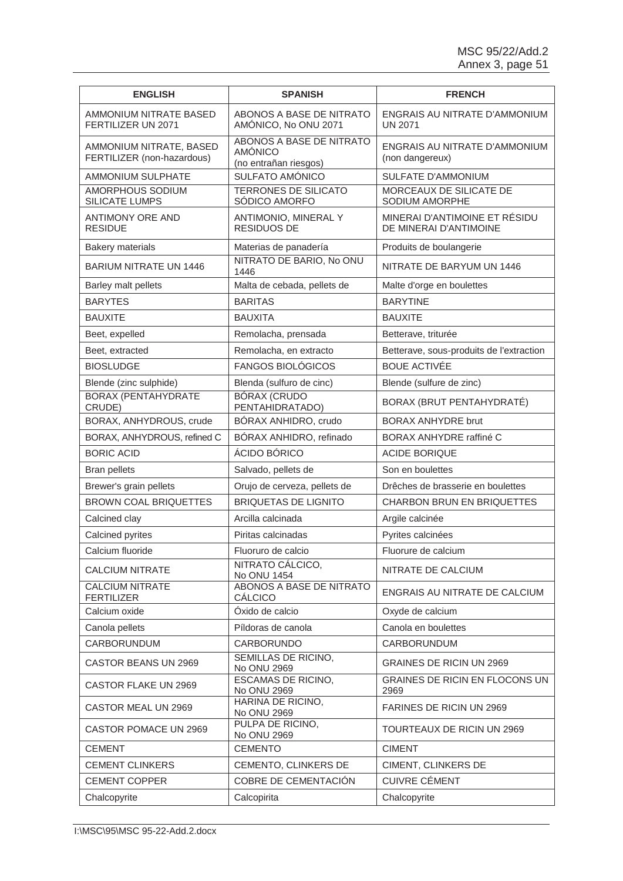| ENGLISH | SPANISH | FRENCH |
|---|---|---|
| AMMONIUM NITRATE BASED FERTILIZER UN 2071 | ABONOS A BASE DE NITRATO AMÓNICO, No ONU 2071 | ENGRAIS AU NITRATE D'AMMONIUM UN 2071 |
| AMMONIUM NITRATE, BASED FERTILIZER (non-hazardous) | ABONOS A BASE DE NITRATO AMÓNICO (no entrañan riesgos) | ENGRAIS AU NITRATE D'AMMONIUM (non dangereux) |
| AMMONIUM SULPHATE | SULFATO AMÓNICO | SULFATE D'AMMONIUM |
| AMORPHOUS SODIUM SILICATE LUMPS | TERRONES DE SILICATO SÓDICO AMORFO | MORCEAUX DE SILICATE DE SODIUM AMORPHE |
| ANTIMONY ORE AND RESIDUE | ANTIMONIO, MINERAL Y RESIDUOS DE | MINERAI D'ANTIMOINE ET RÉSIDU DE MINERAI D'ANTIMOINE |
| Bakery materials | Materias de panadería | Produits de boulangerie |
| BARIUM NITRATE UN 1446 | NITRATO DE BARIO, No ONU 1446 | NITRATE DE BARYUM UN 1446 |
| Barley malt pellets | Malta de cebada, pellets de | Malte d'orge en boulettes |
| BARYTES | BARITAS | BARYTINE |
| BAUXITE | BAUXITA | BAUXITE |
| Beet, expelled | Remolacha, prensada | Betterave, triturée |
| Beet, extracted | Remolacha, en extracto | Betterave, sous-produits de l'extraction |
| BIOSLUDGE | FANGOS BIOLÓGICOS | BOUE ACTIVÉE |
| Blende (zinc sulphide) | Blenda (sulfuro de cinc) | Blende (sulfure de zinc) |
| BORAX (PENTAHYDRATE CRUDE) | BÓRAX (CRUDO PENTAHIDRATADO) | BORAX (BRUT PENTAHYDRATÉ) |
| BORAX, ANHYDROUS, crude | BÓRAX ANHIDRO, crudo | BORAX ANHYDRE brut |
| BORAX, ANHYDROUS, refined C | BÓRAX ANHIDRO, refinado | BORAX ANHYDRE raffiné C |
| BORIC ACID | ÁCIDO BÓRICO | ACIDE BORIQUE |
| Bran pellets | Salvado, pellets de | Son en boulettes |
| Brewer's grain pellets | Orujo de cerveza, pellets de | Drêches de brasserie en boulettes |
| BROWN COAL BRIQUETTES | BRIQUETAS DE LIGNITO | CHARBON BRUN EN BRIQUETTES |
| Calcined clay | Arcilla calcinada | Argile calcinée |
| Calcined pyrites | Piritas calcinadas | Pyrites calcinées |
| Calcium fluoride | Fluoruro de calcio | Fluorure de calcium |
| CALCIUM NITRATE | NITRATO CÁLCICO, No ONU 1454 | NITRATE DE CALCIUM |
| CALCIUM NITRATE FERTILIZER | ABONOS A BASE DE NITRATO CÁLCICO | ENGRAIS AU NITRATE DE CALCIUM |
| Calcium oxide | Óxido de calcio | Oxyde de calcium |
| Canola pellets | Píldoras de canola | Canola en boulettes |
| CARBORUNDUM | CARBORUNDO | CARBORUNDUM |
| CASTOR BEANS UN 2969 | SEMILLAS DE RICINO, No ONU 2969 | GRAINES DE RICIN UN 2969 |
| CASTOR FLAKE UN 2969 | ESCAMAS DE RICINO, No ONU 2969 | GRAINES DE RICIN EN FLOCONS UN 2969 |
| CASTOR MEAL UN 2969 | HARINA DE RICINO, No ONU 2969 | FARINES DE RICIN UN 2969 |
| CASTOR POMACE UN 2969 | PULPA DE RICINO, No ONU 2969 | TOURTEAUX DE RICIN UN 2969 |
| CEMENT | CEMENTO | CIMENT |
| CEMENT CLINKERS | CEMENTO, CLINKERS DE | CIMENT, CLINKERS DE |
| CEMENT COPPER | COBRE DE CEMENTACIÓN | CUIVRE CÉMENT |
| Chalcopyrite | Calcopirita | Chalcopyrite |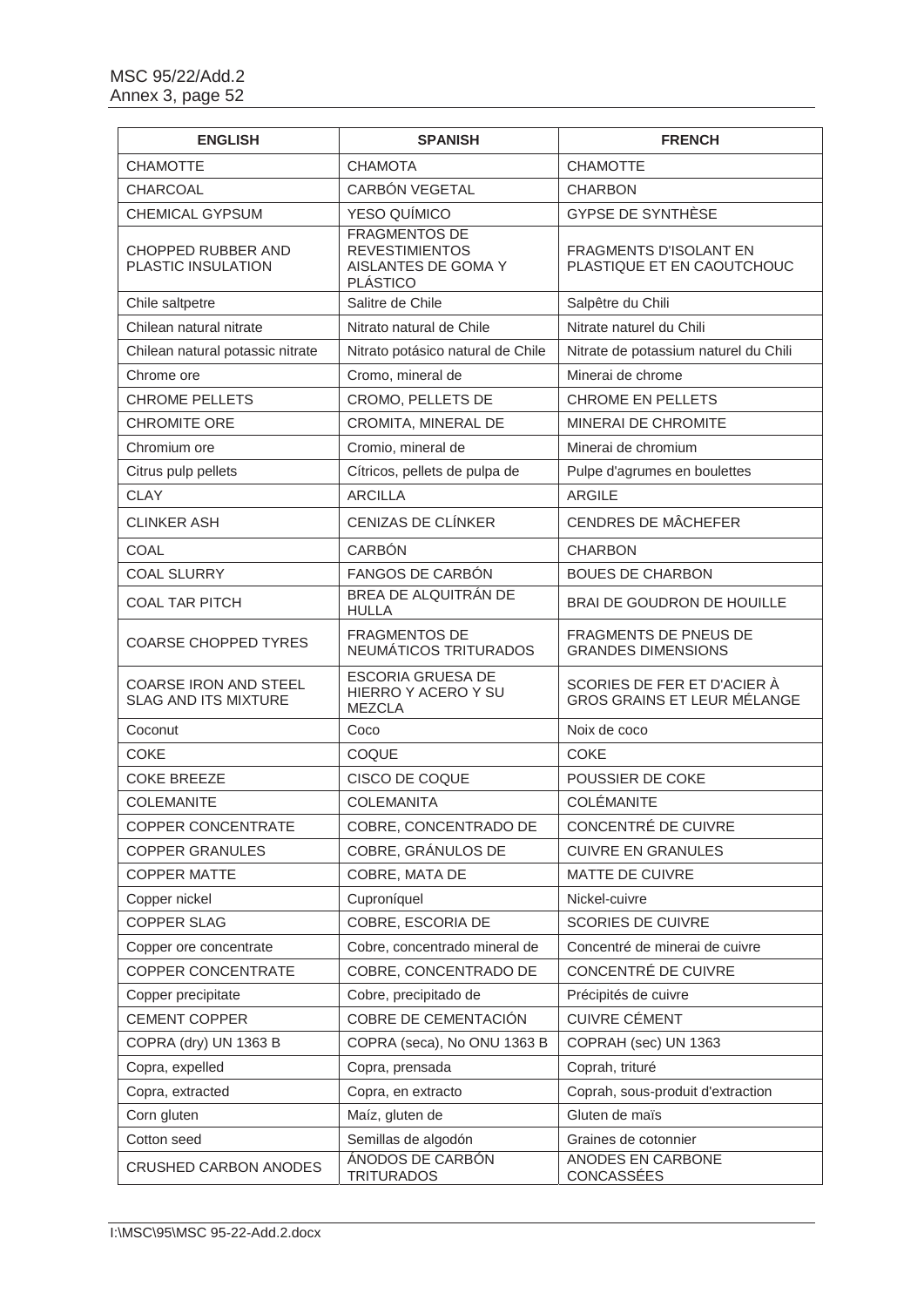| ENGLISH | SPANISH | FRENCH |
|---|---|---|
| CHAMOTTE | CHAMOTA | CHAMOTTE |
| CHARCOAL | CARBÓN VEGETAL | CHARBON |
| CHEMICAL GYPSUM | YESO QUÍMICO | GYPSE DE SYNTHÈSE |
| CHOPPED RUBBER AND PLASTIC INSULATION | FRAGMENTOS DE REVESTIMIENTOS AISLANTES DE GOMA Y PLÁSTICO | FRAGMENTS D'ISOLANT EN PLASTIQUE ET EN CAOUTCHOUC |
| Chile saltpetre | Salitre de Chile | Salpêtre du Chili |
| Chilean natural nitrate | Nitrato natural de Chile | Nitrate naturel du Chili |
| Chilean natural potassic nitrate | Nitrato potásico natural de Chile | Nitrate de potassium naturel du Chili |
| Chrome ore | Cromo, mineral de | Minerai de chrome |
| CHROME PELLETS | CROMO, PELLETS DE | CHROME EN PELLETS |
| CHROMITE ORE | CROMITA, MINERAL DE | MINERAI DE CHROMITE |
| Chromium ore | Cromio, mineral de | Minerai de chromium |
| Citrus pulp pellets | Cítricos, pellets de pulpa de | Pulpe d'agrumes en boulettes |
| CLAY | ARCILLA | ARGILE |
| CLINKER ASH | CENIZAS DE CLÍNKER | CENDRES DE MÂCHEFER |
| COAL | CARBÓN | CHARBON |
| COAL SLURRY | FANGOS DE CARBÓN | BOUES DE CHARBON |
| COAL TAR PITCH | BREA DE ALQUITRÁN DE HULLA | BRAI DE GOUDRON DE HOUILLE |
| COARSE CHOPPED TYRES | FRAGMENTOS DE NEUMÁTICOS TRITURADOS | FRAGMENTS DE PNEUS DE GRANDES DIMENSIONS |
| COARSE IRON AND STEEL SLAG AND ITS MIXTURE | ESCORIA GRUESA DE HIERRO Y ACERO Y SU MEZCLA | SCORIES DE FER ET D'ACIER À GROS GRAINS ET LEUR MÉLANGE |
| Coconut | Coco | Noix de coco |
| COKE | COQUE | COKE |
| COKE BREEZE | CISCO DE COQUE | POUSSIER DE COKE |
| COLEMANITE | COLEMANITA | COLÉMANITE |
| COPPER CONCENTRATE | COBRE, CONCENTRADO DE | CONCENTRÉ DE CUIVRE |
| COPPER GRANULES | COBRE, GRÁNULOS DE | CUIVRE EN GRANULES |
| COPPER MATTE | COBRE, MATA DE | MATTE DE CUIVRE |
| Copper nickel | Cuproníquel | Nickel-cuivre |
| COPPER SLAG | COBRE, ESCORIA DE | SCORIES DE CUIVRE |
| Copper ore concentrate | Cobre, concentrado mineral de | Concentré de minerai de cuivre |
| COPPER CONCENTRATE | COBRE, CONCENTRADO DE | CONCENTRÉ DE CUIVRE |
| Copper precipitate | Cobre, precipitado de | Précipités de cuivre |
| CEMENT COPPER | COBRE DE CEMENTACIÓN | CUIVRE CÉMENT |
| COPRA (dry) UN 1363 B | COPRA (seca), No ONU 1363 B | COPRAH (sec) UN 1363 |
| Copra, expelled | Copra, prensada | Coprah, trituré |
| Copra, extracted | Copra, en extracto | Coprah, sous-produit d'extraction |
| Corn gluten | Maíz, gluten de | Gluten de maïs |
| Cotton seed | Semillas de algodón | Graines de cotonnier |
| CRUSHED CARBON ANODES | ÁNODOS DE CARBÓN TRITURADOS | ANODES EN CARBONE CONCASSÉES |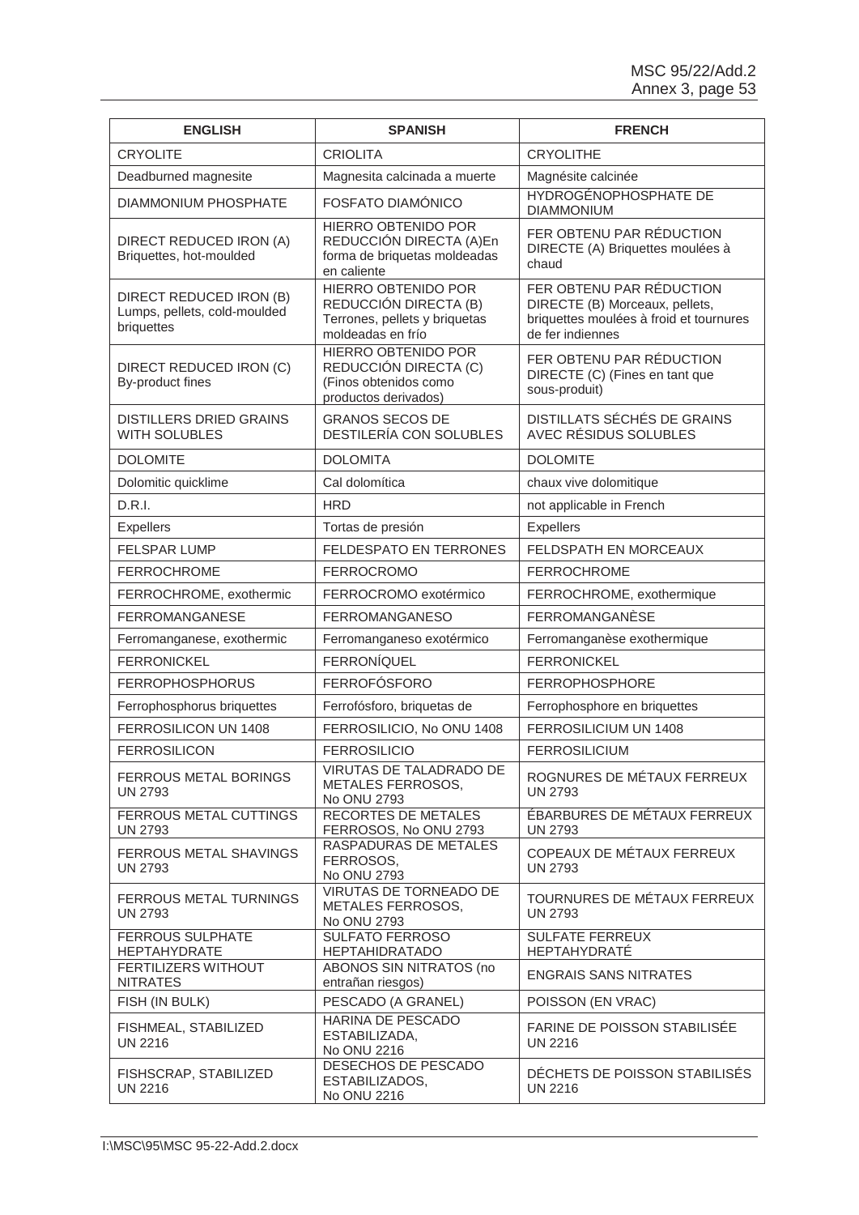| ENGLISH | SPANISH | FRENCH |
|---|---|---|
| CRYOLITE | CRIOLITA | CRYOLITHE |
| Deadburned magnesite | Magnesita calcinada a muerte | Magnésite calcinée |
| DIAMMONIUM PHOSPHATE | FOSFATO DIAMÓNICO | HYDROGÉNOPHOSPHATE DE DIAMMONIUM |
| DIRECT REDUCED IRON (A) Briquettes, hot-moulded | HIERRO OBTENIDO POR REDUCCIÓN DIRECTA (A)En forma de briquetas moldeadas en caliente | FER OBTENU PAR RÉDUCTION DIRECTE (A) Briquettes moulées à chaud |
| DIRECT REDUCED IRON (B) Lumps, pellets, cold-moulded briquettes | HIERRO OBTENIDO POR REDUCCIÓN DIRECTA (B) Terrones, pellets y briquetas moldeadas en frío | FER OBTENU PAR RÉDUCTION DIRECTE (B) Morceaux, pellets, briquettes moulées à froid et tournures de fer indiennes |
| DIRECT REDUCED IRON (C) By-product fines | HIERRO OBTENIDO POR REDUCCIÓN DIRECTA (C) (Finos obtenidos como productos derivados) | FER OBTENU PAR RÉDUCTION DIRECTE (C) (Fines en tant que sous-produit) |
| DISTILLERS DRIED GRAINS WITH SOLUBLES | GRANOS SECOS DE DESTILERÍA CON SOLUBLES | DISTILLATS SÉCHÉS DE GRAINS AVEC RÉSIDUS SOLUBLES |
| DOLOMITE | DOLOMITA | DOLOMITE |
| Dolomitic quicklime | Cal dolomítica | chaux vive dolomitique |
| D.R.I. | HRD | not applicable in French |
| Expellers | Tortas de presión | Expellers |
| FELSPAR LUMP | FELDESPATO EN TERRONES | FELDSPATH EN MORCEAUX |
| FERROCHROME | FERROCROMO | FERROCHROME |
| FERROCHROME, exothermic | FERROCROMO exotérmico | FERROCHROME, exothermique |
| FERROMANGANESE | FERROMANGANESO | FERROMANGANÈSE |
| Ferromanganese, exothermic | Ferromanganeso exotérmico | Ferromanganèse exothermique |
| FERRONICKEL | FERRONÍQUEL | FERRONICKEL |
| FERROPHOSPHORUS | FERROFÓSFORO | FERROPHOSPHORE |
| Ferrophosphorus briquettes | Ferrofósforo, briquetas de | Ferrophosphore en briquettes |
| FERROSILICON UN 1408 | FERROSILICIO, No ONU 1408 | FERROSILICIUM UN 1408 |
| FERROSILICON | FERROSILICIO | FERROSILICIUM |
| FERROUS METAL BORINGS UN 2793 | VIRUTAS DE TALADRADO DE METALES FERROSOS, No ONU 2793 | ROGNURES DE MÉTAUX FERREUX UN 2793 |
| FERROUS METAL CUTTINGS UN 2793 | RECORTES DE METALES FERROSOS, No ONU 2793 | ÉBARBURES DE MÉTAUX FERREUX UN 2793 |
| FERROUS METAL SHAVINGS UN 2793 | RASPADURAS DE METALES FERROSOS, No ONU 2793 | COPEAUX DE MÉTAUX FERREUX UN 2793 |
| FERROUS METAL TURNINGS UN 2793 | VIRUTAS DE TORNEADO DE METALES FERROSOS, No ONU 2793 | TOURNURES DE MÉTAUX FERREUX UN 2793 |
| FERROUS SULPHATE HEPTAHYDRATE | SULFATO FERROSO HEPTAHIDRATADO | SULFATE FERREUX HEPTAHYDRATÉ |
| FERTILIZERS WITHOUT NITRATES | ABONOS SIN NITRATOS (no entrañan riesgos) | ENGRAIS SANS NITRATES |
| FISH (IN BULK) | PESCADO (A GRANEL) | POISSON (EN VRAC) |
| FISHMEAL, STABILIZED UN 2216 | HARINA DE PESCADO ESTABILIZADA, No ONU 2216 | FARINE DE POISSON STABILISÉE UN 2216 |
| FISHSCRAP, STABILIZED UN 2216 | DESECHOS DE PESCADO ESTABILIZADOS, No ONU 2216 | DÉCHETS DE POISSON STABILISÉS UN 2216 |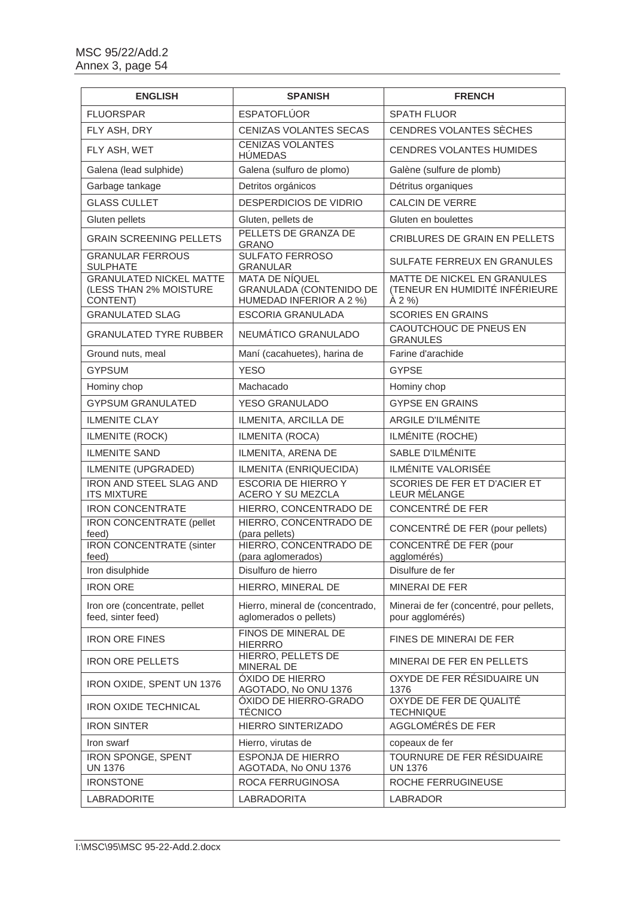| ENGLISH | SPANISH | FRENCH |
| --- | --- | --- |
| FLUORSPAR | ESPATOFLÚOR | SPATH FLUOR |
| FLY ASH, DRY | CENIZAS VOLANTES SECAS | CENDRES VOLANTES SÈCHES |
| FLY ASH, WET | CENIZAS VOLANTES HÚMEDAS | CENDRES VOLANTES HUMIDES |
| Galena (lead sulphide) | Galena (sulfuro de plomo) | Galène (sulfure de plomb) |
| Garbage tankage | Detritos orgánicos | Détritus organiques |
| GLASS CULLET | DESPERDICIOS DE VIDRIO | CALCIN DE VERRE |
| Gluten pellets | Gluten, pellets de | Gluten en boulettes |
| GRAIN SCREENING PELLETS | PELLETS DE GRANZA DE GRANO | CRIBLURES DE GRAIN EN PELLETS |
| GRANULAR FERROUS SULPHATE | SULFATO FERROSO GRANULAR | SULFATE FERREUX EN GRANULES |
| GRANULATED NICKEL MATTE (LESS THAN 2% MOISTURE CONTENT) | MATA DE NÍQUEL GRANULADA (CONTENIDO DE HUMEDAD INFERIOR A 2 %) | MATTE DE NICKEL EN GRANULES (TENEUR EN HUMIDITÉ INFÉRIEURE À 2 %) |
| GRANULATED SLAG | ESCORIA GRANULADA | SCORIES EN GRAINS |
| GRANULATED TYRE RUBBER | NEUMÁTICO GRANULADO | CAOUTCHOUC DE PNEUS EN GRANULES |
| Ground nuts, meal | Maní (cacahuetes), harina de | Farine d'arachide |
| GYPSUM | YESO | GYPSE |
| Hominy chop | Machacado | Hominy chop |
| GYPSUM GRANULATED | YESO GRANULADO | GYPSE EN GRAINS |
| ILMENITE CLAY | ILMENITA, ARCILLA DE | ARGILE D'ILMÉNITE |
| ILMENITE (ROCK) | ILMENITA (ROCA) | ILMÉNITE (ROCHE) |
| ILMENITE SAND | ILMENITA, ARENA DE | SABLE D'ILMÉNITE |
| ILMENITE (UPGRADED) | ILMENITA (ENRIQUECIDA) | ILMÉNITE VALORISÉE |
| IRON AND STEEL SLAG AND ITS MIXTURE | ESCORIA DE HIERRO Y ACERO Y SU MEZCLA | SCORIES DE FER ET D'ACIER ET LEUR MÉLANGE |
| IRON CONCENTRATE | HIERRO, CONCENTRADO DE | CONCENTRÉ DE FER |
| IRON CONCENTRATE (pellet feed) | HIERRO, CONCENTRADO DE (para pellets) | CONCENTRÉ DE FER (pour pellets) |
| IRON CONCENTRATE (sinter feed) | HIERRO, CONCENTRADO DE (para aglomerados) | CONCENTRÉ DE FER (pour agglomérés) |
| Iron disulphide | Disulfuro de hierro | Disulfure de fer |
| IRON ORE | HIERRO, MINERAL DE | MINERAI DE FER |
| Iron ore (concentrate, pellet feed, sinter feed) | Hierro, mineral de (concentrado, aglomerados o pellets) | Minerai de fer (concentré, pour pellets, pour agglomérés) |
| IRON ORE FINES | FINOS DE MINERAL DE HIERRRO | FINES DE MINERAI DE FER |
| IRON ORE PELLETS | HIERRO, PELLETS DE MINERAL DE | MINERAI DE FER EN PELLETS |
| IRON OXIDE, SPENT UN 1376 | ÓXIDO DE HIERRO AGOTADO, No ONU 1376 | OXYDE DE FER RÉSIDUAIRE UN 1376 |
| IRON OXIDE TECHNICAL | ÓXIDO DE HIERRO-GRADO TÉCNICO | OXYDE DE FER DE QUALITÉ TECHNIQUE |
| IRON SINTER | HIERRO SINTERIZADO | AGGLOMÉRÉS DE FER |
| Iron swarf | Hierro, virutas de | copeaux de fer |
| IRON SPONGE, SPENT UN 1376 | ESPONJA DE HIERRO AGOTADA, No ONU 1376 | TOURNURE DE FER RÉSIDUAIRE UN 1376 |
| IRONSTONE | ROCA FERRUGINOSA | ROCHE FERRUGINEUSE |
| LABRADORITE | LABRADORITA | LABRADOR |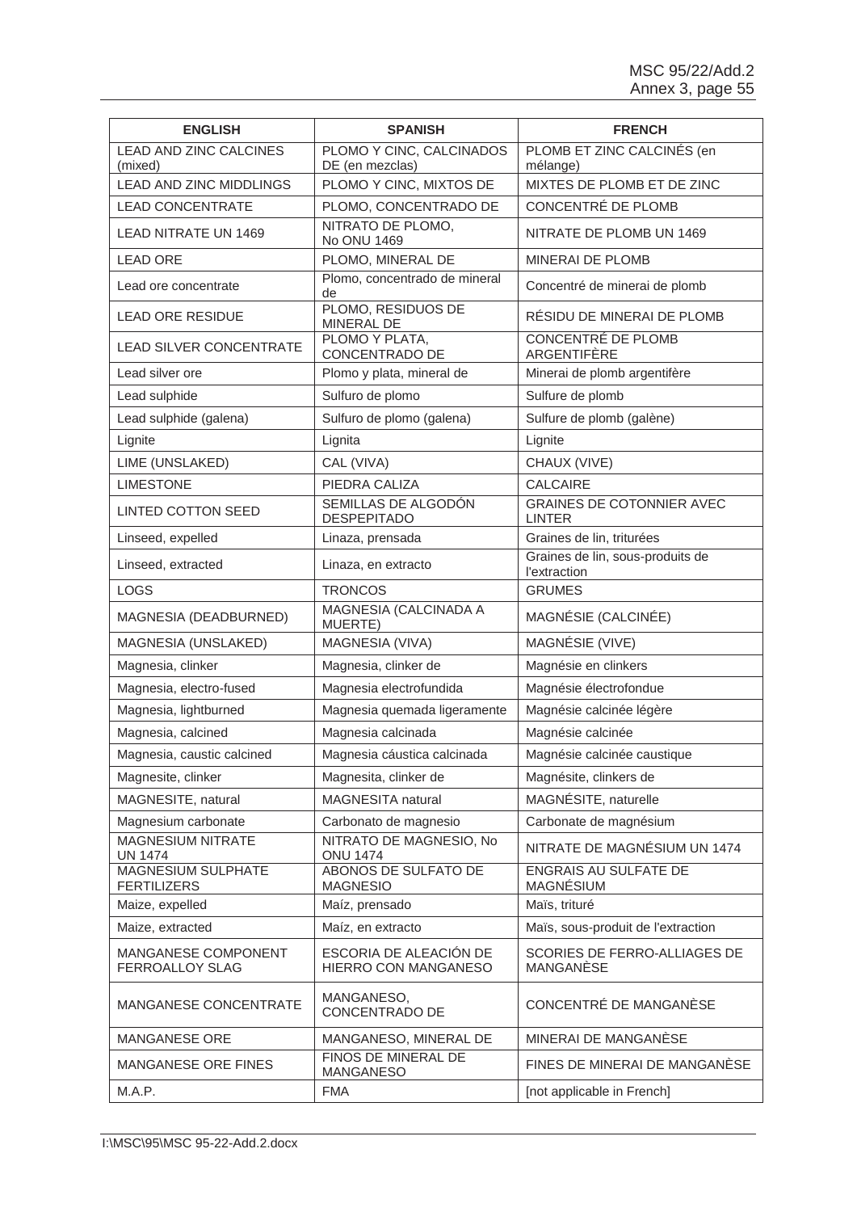| ENGLISH | SPANISH | FRENCH |
|---|---|---|
| LEAD AND ZINC CALCINES (mixed) | PLOMO Y CINC, CALCINADOS DE (en mezclas) | PLOMB ET ZINC CALCINÉS (en mélange) |
| LEAD AND ZINC MIDDLINGS | PLOMO Y CINC, MIXTOS DE | MIXTES DE PLOMB ET DE ZINC |
| LEAD CONCENTRATE | PLOMO, CONCENTRADO DE | CONCENTRÉ DE PLOMB |
| LEAD NITRATE UN 1469 | NITRATO DE PLOMO, No ONU 1469 | NITRATE DE PLOMB UN 1469 |
| LEAD ORE | PLOMO, MINERAL DE | MINERAI DE PLOMB |
| Lead ore concentrate | Plomo, concentrado de mineral de | Concentré de minerai de plomb |
| LEAD ORE RESIDUE | PLOMO, RESIDUOS DE MINERAL DE | RÉSIDU DE MINERAI DE PLOMB |
| LEAD SILVER CONCENTRATE | PLOMO Y PLATA, CONCENTRADO DE | CONCENTRÉ DE PLOMB ARGENTIFÈRE |
| Lead silver ore | Plomo y plata, mineral de | Minerai de plomb argentifère |
| Lead sulphide | Sulfuro de plomo | Sulfure de plomb |
| Lead sulphide (galena) | Sulfuro de plomo (galena) | Sulfure de plomb (galène) |
| Lignite | Lignita | Lignite |
| LIME (UNSLAKED) | CAL (VIVA) | CHAUX (VIVE) |
| LIMESTONE | PIEDRA CALIZA | CALCAIRE |
| LINTED COTTON SEED | SEMILLAS DE ALGODÓN DESPEPITADO | GRAINES DE COTONNIER AVEC LINTER |
| Linseed, expelled | Linaza, prensada | Graines de lin, triturées |
| Linseed, extracted | Linaza, en extracto | Graines de lin, sous-produits de l'extraction |
| LOGS | TRONCOS | GRUMES |
| MAGNESIA (DEADBURNED) | MAGNESIA (CALCINADA A MUERTE) | MAGNÉSIE (CALCINÉE) |
| MAGNESIA (UNSLAKED) | MAGNESIA (VIVA) | MAGNÉSIE (VIVE) |
| Magnesia, clinker | Magnesia, clinker de | Magnésie en clinkers |
| Magnesia, electro-fused | Magnesia electrofundida | Magnésie électrofondue |
| Magnesia, lightburned | Magnesia quemada ligeramente | Magnésie calcinée légère |
| Magnesia, calcined | Magnesia calcinada | Magnésie calcinée |
| Magnesia, caustic calcined | Magnesia cáustica calcinada | Magnésie calcinée caustique |
| Magnesite, clinker | Magnesita, clinker de | Magnésite, clinkers de |
| MAGNESITE, natural | MAGNESITA natural | MAGNÉSITE, naturelle |
| Magnesium carbonate | Carbonato de magnesio | Carbonate de magnésium |
| MAGNESIUM NITRATE UN 1474 | NITRATO DE MAGNESIO, No ONU 1474 | NITRATE DE MAGNÉSIUM UN 1474 |
| MAGNESIUM SULPHATE FERTILIZERS | ABONOS DE SULFATO DE MAGNESIO | ENGRAIS AU SULFATE DE MAGNÉSIUM |
| Maize, expelled | Maíz, prensado | Maïs, trituré |
| Maize, extracted | Maíz, en extracto | Maïs, sous-produit de l'extraction |
| MANGANESE COMPONENT FERROALLOY SLAG | ESCORIA DE ALEACIÓN DE HIERRO CON MANGANESO | SCORIES DE FERRO-ALLIAGES DE MANGANÈSE |
| MANGANESE CONCENTRATE | MANGANESO, CONCENTRADO DE | CONCENTRÉ DE MANGANÈSE |
| MANGANESE ORE | MANGANESO, MINERAL DE | MINERAI DE MANGANÈSE |
| MANGANESE ORE FINES | FINOS DE MINERAL DE MANGANESO | FINES DE MINERAI DE MANGANÈSE |
| M.A.P. | FMA | [not applicable in French] |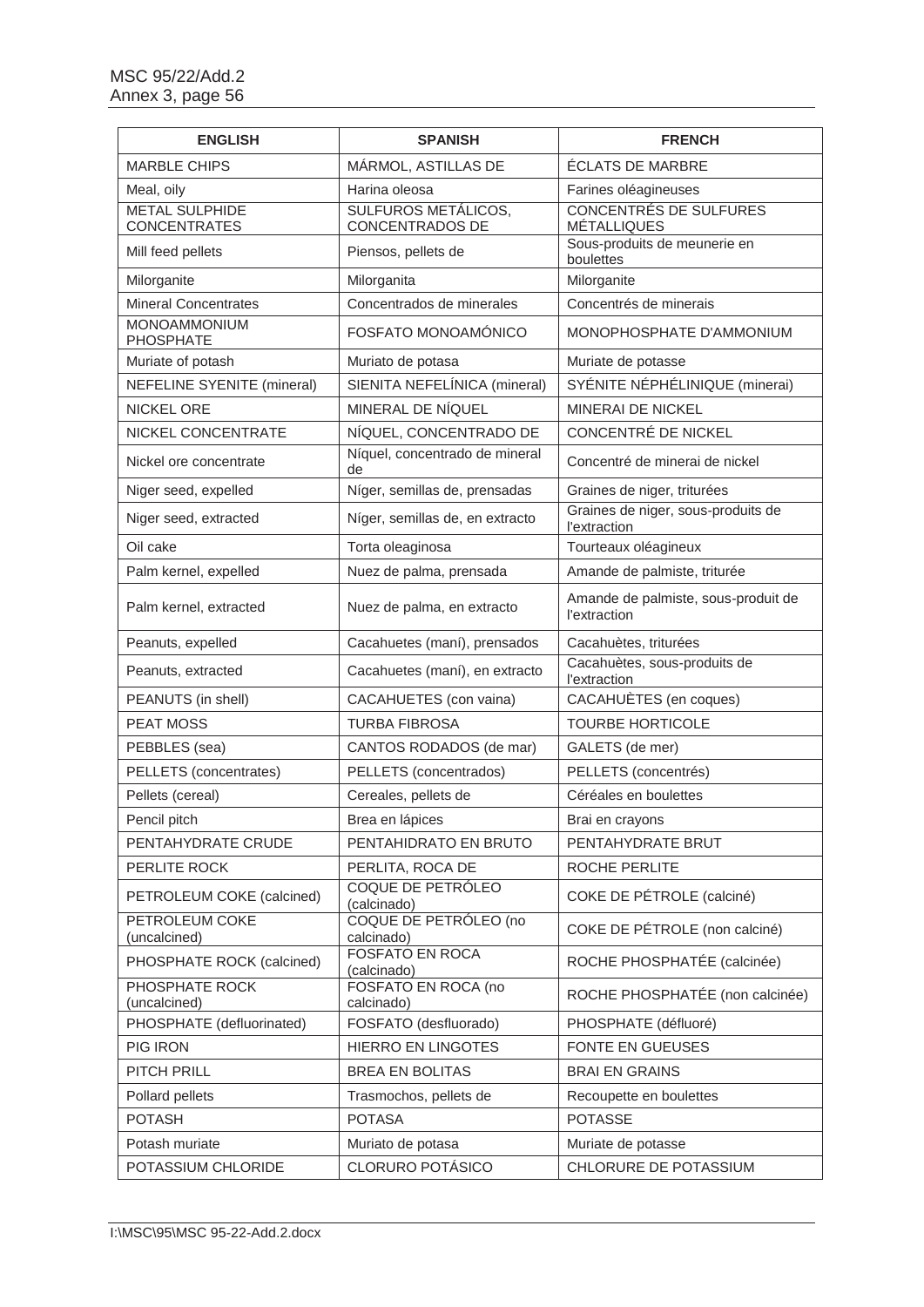| ENGLISH | SPANISH | FRENCH |
|---|---|---|
| MARBLE CHIPS | MÁRMOL, ASTILLAS DE | ÉCLATS DE MARBRE |
| Meal, oily | Harina oleosa | Farines oléagineuses |
| METAL SULPHIDE CONCENTRATES | SULFUROS METÁLICOS, CONCENTRADOS DE | CONCENTRÉS DE SULFURES MÉTALLIQUES |
| Mill feed pellets | Piensos, pellets de | Sous-produits de meunerie en boulettes |
| Milorganite | Milorganita | Milorganite |
| Mineral Concentrates | Concentrados de minerales | Concentrés de minerais |
| MONOAMMONIUM PHOSPHATE | FOSFATO MONOAMÓNICO | MONOPHOSPHATE D'AMMONIUM |
| Muriate of potash | Muriato de potasa | Muriate de potasse |
| NEFELINE SYENITE (mineral) | SIENITA NEFELÍNICA (mineral) | SYÉNITE NÉPHÉLINIQUE (minerai) |
| NICKEL ORE | MINERAL DE NÍQUEL | MINERAI DE NICKEL |
| NICKEL CONCENTRATE | NÍQUEL, CONCENTRADO DE | CONCENTRÉ DE NICKEL |
| Nickel ore concentrate | Níquel, concentrado de mineral de | Concentré de minerai de nickel |
| Niger seed, expelled | Níger, semillas de, prensadas | Graines de niger, triturées |
| Niger seed, extracted | Níger, semillas de, en extracto | Graines de niger, sous-produits de l'extraction |
| Oil cake | Torta oleaginosa | Tourteaux oléagineux |
| Palm kernel, expelled | Nuez de palma, prensada | Amande de palmiste, triturée |
| Palm kernel, extracted | Nuez de palma, en extracto | Amande de palmiste, sous-produit de l'extraction |
| Peanuts, expelled | Cacahuetes (maní), prensados | Cacahuètes, triturées |
| Peanuts, extracted | Cacahuetes (maní), en extracto | Cacahuètes, sous-produits de l'extraction |
| PEANUTS (in shell) | CACAHUETES (con vaina) | CACAHUÈTES (en coques) |
| PEAT MOSS | TURBA FIBROSA | TOURBE HORTICOLE |
| PEBBLES (sea) | CANTOS RODADOS (de mar) | GALETS (de mer) |
| PELLETS (concentrates) | PELLETS (concentrados) | PELLETS (concentrés) |
| Pellets (cereal) | Cereales, pellets de | Céréales en boulettes |
| Pencil pitch | Brea en lápices | Brai en crayons |
| PENTAHYDRATE CRUDE | PENTAHIDRATO EN BRUTO | PENTAHYDRATE BRUT |
| PERLITE ROCK | PERLITA, ROCA DE | ROCHE PERLITE |
| PETROLEUM COKE (calcined) | COQUE DE PETRÓLEO (calcinado) | COKE DE PÉTROLE (calciné) |
| PETROLEUM COKE (uncalcined) | COQUE DE PETRÓLEO (no calcinado) | COKE DE PÉTROLE (non calciné) |
| PHOSPHATE ROCK (calcined) | FOSFATO EN ROCA (calcinado) | ROCHE PHOSPHATÉE (calcinée) |
| PHOSPHATE ROCK (uncalcined) | FOSFATO EN ROCA (no calcinado) | ROCHE PHOSPHATÉE (non calcinée) |
| PHOSPHATE (defluorinated) | FOSFATO (desfluorado) | PHOSPHATE (défluoré) |
| PIG IRON | HIERRO EN LINGOTES | FONTE EN GUEUSES |
| PITCH PRILL | BREA EN BOLITAS | BRAI EN GRAINS |
| Pollard pellets | Trasmochos, pellets de | Recoupette en boulettes |
| POTASH | POTASA | POTASSE |
| Potash muriate | Muriato de potasa | Muriate de potasse |
| POTASSIUM CHLORIDE | CLORURO POTÁSICO | CHLORURE DE POTASSIUM |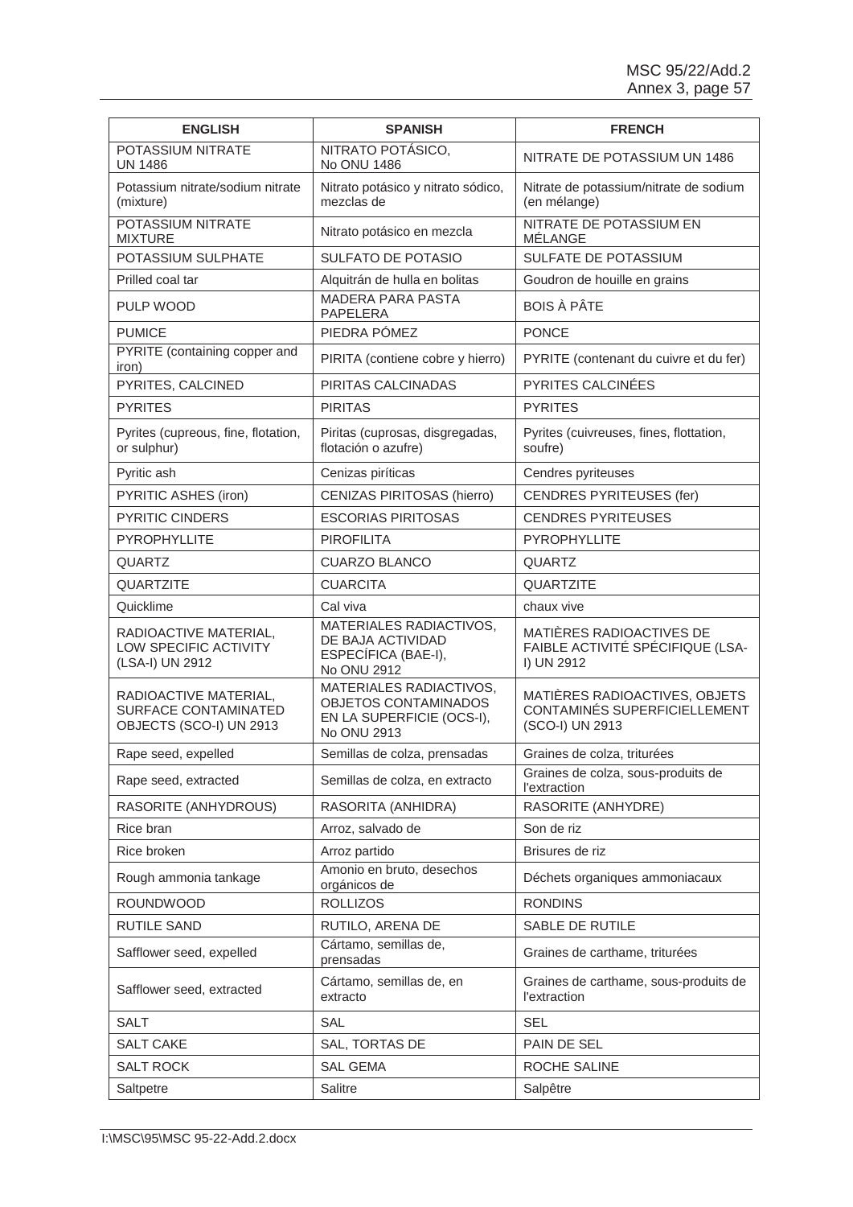| ENGLISH | SPANISH | FRENCH |
|---|---|---|
| POTASSIUM NITRATE UN 1486 | NITRATO POTÁSICO, No ONU 1486 | NITRATE DE POTASSIUM UN 1486 |
| Potassium nitrate/sodium nitrate (mixture) | Nitrato potásico y nitrato sódico, mezclas de | Nitrate de potassium/nitrate de sodium (en mélange) |
| POTASSIUM NITRATE MIXTURE | Nitrato potásico en mezcla | NITRATE DE POTASSIUM EN MÉLANGE |
| POTASSIUM SULPHATE | SULFATO DE POTASIO | SULFATE DE POTASSIUM |
| Prilled coal tar | Alquitrán de hulla en bolitas | Goudron de houille en grains |
| PULP WOOD | MADERA PARA PASTA PAPELERA | BOIS À PÂTE |
| PUMICE | PIEDRA PÓMEZ | PONCE |
| PYRITE (containing copper and iron) | PIRITA (contiene cobre y hierro) | PYRITE (contenant du cuivre et du fer) |
| PYRITES, CALCINED | PIRITAS CALCINADAS | PYRITES CALCINÉES |
| PYRITES | PIRITAS | PYRITES |
| Pyrites (cupreous, fine, flotation, or sulphur) | Piritas (cuprosas, disgregadas, flotación o azufre) | Pyrites (cuivreuses, fines, flottation, soufre) |
| Pyritic ash | Cenizas piríticas | Cendres pyriteuses |
| PYRITIC ASHES (iron) | CENIZAS PIRITOSAS (hierro) | CENDRES PYRITEUSES (fer) |
| PYRITIC CINDERS | ESCORIAS PIRITOSAS | CENDRES PYRITEUSES |
| PYROPHYLLITE | PIROFILITA | PYROPHYLLITE |
| QUARTZ | CUARZO BLANCO | QUARTZ |
| QUARTZITE | CUARCITA | QUARTZITE |
| Quicklime | Cal viva | chaux vive |
| RADIOACTIVE MATERIAL, LOW SPECIFIC ACTIVITY (LSA-I) UN 2912 | MATERIALES RADIACTIVOS, DE BAJA ACTIVIDAD ESPECÍFICA (BAE-I), No ONU 2912 | MATIÈRES RADIOACTIVES DE FAIBLE ACTIVITÉ SPÉCIFIQUE (LSA-I) UN 2912 |
| RADIOACTIVE MATERIAL, SURFACE CONTAMINATED OBJECTS (SCO-I) UN 2913 | MATERIALES RADIACTIVOS, OBJETOS CONTAMINADOS EN LA SUPERFICIE (OCS-I), No ONU 2913 | MATIÈRES RADIOACTIVES, OBJETS CONTAMINÉS SUPERFICIELLEMENT (SCO-I) UN 2913 |
| Rape seed, expelled | Semillas de colza, prensadas | Graines de colza, triturées |
| Rape seed, extracted | Semillas de colza, en extracto | Graines de colza, sous-produits de l'extraction |
| RASORITE (ANHYDROUS) | RASORITA (ANHIDRA) | RASORITE (ANHYDRE) |
| Rice bran | Arroz, salvado de | Son de riz |
| Rice broken | Arroz partido | Brisures de riz |
| Rough ammonia tankage | Amonio en bruto, desechos orgánicos de | Déchets organiques ammoniacaux |
| ROUNDWOOD | ROLLIZOS | RONDINS |
| RUTILE SAND | RUTILO, ARENA DE | SABLE DE RUTILE |
| Safflower seed, expelled | Cártamo, semillas de, prensadas | Graines de carthame, triturées |
| Safflower seed, extracted | Cártamo, semillas de, en extracto | Graines de carthame, sous-produits de l'extraction |
| SALT | SAL | SEL |
| SALT CAKE | SAL, TORTAS DE | PAIN DE SEL |
| SALT ROCK | SAL GEMA | ROCHE SALINE |
| Saltpetre | Salitre | Salpêtre |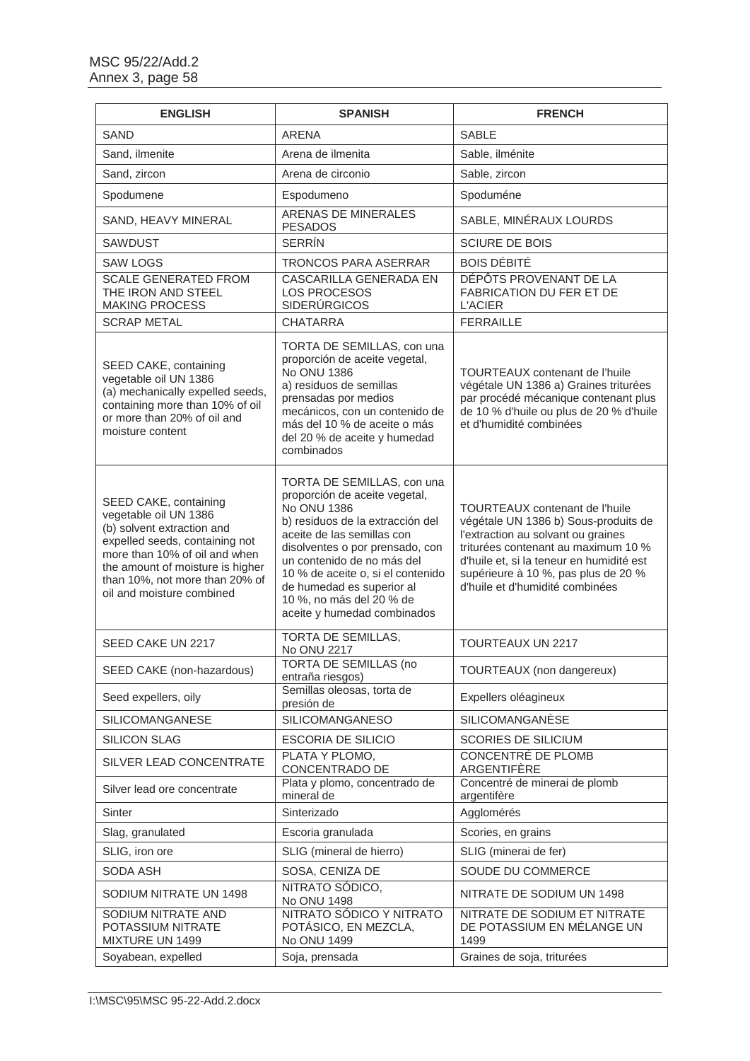| ENGLISH | SPANISH | FRENCH |
|---|---|---|
| SAND | ARENA | SABLE |
| Sand, ilmenite | Arena de ilmenita | Sable, ilménite |
| Sand, zircon | Arena de circonio | Sable, zircon |
| Spodumene | Espodumeno | Spoduméne |
| SAND, HEAVY MINERAL | ARENAS DE MINERALES PESADOS | SABLE, MINÉRAUX LOURDS |
| SAWDUST | SERRÍN | SCIURE DE BOIS |
| SAW LOGS | TRONCOS PARA ASERRAR | BOIS DÉBITÉ |
| SCALE GENERATED FROM THE IRON AND STEEL MAKING PROCESS | CASCARILLA GENERADA EN LOS PROCESOS SIDERÚRGICOS | DÉPÔTS PROVENANT DE LA FABRICATION DU FER ET DE L'ACIER |
| SCRAP METAL | CHATARRA | FERRAILLE |
| SEED CAKE, containing vegetable oil UN 1386 (a) mechanically expelled seeds, containing more than 10% of oil or more than 20% of oil and moisture content | TORTA DE SEMILLAS, con una proporción de aceite vegetal, No ONU 1386 a) residuos de semillas prensadas por medios mecánicos, con un contenido de más del 10 % de aceite o más del 20 % de aceite y humedad combinados | TOURTEAUX contenant de l'huile végétale UN 1386 a) Graines triturées par procédé mécanique contenant plus de 10 % d'huile ou plus de 20 % d'huile et d'humidité combinées |
| SEED CAKE, containing vegetable oil UN 1386 (b) solvent extraction and expelled seeds, containing not more than 10% of oil and when the amount of moisture is higher than 10%, not more than 20% of oil and moisture combined | TORTA DE SEMILLAS, con una proporción de aceite vegetal, No ONU 1386 b) residuos de la extracción del aceite de las semillas con disolventes o por prensado, con un contenido de no más del 10 % de aceite o, si el contenido de humedad es superior al 10 %, no más del 20 % de aceite y humedad combinados | TOURTEAUX contenant de l'huile végétale UN 1386 b) Sous-produits de l'extraction au solvant ou graines triturées contenant au maximum 10 % d'huile et, si la teneur en humidité est supérieure à 10 %, pas plus de 20 % d'huile et d'humidité combinées |
| SEED CAKE UN 2217 | TORTA DE SEMILLAS, No ONU 2217 | TOURTEAUX UN 2217 |
| SEED CAKE (non-hazardous) | TORTA DE SEMILLAS (no entraña riesgos) | TOURTEAUX (non dangereux) |
| Seed expellers, oily | Semillas oleosas, torta de presión de | Expellers oléagineux |
| SILICOMANGANESE | SILICOMANGANESO | SILICOMANGANÈSE |
| SILICON SLAG | ESCORIA DE SILICIO | SCORIES DE SILICIUM |
| SILVER LEAD CONCENTRATE | PLATA Y PLOMO, CONCENTRADO DE | CONCENTRÉ DE PLOMB ARGENTIFÈRE |
| Silver lead ore concentrate | Plata y plomo, concentrado de mineral de | Concentré de minerai de plomb argentifère |
| Sinter | Sinterizado | Agglomérés |
| Slag, granulated | Escoria granulada | Scories, en grains |
| SLIG, iron ore | SLIG (mineral de hierro) | SLIG (minerai de fer) |
| SODA ASH | SOSA, CENIZA DE | SOUDE DU COMMERCE |
| SODIUM NITRATE UN 1498 | NITRATO SÓDICO, No ONU 1498 | NITRATE DE SODIUM UN 1498 |
| SODIUM NITRATE AND POTASSIUM NITRATE MIXTURE UN 1499 | NITRATO SÓDICO Y NITRATO POTÁSICO, EN MEZCLA, No ONU 1499 | NITRATE DE SODIUM ET NITRATE DE POTASSIUM EN MÉLANGE UN 1499 |
| Soyabean, expelled | Soja, prensada | Graines de soja, triturées |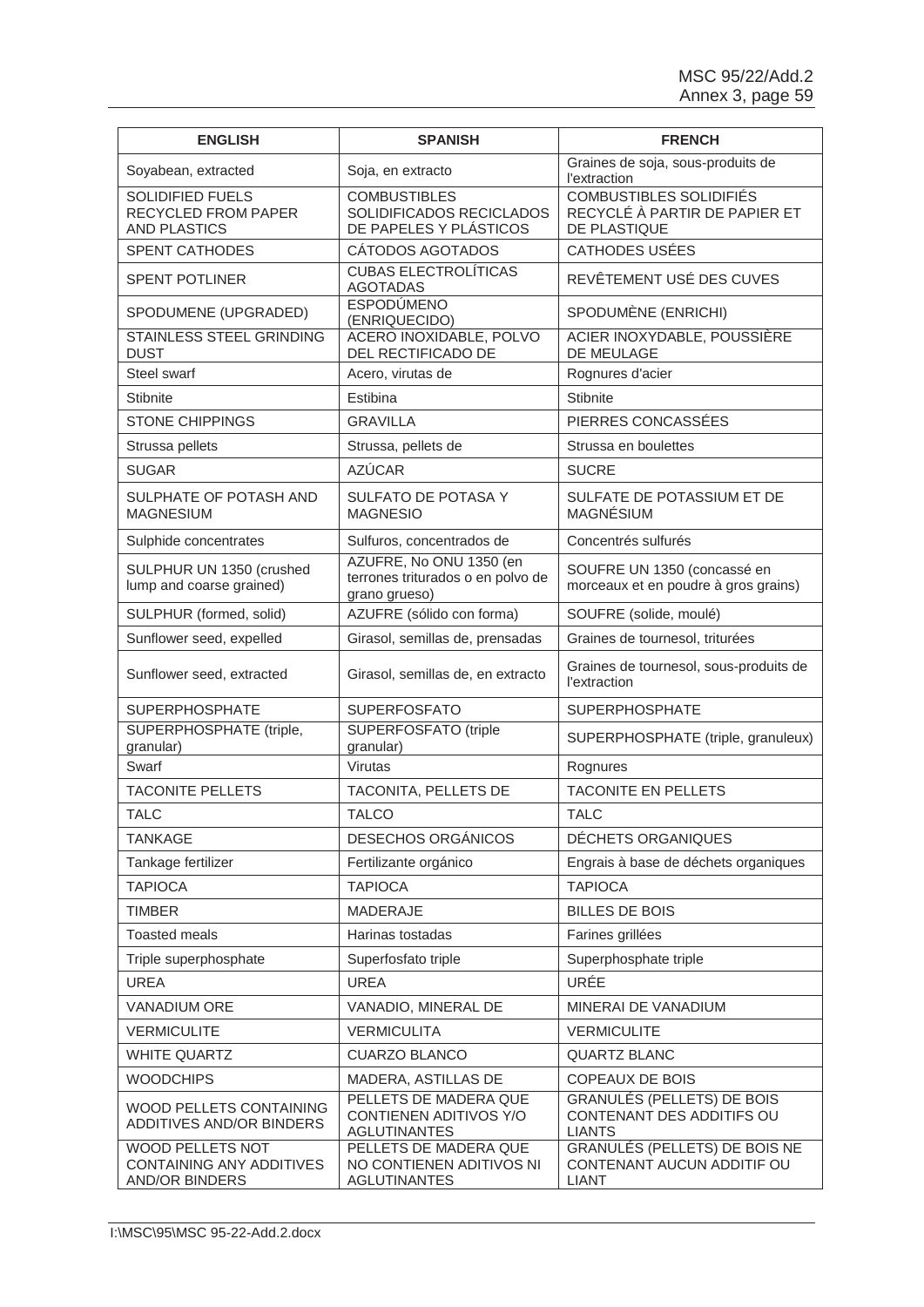| ENGLISH | SPANISH | FRENCH |
| --- | --- | --- |
| Soyabean, extracted | Soja, en extracto | Graines de soja, sous-produits de l'extraction |
| SOLIDIFIED FUELS RECYCLED FROM PAPER AND PLASTICS | COMBUSTIBLES SOLIDIFICADOS RECICLADOS DE PAPELES Y PLÁSTICOS | COMBUSTIBLES SOLIDIFIÉS RECYCLÉ À PARTIR DE PAPIER ET DE PLASTIQUE |
| SPENT CATHODES | CÁTODOS AGOTADOS | CATHODES USÉES |
| SPENT POTLINER | CUBAS ELECTROLÍTICAS AGOTADAS | REVÊTEMENT USÉ DES CUVES |
| SPODUMENE (UPGRADED) | ESPODÚMENO (ENRIQUECIDO) | SPODUMÈNE (ENRICHI) |
| STAINLESS STEEL GRINDING DUST | ACERO INOXIDABLE, POLVO DEL RECTIFICADO DE | ACIER INOXYDABLE, POUSSIÈRE DE MEULAGE |
| Steel swarf | Acero, virutas de | Rognures d'acier |
| Stibnite | Estibina | Stibnite |
| STONE CHIPPINGS | GRAVILLA | PIERRES CONCASSÉES |
| Strussa pellets | Strussa, pellets de | Strussa en boulettes |
| SUGAR | AZÚCAR | SUCRE |
| SULPHATE OF POTASH AND MAGNESIUM | SULFATO DE POTASA Y MAGNESIO | SULFATE DE POTASSIUM ET DE MAGNÉSIUM |
| Sulphide concentrates | Sulfuros, concentrados de | Concentrés sulfurés |
| SULPHUR UN 1350 (crushed lump and coarse grained) | AZUFRE, No ONU 1350 (en terrones triturados o en polvo de grano grueso) | SOUFRE UN 1350 (concassé en morceaux et en poudre à gros grains) |
| SULPHUR (formed, solid) | AZUFRE (sólido con forma) | SOUFRE (solide, moulé) |
| Sunflower seed, expelled | Girasol, semillas de, prensadas | Graines de tournesol, triturées |
| Sunflower seed, extracted | Girasol, semillas de, en extracto | Graines de tournesol, sous-produits de l'extraction |
| SUPERPHOSPHATE | SUPERFOSFATO | SUPERPHOSPHATE |
| SUPERPHOSPHATE (triple, granular) | SUPERFOSFATO (triple granular) | SUPERPHOSPHATE (triple, granuleux) |
| Swarf | Virutas | Rognures |
| TACONITE PELLETS | TACONITA, PELLETS DE | TACONITE EN PELLETS |
| TALC | TALCO | TALC |
| TANKAGE | DESECHOS ORGÁNICOS | DÉCHETS ORGANIQUES |
| Tankage fertilizer | Fertilizante orgánico | Engrais à base de déchets organiques |
| TAPIOCA | TAPIOCA | TAPIOCA |
| TIMBER | MADERAJE | BILLES DE BOIS |
| Toasted meals | Harinas tostadas | Farines grillées |
| Triple superphosphate | Superfosfato triple | Superphosphate triple |
| UREA | UREA | URÉE |
| VANADIUM ORE | VANADIO, MINERAL DE | MINERAI DE VANADIUM |
| VERMICULITE | VERMICULITA | VERMICULITE |
| WHITE QUARTZ | CUARZO BLANCO | QUARTZ BLANC |
| WOODCHIPS | MADERA, ASTILLAS DE | COPEAUX DE BOIS |
| WOOD PELLETS CONTAINING ADDITIVES AND/OR BINDERS | PELLETS DE MADERA QUE CONTIENEN ADITIVOS Y/O AGLUTINANTES | GRANULÉS (PELLETS) DE BOIS CONTENANT DES ADDITIFS OU LIANTS |
| WOOD PELLETS NOT CONTAINING ANY ADDITIVES AND/OR BINDERS | PELLETS DE MADERA QUE NO CONTIENEN ADITIVOS NI AGLUTINANTES | GRANULÉS (PELLETS) DE BOIS NE CONTENANT AUCUN ADDITIF OU LIANT |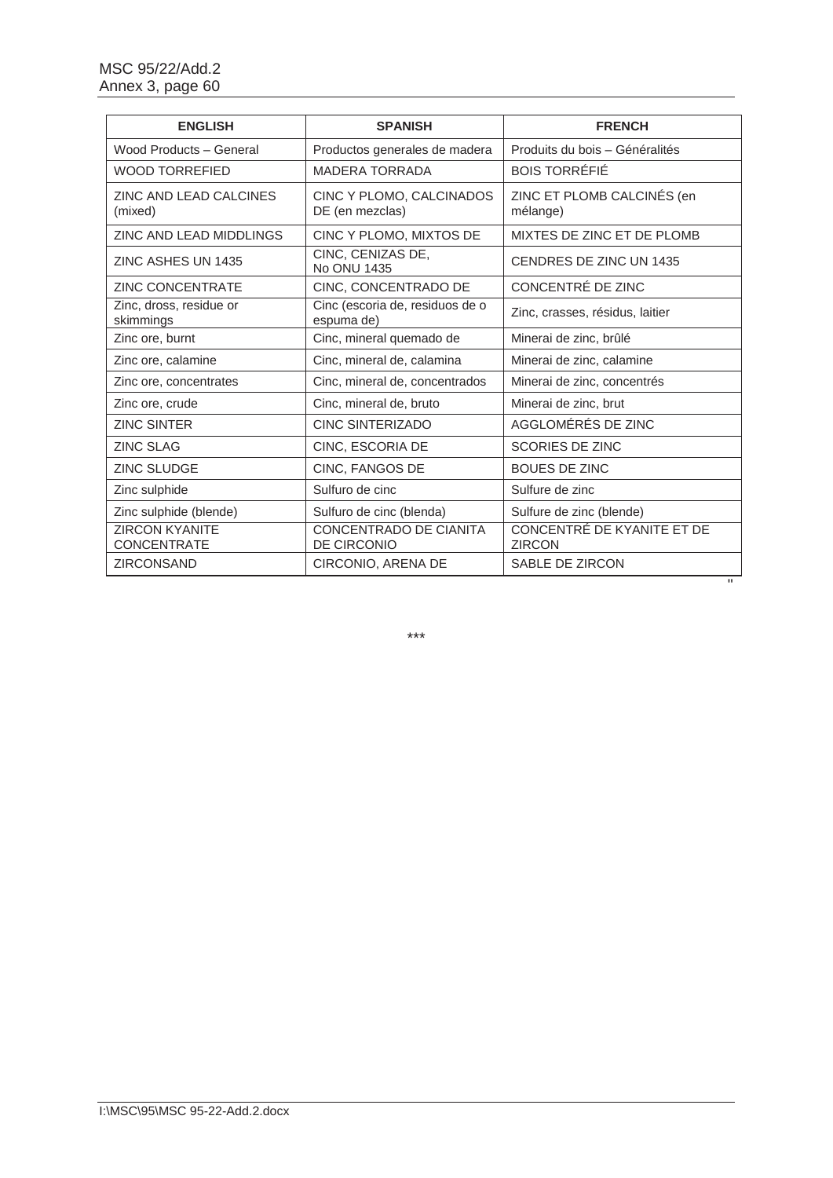| ENGLISH | SPANISH | FRENCH |
|---|---|---|
| Wood Products – General | Productos generales de madera | Produits du bois – Généralités |
| WOOD TORREFIED | MADERA TORRADA | BOIS TORRÉFIÉ |
| ZINC AND LEAD CALCINES (mixed) | CINC Y PLOMO, CALCINADOS DE (en mezclas) | ZINC ET PLOMB CALCINÉS (en mélange) |
| ZINC AND LEAD MIDDLINGS | CINC Y PLOMO, MIXTOS DE | MIXTES DE ZINC ET DE PLOMB |
| ZINC ASHES UN 1435 | CINC, CENIZAS DE, No ONU 1435 | CENDRES DE ZINC UN 1435 |
| ZINC CONCENTRATE | CINC, CONCENTRADO DE | CONCENTRÉ DE ZINC |
| Zinc, dross, residue or skimmings | Cinc (escoria de, residuos de o espuma de) | Zinc, crasses, résidus, laitier |
| Zinc ore, burnt | Cinc, mineral quemado de | Minerai de zinc, brûlé |
| Zinc ore, calamine | Cinc, mineral de, calamina | Minerai de zinc, calamine |
| Zinc ore, concentrates | Cinc, mineral de, concentrados | Minerai de zinc, concentrés |
| Zinc ore, crude | Cinc, mineral de, bruto | Minerai de zinc, brut |
| ZINC SINTER | CINC SINTERIZADO | AGGLOMÉRÉS DE ZINC |
| ZINC SLAG | CINC, ESCORIA DE | SCORIES DE ZINC |
| ZINC SLUDGE | CINC, FANGOS DE | BOUES DE ZINC |
| Zinc sulphide | Sulfuro de cinc | Sulfure de zinc |
| Zinc sulphide (blende) | Sulfuro de cinc (blenda) | Sulfure de zinc (blende) |
| ZIRCON KYANITE CONCENTRATE | CONCENTRADO DE CIANITA DE CIRCONIO | CONCENTRÉ DE KYANITE ET DE ZIRCON |
| ZIRCONSAND | CIRCONIO, ARENA DE | SABLE DE ZIRCON |

"

\*\*\*